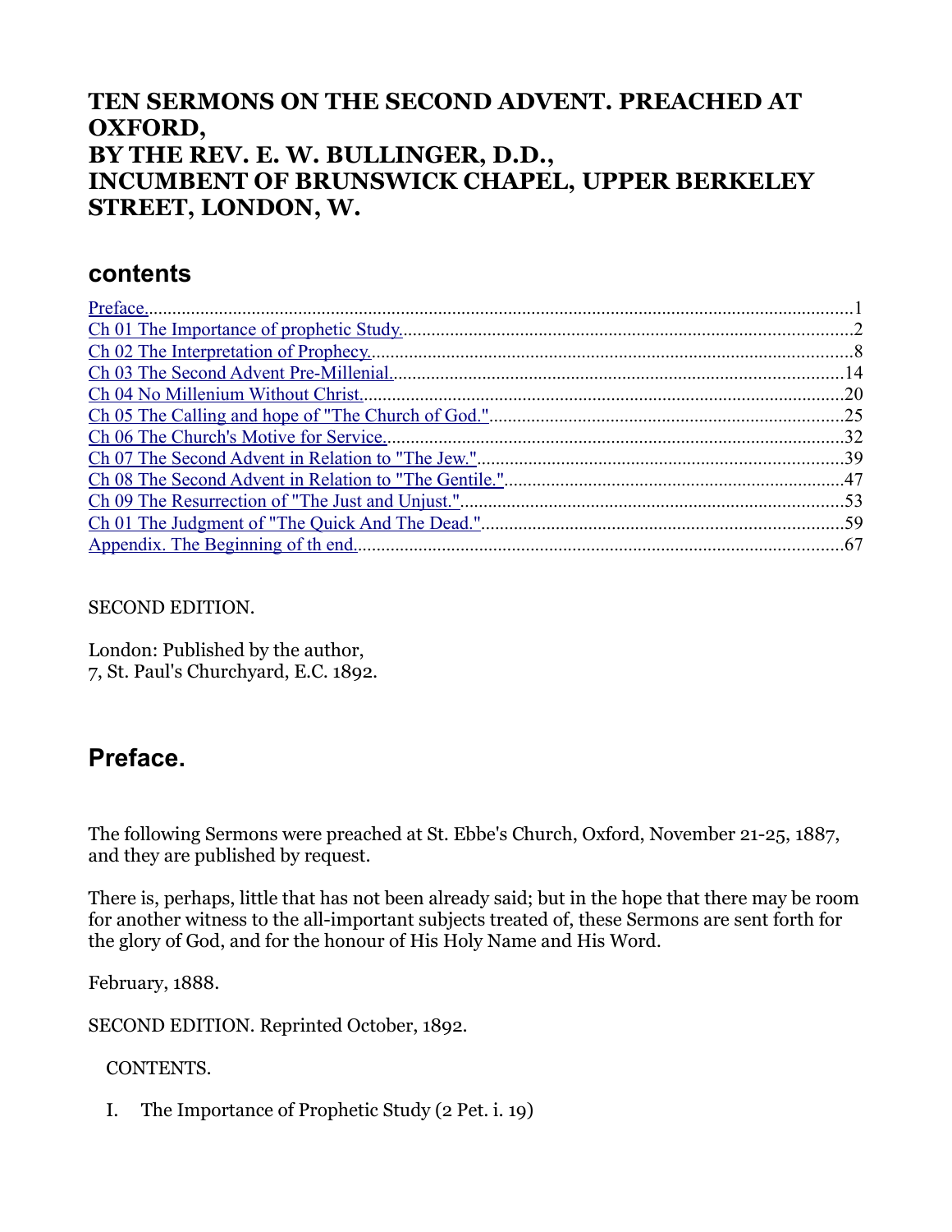# TEN SERMONS ON THE SECOND ADVENT. PREACHED AT OXFORD,
# BY THE REV. E. W. BULLINGER, D.D.,
# INCUMBENT OF BRUNSWICK CHAPEL, UPPER BERKELEY STREET, LONDON, W.

## contents

| | |
|---|---|
| Preface. | 1 |
| Ch 01 The Importance of prophetic Study. | 2 |
| Ch 02 The Interpretation of Prophecy. | 8 |
| Ch 03 The Second Advent Pre-Millenial. | 14 |
| Ch 04 No Millenium Without Christ. | 20 |
| Ch 05 The Calling and hope of "The Church of God." | 25 |
| Ch 06 The Church's Motive for Service. | 32 |
| Ch 07 The Second Advent in Relation to "The Jew." | 39 |
| Ch 08 The Second Advent in Relation to "The Gentile." | 47 |
| Ch 09 The Resurrection of "The Just and Unjust." | 53 |
| Ch 01 The Judgment of "The Quick And The Dead." | 59 |
| Appendix. The Beginning of th end. | 67 |

SECOND EDITION.

London: Published by the author,
7, St. Paul's Churchyard, E.C. 1892.

## Preface.

The following Sermons were preached at St. Ebbe's Church, Oxford, November 21-25, 1887, and they are published by request.

There is, perhaps, little that has not been already said; but in the hope that there may be room for another witness to the all-important subjects treated of, these Sermons are sent forth for the glory of God, and for the honour of His Holy Name and His Word.

February, 1888.

SECOND EDITION. Reprinted October, 1892.

CONTENTS.

I. The Importance of Prophetic Study (2 Pet. i. 19)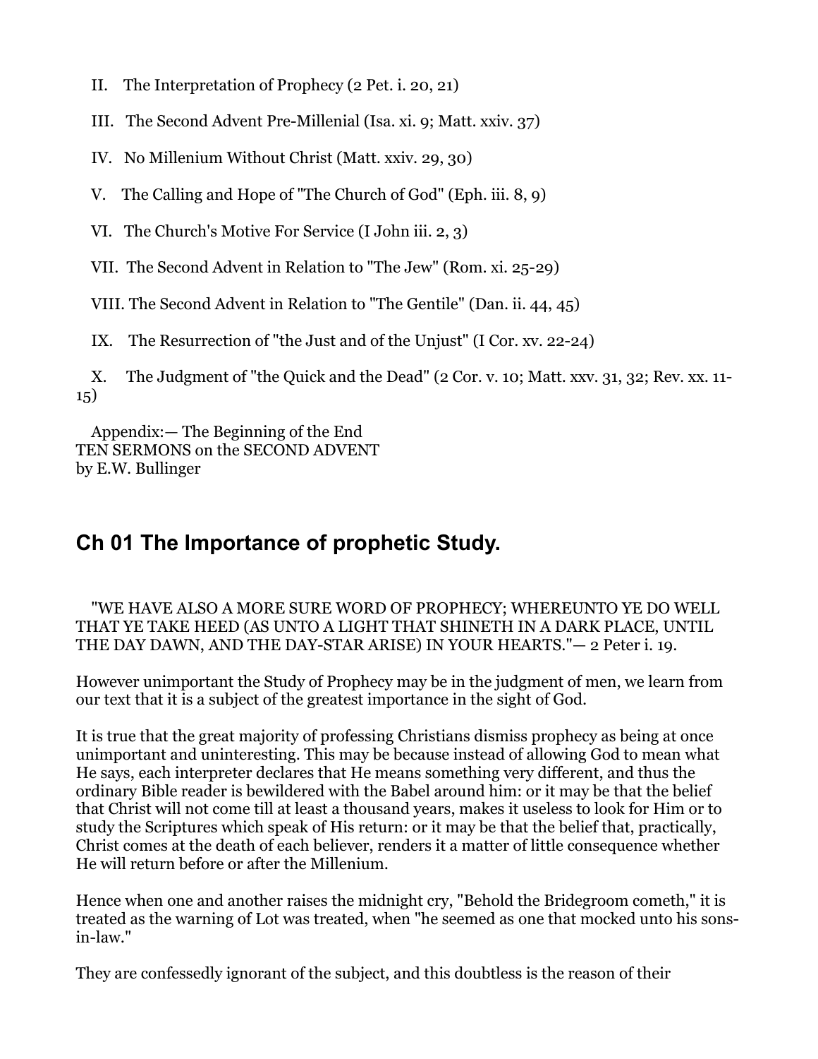II. The Interpretation of Prophecy (2 Pet. i. 20, 21)

III. The Second Advent Pre-Millenial (Isa. xi. 9; Matt. xxiv. 37)

IV. No Millenium Without Christ (Matt. xxiv. 29, 30)

V. The Calling and Hope of "The Church of God" (Eph. iii. 8, 9)

VI. The Church's Motive For Service (I John iii. 2, 3)

VII. The Second Advent in Relation to "The Jew" (Rom. xi. 25-29)

VIII. The Second Advent in Relation to "The Gentile" (Dan. ii. 44, 45)

IX. The Resurrection of "the Just and of the Unjust" (I Cor. xv. 22-24)

X. The Judgment of "the Quick and the Dead" (2 Cor. v. 10; Matt. xxv. 31, 32; Rev. xx. 11-15)

Appendix:— The Beginning of the End
TEN SERMONS on the SECOND ADVENT
by E.W. Bullinger

## Ch 01 The Importance of prophetic Study.

"WE HAVE ALSO A MORE SURE WORD OF PROPHECY; WHEREUNTO YE DO WELL THAT YE TAKE HEED (AS UNTO A LIGHT THAT SHINETH IN A DARK PLACE, UNTIL THE DAY DAWN, AND THE DAY-STAR ARISE) IN YOUR HEARTS."— 2 Peter i. 19.

However unimportant the Study of Prophecy may be in the judgment of men, we learn from our text that it is a subject of the greatest importance in the sight of God.

It is true that the great majority of professing Christians dismiss prophecy as being at once unimportant and uninteresting. This may be because instead of allowing God to mean what He says, each interpreter declares that He means something very different, and thus the ordinary Bible reader is bewildered with the Babel around him: or it may be that the belief that Christ will not come till at least a thousand years, makes it useless to look for Him or to study the Scriptures which speak of His return: or it may be that the belief that, practically, Christ comes at the death of each believer, renders it a matter of little consequence whether He will return before or after the Millenium.

Hence when one and another raises the midnight cry, "Behold the Bridegroom cometh," it is treated as the warning of Lot was treated, when "he seemed as one that mocked unto his sons-in-law."

They are confessedly ignorant of the subject, and this doubtless is the reason of their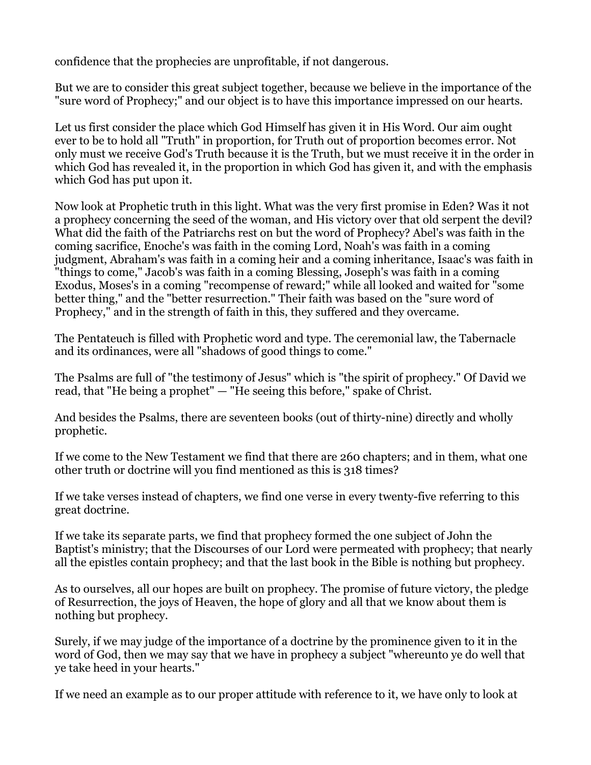confidence that the prophecies are unprofitable, if not dangerous.

But we are to consider this great subject together, because we believe in the importance of the "sure word of Prophecy;" and our object is to have this importance impressed on our hearts.

Let us first consider the place which God Himself has given it in His Word. Our aim ought ever to be to hold all "Truth" in proportion, for Truth out of proportion becomes error. Not only must we receive God's Truth because it is the Truth, but we must receive it in the order in which God has revealed it, in the proportion in which God has given it, and with the emphasis which God has put upon it.

Now look at Prophetic truth in this light. What was the very first promise in Eden? Was it not a prophecy concerning the seed of the woman, and His victory over that old serpent the devil? What did the faith of the Patriarchs rest on but the word of Prophecy? Abel's was faith in the coming sacrifice, Enoche's was faith in the coming Lord, Noah's was faith in a coming judgment, Abraham's was faith in a coming heir and a coming inheritance, Isaac's was faith in "things to come," Jacob's was faith in a coming Blessing, Joseph's was faith in a coming Exodus, Moses's in a coming "recompense of reward;" while all looked and waited for "some better thing," and the "better resurrection." Their faith was based on the "sure word of Prophecy," and in the strength of faith in this, they suffered and they overcame.

The Pentateuch is filled with Prophetic word and type. The ceremonial law, the Tabernacle and its ordinances, were all "shadows of good things to come."

The Psalms are full of "the testimony of Jesus" which is "the spirit of prophecy." Of David we read, that "He being a prophet" — "He seeing this before," spake of Christ.

And besides the Psalms, there are seventeen books (out of thirty-nine) directly and wholly prophetic.

If we come to the New Testament we find that there are 260 chapters; and in them, what one other truth or doctrine will you find mentioned as this is 318 times?

If we take verses instead of chapters, we find one verse in every twenty-five referring to this great doctrine.

If we take its separate parts, we find that prophecy formed the one subject of John the Baptist's ministry; that the Discourses of our Lord were permeated with prophecy; that nearly all the epistles contain prophecy; and that the last book in the Bible is nothing but prophecy.

As to ourselves, all our hopes are built on prophecy. The promise of future victory, the pledge of Resurrection, the joys of Heaven, the hope of glory and all that we know about them is nothing but prophecy.

Surely, if we may judge of the importance of a doctrine by the prominence given to it in the word of God, then we may say that we have in prophecy a subject "whereunto ye do well that ye take heed in your hearts."

If we need an example as to our proper attitude with reference to it, we have only to look at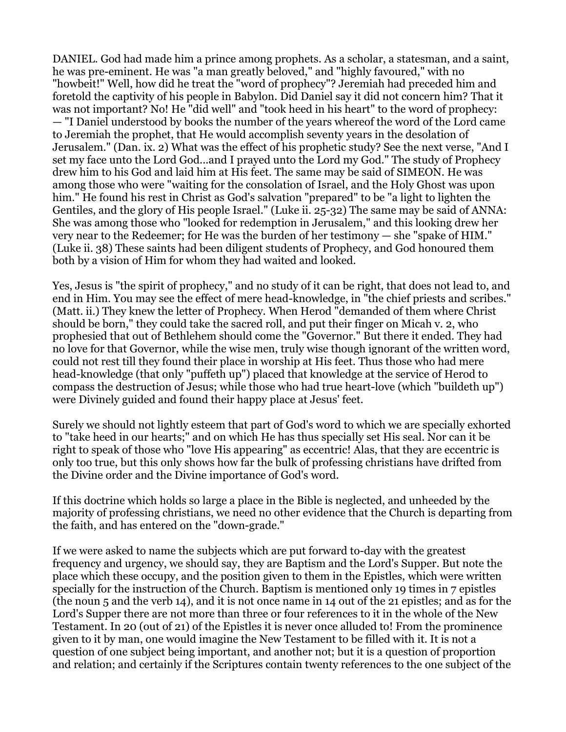DANIEL. God had made him a prince among prophets. As a scholar, a statesman, and a saint, he was pre-eminent. He was "a man greatly beloved," and "highly favoured," with no "howbeit!" Well, how did he treat the "word of prophecy"? Jeremiah had preceded him and foretold the captivity of his people in Babylon. Did Daniel say it did not concern him? That it was not important? No! He "did well" and "took heed in his heart" to the word of prophecy: — "I Daniel understood by books the number of the years whereof the word of the Lord came to Jeremiah the prophet, that He would accomplish seventy years in the desolation of Jerusalem." (Dan. ix. 2) What was the effect of his prophetic study? See the next verse, "And I set my face unto the Lord God...and I prayed unto the Lord my God." The study of Prophecy drew him to his God and laid him at His feet. The same may be said of SIMEON. He was among those who were "waiting for the consolation of Israel, and the Holy Ghost was upon him." He found his rest in Christ as God's salvation "prepared" to be "a light to lighten the Gentiles, and the glory of His people Israel." (Luke ii. 25-32) The same may be said of ANNA: She was among those who "looked for redemption in Jerusalem," and this looking drew her very near to the Redeemer; for He was the burden of her testimony — she "spake of HIM." (Luke ii. 38) These saints had been diligent students of Prophecy, and God honoured them both by a vision of Him for whom they had waited and looked.

Yes, Jesus is "the spirit of prophecy," and no study of it can be right, that does not lead to, and end in Him. You may see the effect of mere head-knowledge, in "the chief priests and scribes." (Matt. ii.) They knew the letter of Prophecy. When Herod "demanded of them where Christ should be born," they could take the sacred roll, and put their finger on Micah v. 2, who prophesied that out of Bethlehem should come the "Governor." But there it ended. They had no love for that Governor, while the wise men, truly wise though ignorant of the written word, could not rest till they found their place in worship at His feet. Thus those who had mere head-knowledge (that only "puffeth up") placed that knowledge at the service of Herod to compass the destruction of Jesus; while those who had true heart-love (which "buildeth up") were Divinely guided and found their happy place at Jesus' feet.

Surely we should not lightly esteem that part of God's word to which we are specially exhorted to "take heed in our hearts;" and on which He has thus specially set His seal. Nor can it be right to speak of those who "love His appearing" as eccentric! Alas, that they are eccentric is only too true, but this only shows how far the bulk of professing christians have drifted from the Divine order and the Divine importance of God's word.

If this doctrine which holds so large a place in the Bible is neglected, and unheeded by the majority of professing christians, we need no other evidence that the Church is departing from the faith, and has entered on the "down-grade."

If we were asked to name the subjects which are put forward to-day with the greatest frequency and urgency, we should say, they are Baptism and the Lord's Supper. But note the place which these occupy, and the position given to them in the Epistles, which were written specially for the instruction of the Church. Baptism is mentioned only 19 times in 7 epistles (the noun 5 and the verb 14), and it is not once name in 14 out of the 21 epistles; and as for the Lord's Supper there are not more than three or four references to it in the whole of the New Testament. In 20 (out of 21) of the Epistles it is never once alluded to! From the prominence given to it by man, one would imagine the New Testament to be filled with it. It is not a question of one subject being important, and another not; but it is a question of proportion and relation; and certainly if the Scriptures contain twenty references to the one subject of the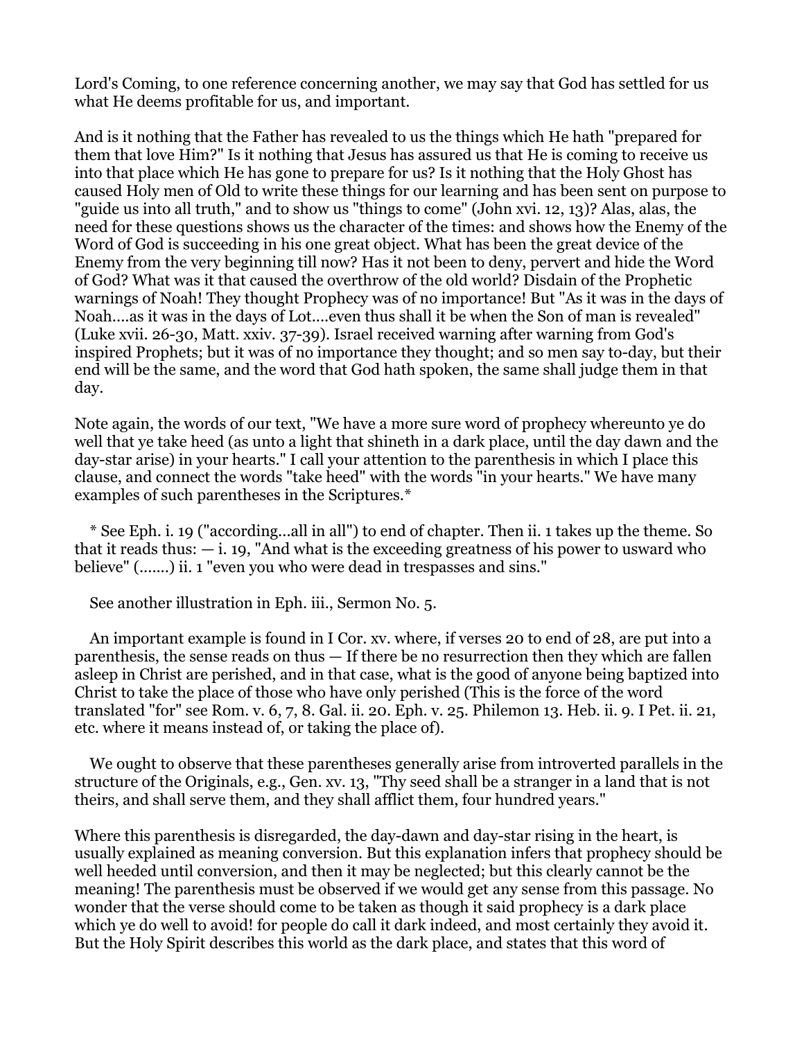Lord's Coming, to one reference concerning another, we may say that God has settled for us what He deems profitable for us, and important.

And is it nothing that the Father has revealed to us the things which He hath "prepared for them that love Him?" Is it nothing that Jesus has assured us that He is coming to receive us into that place which He has gone to prepare for us? Is it nothing that the Holy Ghost has caused Holy men of Old to write these things for our learning and has been sent on purpose to "guide us into all truth," and to show us "things to come" (John xvi. 12, 13)? Alas, alas, the need for these questions shows us the character of the times: and shows how the Enemy of the Word of God is succeeding in his one great object. What has been the great device of the Enemy from the very beginning till now? Has it not been to deny, pervert and hide the Word of God? What was it that caused the overthrow of the old world? Disdain of the Prophetic warnings of Noah! They thought Prophecy was of no importance! But "As it was in the days of Noah....as it was in the days of Lot....even thus shall it be when the Son of man is revealed" (Luke xvii. 26-30, Matt. xxiv. 37-39). Israel received warning after warning from God's inspired Prophets; but it was of no importance they thought; and so men say to-day, but their end will be the same, and the word that God hath spoken, the same shall judge them in that day.

Note again, the words of our text, "We have a more sure word of prophecy whereunto ye do well that ye take heed (as unto a light that shineth in a dark place, until the day dawn and the day-star arise) in your hearts." I call your attention to the parenthesis in which I place this clause, and connect the words "take heed" with the words "in your hearts." We have many examples of such parentheses in the Scriptures.*

\* See Eph. i. 19 ("according...all in all") to end of chapter. Then ii. 1 takes up the theme. So that it reads thus: — i. 19, "And what is the exceeding greatness of his power to usward who believe" (.......) ii. 1 "even you who were dead in trespasses and sins."

See another illustration in Eph. iii., Sermon No. 5.

An important example is found in I Cor. xv. where, if verses 20 to end of 28, are put into a parenthesis, the sense reads on thus — If there be no resurrection then they which are fallen asleep in Christ are perished, and in that case, what is the good of anyone being baptized into Christ to take the place of those who have only perished (This is the force of the word translated "for" see Rom. v. 6, 7, 8. Gal. ii. 20. Eph. v. 25. Philemon 13. Heb. ii. 9. I Pet. ii. 21, etc. where it means instead of, or taking the place of).

We ought to observe that these parentheses generally arise from introverted parallels in the structure of the Originals, e.g., Gen. xv. 13, "Thy seed shall be a stranger in a land that is not theirs, and shall serve them, and they shall afflict them, four hundred years."

Where this parenthesis is disregarded, the day-dawn and day-star rising in the heart, is usually explained as meaning conversion. But this explanation infers that prophecy should be well heeded until conversion, and then it may be neglected; but this clearly cannot be the meaning! The parenthesis must be observed if we would get any sense from this passage. No wonder that the verse should come to be taken as though it said prophecy is a dark place which ye do well to avoid! for people do call it dark indeed, and most certainly they avoid it. But the Holy Spirit describes this world as the dark place, and states that this word of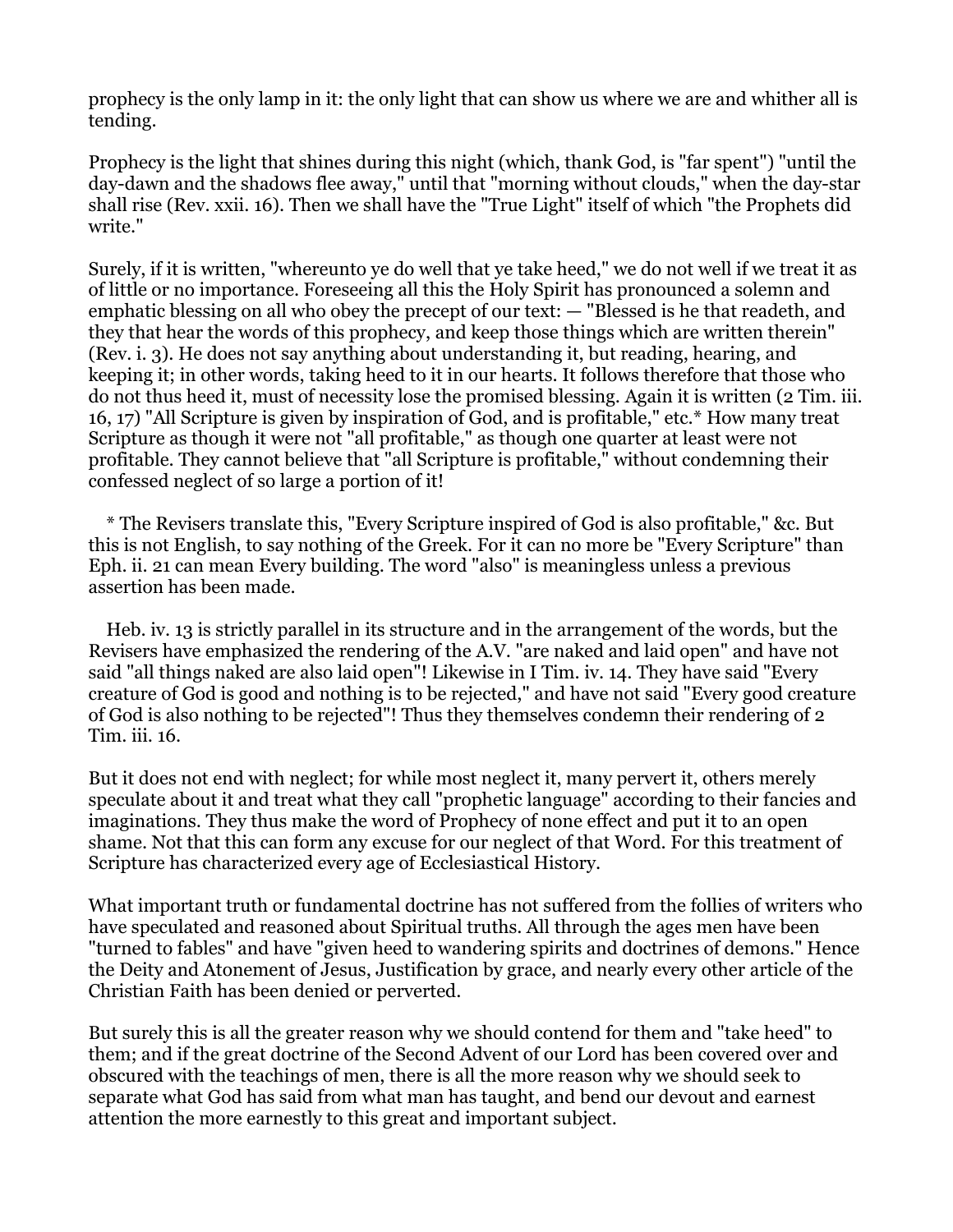prophecy is the only lamp in it: the only light that can show us where we are and whither all is tending.

Prophecy is the light that shines during this night (which, thank God, is "far spent") "until the day-dawn and the shadows flee away," until that "morning without clouds," when the day-star shall rise (Rev. xxii. 16). Then we shall have the "True Light" itself of which "the Prophets did write."

Surely, if it is written, "whereunto ye do well that ye take heed," we do not well if we treat it as of little or no importance. Foreseeing all this the Holy Spirit has pronounced a solemn and emphatic blessing on all who obey the precept of our text: — "Blessed is he that readeth, and they that hear the words of this prophecy, and keep those things which are written therein" (Rev. i. 3). He does not say anything about understanding it, but reading, hearing, and keeping it; in other words, taking heed to it in our hearts. It follows therefore that those who do not thus heed it, must of necessity lose the promised blessing. Again it is written (2 Tim. iii. 16, 17) "All Scripture is given by inspiration of God, and is profitable," etc.* How many treat Scripture as though it were not "all profitable," as though one quarter at least were not profitable. They cannot believe that "all Scripture is profitable," without condemning their confessed neglect of so large a portion of it!

* The Revisers translate this, "Every Scripture inspired of God is also profitable," &c. But this is not English, to say nothing of the Greek. For it can no more be "Every Scripture" than Eph. ii. 21 can mean Every building. The word "also" is meaningless unless a previous assertion has been made.

Heb. iv. 13 is strictly parallel in its structure and in the arrangement of the words, but the Revisers have emphasized the rendering of the A.V. "are naked and laid open" and have not said "all things naked are also laid open"! Likewise in I Tim. iv. 14. They have said "Every creature of God is good and nothing is to be rejected," and have not said "Every good creature of God is also nothing to be rejected"! Thus they themselves condemn their rendering of 2 Tim. iii. 16.

But it does not end with neglect; for while most neglect it, many pervert it, others merely speculate about it and treat what they call "prophetic language" according to their fancies and imaginations. They thus make the word of Prophecy of none effect and put it to an open shame. Not that this can form any excuse for our neglect of that Word. For this treatment of Scripture has characterized every age of Ecclesiastical History.

What important truth or fundamental doctrine has not suffered from the follies of writers who have speculated and reasoned about Spiritual truths. All through the ages men have been "turned to fables" and have "given heed to wandering spirits and doctrines of demons." Hence the Deity and Atonement of Jesus, Justification by grace, and nearly every other article of the Christian Faith has been denied or perverted.

But surely this is all the greater reason why we should contend for them and "take heed" to them; and if the great doctrine of the Second Advent of our Lord has been covered over and obscured with the teachings of men, there is all the more reason why we should seek to separate what God has said from what man has taught, and bend our devout and earnest attention the more earnestly to this great and important subject.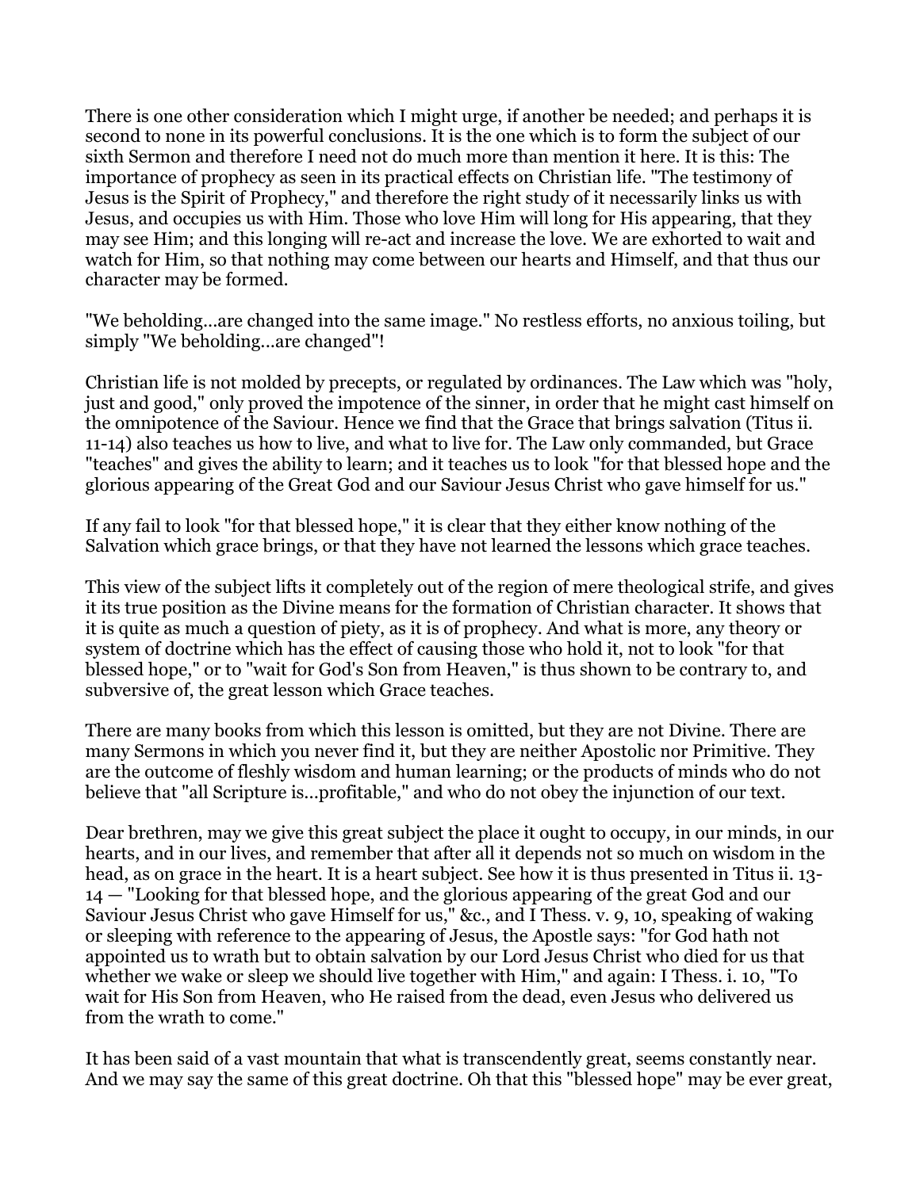There is one other consideration which I might urge, if another be needed; and perhaps it is second to none in its powerful conclusions. It is the one which is to form the subject of our sixth Sermon and therefore I need not do much more than mention it here. It is this: The importance of prophecy as seen in its practical effects on Christian life. "The testimony of Jesus is the Spirit of Prophecy," and therefore the right study of it necessarily links us with Jesus, and occupies us with Him. Those who love Him will long for His appearing, that they may see Him; and this longing will re-act and increase the love. We are exhorted to wait and watch for Him, so that nothing may come between our hearts and Himself, and that thus our character may be formed.

"We beholding...are changed into the same image." No restless efforts, no anxious toiling, but simply "We beholding...are changed"!

Christian life is not molded by precepts, or regulated by ordinances. The Law which was "holy, just and good," only proved the impotence of the sinner, in order that he might cast himself on the omnipotence of the Saviour. Hence we find that the Grace that brings salvation (Titus ii. 11-14) also teaches us how to live, and what to live for. The Law only commanded, but Grace "teaches" and gives the ability to learn; and it teaches us to look "for that blessed hope and the glorious appearing of the Great God and our Saviour Jesus Christ who gave himself for us."

If any fail to look "for that blessed hope," it is clear that they either know nothing of the Salvation which grace brings, or that they have not learned the lessons which grace teaches.

This view of the subject lifts it completely out of the region of mere theological strife, and gives it its true position as the Divine means for the formation of Christian character. It shows that it is quite as much a question of piety, as it is of prophecy. And what is more, any theory or system of doctrine which has the effect of causing those who hold it, not to look "for that blessed hope," or to "wait for God's Son from Heaven," is thus shown to be contrary to, and subversive of, the great lesson which Grace teaches.

There are many books from which this lesson is omitted, but they are not Divine. There are many Sermons in which you never find it, but they are neither Apostolic nor Primitive. They are the outcome of fleshly wisdom and human learning; or the products of minds who do not believe that "all Scripture is...profitable," and who do not obey the injunction of our text.

Dear brethren, may we give this great subject the place it ought to occupy, in our minds, in our hearts, and in our lives, and remember that after all it depends not so much on wisdom in the head, as on grace in the heart. It is a heart subject. See how it is thus presented in Titus ii. 13-14 — "Looking for that blessed hope, and the glorious appearing of the great God and our Saviour Jesus Christ who gave Himself for us," &c., and I Thess. v. 9, 10, speaking of waking or sleeping with reference to the appearing of Jesus, the Apostle says: "for God hath not appointed us to wrath but to obtain salvation by our Lord Jesus Christ who died for us that whether we wake or sleep we should live together with Him," and again: I Thess. i. 10, "To wait for His Son from Heaven, who He raised from the dead, even Jesus who delivered us from the wrath to come."

It has been said of a vast mountain that what is transcendently great, seems constantly near. And we may say the same of this great doctrine. Oh that this "blessed hope" may be ever great,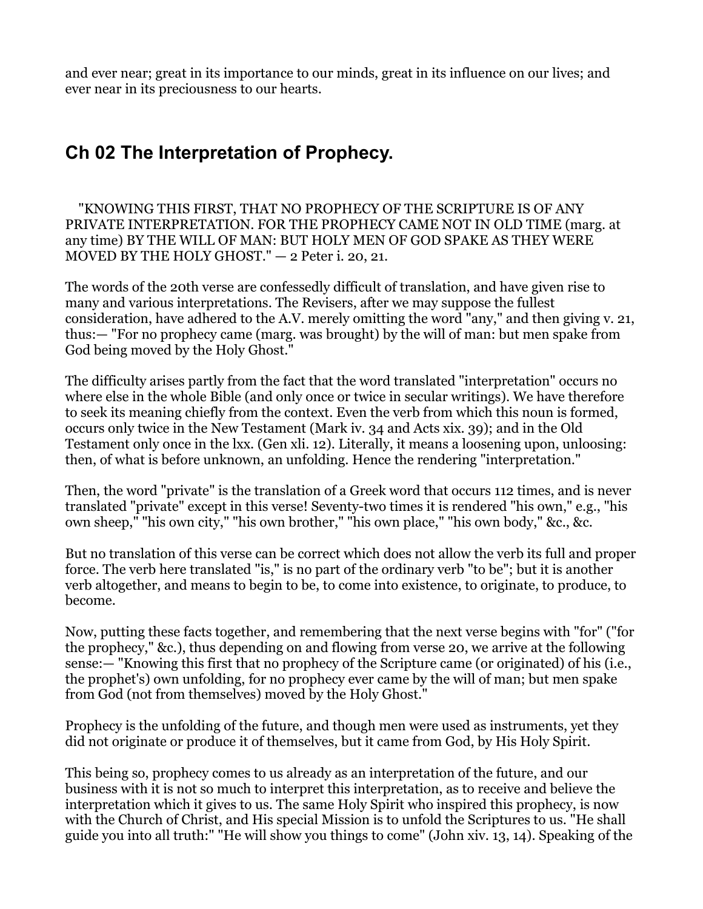and ever near; great in its importance to our minds, great in its influence on our lives; and ever near in its preciousness to our hearts.

## Ch 02 The Interpretation of Prophecy.

"KNOWING THIS FIRST, THAT NO PROPHECY OF THE SCRIPTURE IS OF ANY PRIVATE INTERPRETATION. FOR THE PROPHECY CAME NOT IN OLD TIME (marg. at any time) BY THE WILL OF MAN: BUT HOLY MEN OF GOD SPAKE AS THEY WERE MOVED BY THE HOLY GHOST." — 2 Peter i. 20, 21.

The words of the 20th verse are confessedly difficult of translation, and have given rise to many and various interpretations. The Revisers, after we may suppose the fullest consideration, have adhered to the A.V. merely omitting the word "any," and then giving v. 21, thus:— "For no prophecy came (marg. was brought) by the will of man: but men spake from God being moved by the Holy Ghost."

The difficulty arises partly from the fact that the word translated "interpretation" occurs no where else in the whole Bible (and only once or twice in secular writings). We have therefore to seek its meaning chiefly from the context. Even the verb from which this noun is formed, occurs only twice in the New Testament (Mark iv. 34 and Acts xix. 39); and in the Old Testament only once in the lxx. (Gen xli. 12). Literally, it means a loosening upon, unloosing: then, of what is before unknown, an unfolding. Hence the rendering "interpretation."

Then, the word "private" is the translation of a Greek word that occurs 112 times, and is never translated "private" except in this verse! Seventy-two times it is rendered "his own," e.g., "his own sheep," "his own city," "his own brother," "his own place," "his own body," &c., &c.

But no translation of this verse can be correct which does not allow the verb its full and proper force. The verb here translated "is," is no part of the ordinary verb "to be"; but it is another verb altogether, and means to begin to be, to come into existence, to originate, to produce, to become.

Now, putting these facts together, and remembering that the next verse begins with "for" ("for the prophecy," &c.), thus depending on and flowing from verse 20, we arrive at the following sense:— "Knowing this first that no prophecy of the Scripture came (or originated) of his (i.e., the prophet's) own unfolding, for no prophecy ever came by the will of man; but men spake from God (not from themselves) moved by the Holy Ghost."

Prophecy is the unfolding of the future, and though men were used as instruments, yet they did not originate or produce it of themselves, but it came from God, by His Holy Spirit.

This being so, prophecy comes to us already as an interpretation of the future, and our business with it is not so much to interpret this interpretation, as to receive and believe the interpretation which it gives to us. The same Holy Spirit who inspired this prophecy, is now with the Church of Christ, and His special Mission is to unfold the Scriptures to us. "He shall guide you into all truth:" "He will show you things to come" (John xiv. 13, 14). Speaking of the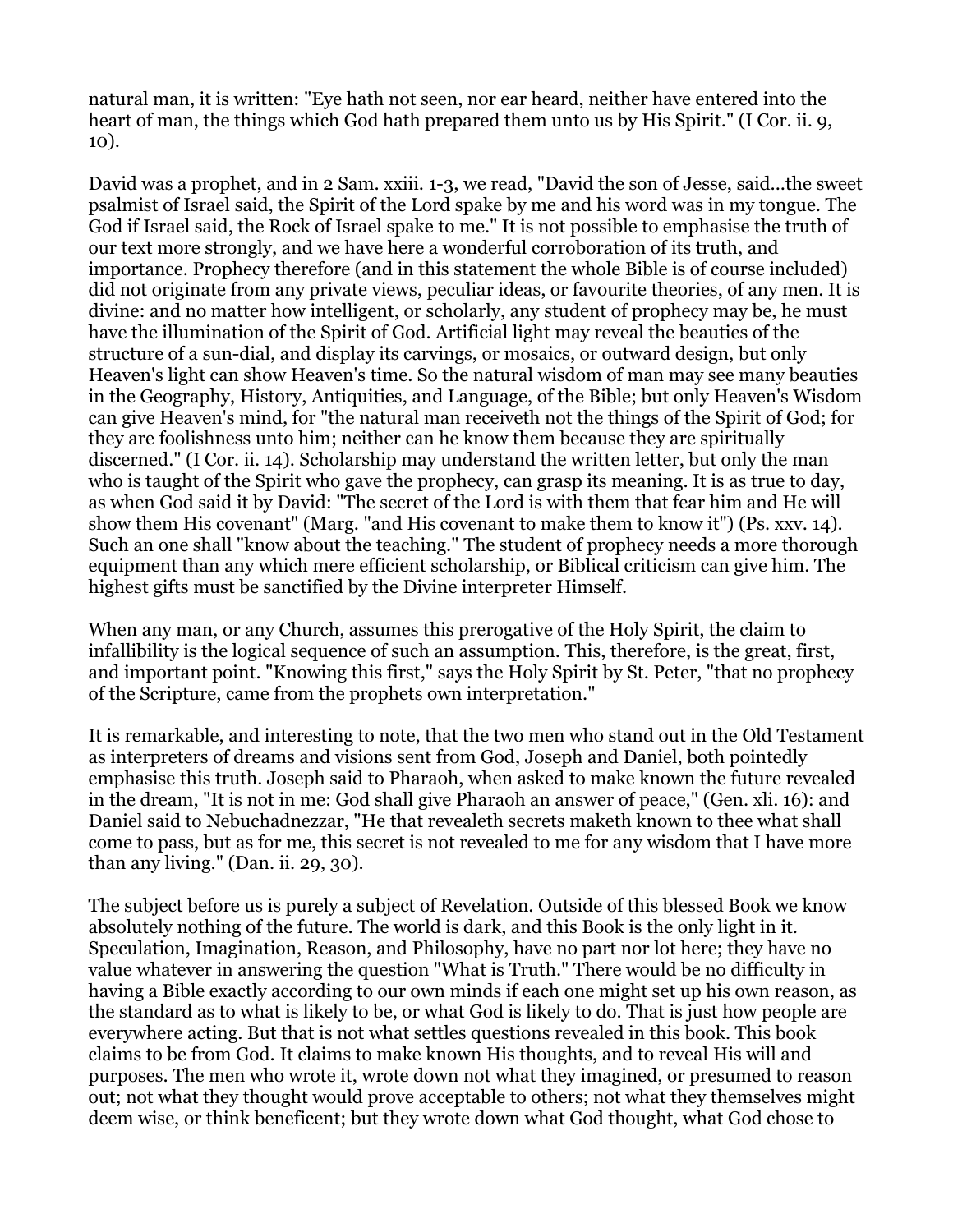natural man, it is written: "Eye hath not seen, nor ear heard, neither have entered into the heart of man, the things which God hath prepared them unto us by His Spirit." (I Cor. ii. 9, 10).

David was a prophet, and in 2 Sam. xxiii. 1-3, we read, "David the son of Jesse, said...the sweet psalmist of Israel said, the Spirit of the Lord spake by me and his word was in my tongue. The God if Israel said, the Rock of Israel spake to me." It is not possible to emphasise the truth of our text more strongly, and we have here a wonderful corroboration of its truth, and importance. Prophecy therefore (and in this statement the whole Bible is of course included) did not originate from any private views, peculiar ideas, or favourite theories, of any men. It is divine: and no matter how intelligent, or scholarly, any student of prophecy may be, he must have the illumination of the Spirit of God. Artificial light may reveal the beauties of the structure of a sun-dial, and display its carvings, or mosaics, or outward design, but only Heaven's light can show Heaven's time. So the natural wisdom of man may see many beauties in the Geography, History, Antiquities, and Language, of the Bible; but only Heaven's Wisdom can give Heaven's mind, for "the natural man receiveth not the things of the Spirit of God; for they are foolishness unto him; neither can he know them because they are spiritually discerned." (I Cor. ii. 14). Scholarship may understand the written letter, but only the man who is taught of the Spirit who gave the prophecy, can grasp its meaning. It is as true to day, as when God said it by David: "The secret of the Lord is with them that fear him and He will show them His covenant" (Marg. "and His covenant to make them to know it") (Ps. xxv. 14). Such an one shall "know about the teaching." The student of prophecy needs a more thorough equipment than any which mere efficient scholarship, or Biblical criticism can give him. The highest gifts must be sanctified by the Divine interpreter Himself.

When any man, or any Church, assumes this prerogative of the Holy Spirit, the claim to infallibility is the logical sequence of such an assumption. This, therefore, is the great, first, and important point. "Knowing this first," says the Holy Spirit by St. Peter, "that no prophecy of the Scripture, came from the prophets own interpretation."

It is remarkable, and interesting to note, that the two men who stand out in the Old Testament as interpreters of dreams and visions sent from God, Joseph and Daniel, both pointedly emphasise this truth. Joseph said to Pharaoh, when asked to make known the future revealed in the dream, "It is not in me: God shall give Pharaoh an answer of peace," (Gen. xli. 16): and Daniel said to Nebuchadnezzar, "He that revealeth secrets maketh known to thee what shall come to pass, but as for me, this secret is not revealed to me for any wisdom that I have more than any living." (Dan. ii. 29, 30).

The subject before us is purely a subject of Revelation. Outside of this blessed Book we know absolutely nothing of the future. The world is dark, and this Book is the only light in it. Speculation, Imagination, Reason, and Philosophy, have no part nor lot here; they have no value whatever in answering the question "What is Truth." There would be no difficulty in having a Bible exactly according to our own minds if each one might set up his own reason, as the standard as to what is likely to be, or what God is likely to do. That is just how people are everywhere acting. But that is not what settles questions revealed in this book. This book claims to be from God. It claims to make known His thoughts, and to reveal His will and purposes. The men who wrote it, wrote down not what they imagined, or presumed to reason out; not what they thought would prove acceptable to others; not what they themselves might deem wise, or think beneficent; but they wrote down what God thought, what God chose to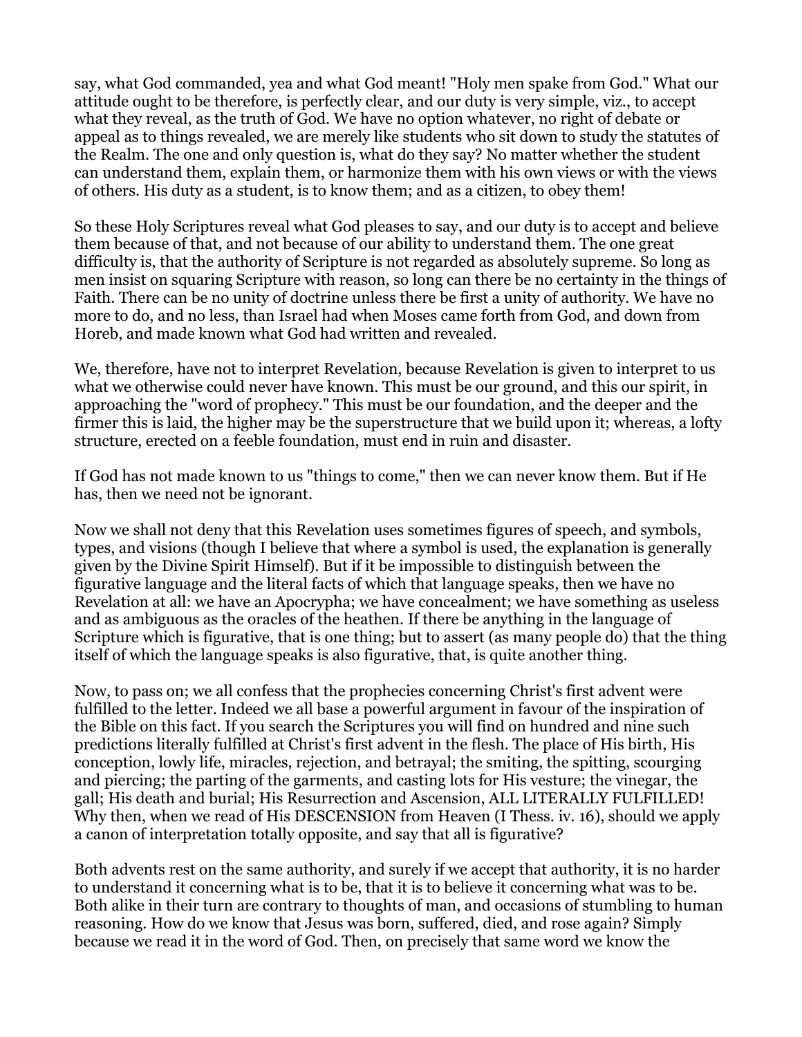say, what God commanded, yea and what God meant! "Holy men spake from God." What our attitude ought to be therefore, is perfectly clear, and our duty is very simple, viz., to accept what they reveal, as the truth of God. We have no option whatever, no right of debate or appeal as to things revealed, we are merely like students who sit down to study the statutes of the Realm. The one and only question is, what do they say? No matter whether the student can understand them, explain them, or harmonize them with his own views or with the views of others. His duty as a student, is to know them; and as a citizen, to obey them!

So these Holy Scriptures reveal what God pleases to say, and our duty is to accept and believe them because of that, and not because of our ability to understand them. The one great difficulty is, that the authority of Scripture is not regarded as absolutely supreme. So long as men insist on squaring Scripture with reason, so long can there be no certainty in the things of Faith. There can be no unity of doctrine unless there be first a unity of authority. We have no more to do, and no less, than Israel had when Moses came forth from God, and down from Horeb, and made known what God had written and revealed.

We, therefore, have not to interpret Revelation, because Revelation is given to interpret to us what we otherwise could never have known. This must be our ground, and this our spirit, in approaching the "word of prophecy." This must be our foundation, and the deeper and the firmer this is laid, the higher may be the superstructure that we build upon it; whereas, a lofty structure, erected on a feeble foundation, must end in ruin and disaster.

If God has not made known to us "things to come," then we can never know them. But if He has, then we need not be ignorant.

Now we shall not deny that this Revelation uses sometimes figures of speech, and symbols, types, and visions (though I believe that where a symbol is used, the explanation is generally given by the Divine Spirit Himself). But if it be impossible to distinguish between the figurative language and the literal facts of which that language speaks, then we have no Revelation at all: we have an Apocrypha; we have concealment; we have something as useless and as ambiguous as the oracles of the heathen. If there be anything in the language of Scripture which is figurative, that is one thing; but to assert (as many people do) that the thing itself of which the language speaks is also figurative, that, is quite another thing.

Now, to pass on; we all confess that the prophecies concerning Christ's first advent were fulfilled to the letter. Indeed we all base a powerful argument in favour of the inspiration of the Bible on this fact. If you search the Scriptures you will find on hundred and nine such predictions literally fulfilled at Christ's first advent in the flesh. The place of His birth, His conception, lowly life, miracles, rejection, and betrayal; the smiting, the spitting, scourging and piercing; the parting of the garments, and casting lots for His vesture; the vinegar, the gall; His death and burial; His Resurrection and Ascension, ALL LITERALLY FULFILLED! Why then, when we read of His DESCENSION from Heaven (I Thess. iv. 16), should we apply a canon of interpretation totally opposite, and say that all is figurative?

Both advents rest on the same authority, and surely if we accept that authority, it is no harder to understand it concerning what is to be, that it is to believe it concerning what was to be. Both alike in their turn are contrary to thoughts of man, and occasions of stumbling to human reasoning. How do we know that Jesus was born, suffered, died, and rose again? Simply because we read it in the word of God. Then, on precisely that same word we know the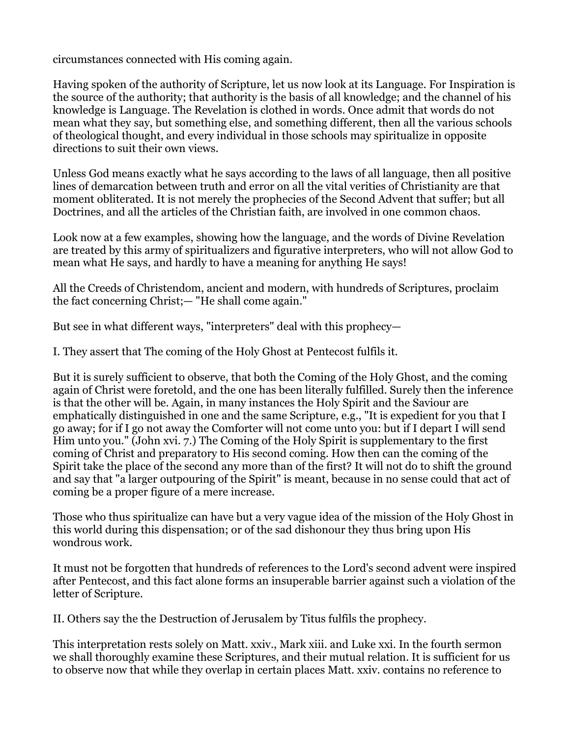circumstances connected with His coming again.

Having spoken of the authority of Scripture, let us now look at its Language. For Inspiration is the source of the authority; that authority is the basis of all knowledge; and the channel of his knowledge is Language. The Revelation is clothed in words. Once admit that words do not mean what they say, but something else, and something different, then all the various schools of theological thought, and every individual in those schools may spiritualize in opposite directions to suit their own views.

Unless God means exactly what he says according to the laws of all language, then all positive lines of demarcation between truth and error on all the vital verities of Christianity are that moment obliterated. It is not merely the prophecies of the Second Advent that suffer; but all Doctrines, and all the articles of the Christian faith, are involved in one common chaos.

Look now at a few examples, showing how the language, and the words of Divine Revelation are treated by this army of spiritualizers and figurative interpreters, who will not allow God to mean what He says, and hardly to have a meaning for anything He says!

All the Creeds of Christendom, ancient and modern, with hundreds of Scriptures, proclaim the fact concerning Christ;— "He shall come again."

But see in what different ways, "interpreters" deal with this prophecy—

I. They assert that The coming of the Holy Ghost at Pentecost fulfils it.

But it is surely sufficient to observe, that both the Coming of the Holy Ghost, and the coming again of Christ were foretold, and the one has been literally fulfilled. Surely then the inference is that the other will be. Again, in many instances the Holy Spirit and the Saviour are emphatically distinguished in one and the same Scripture, e.g., "It is expedient for you that I go away; for if I go not away the Comforter will not come unto you: but if I depart I will send Him unto you." (John xvi. 7.) The Coming of the Holy Spirit is supplementary to the first coming of Christ and preparatory to His second coming. How then can the coming of the Spirit take the place of the second any more than of the first? It will not do to shift the ground and say that "a larger outpouring of the Spirit" is meant, because in no sense could that act of coming be a proper figure of a mere increase.

Those who thus spiritualize can have but a very vague idea of the mission of the Holy Ghost in this world during this dispensation; or of the sad dishonour they thus bring upon His wondrous work.

It must not be forgotten that hundreds of references to the Lord's second advent were inspired after Pentecost, and this fact alone forms an insuperable barrier against such a violation of the letter of Scripture.

II. Others say the the Destruction of Jerusalem by Titus fulfils the prophecy.

This interpretation rests solely on Matt. xxiv., Mark xiii. and Luke xxi. In the fourth sermon we shall thoroughly examine these Scriptures, and their mutual relation. It is sufficient for us to observe now that while they overlap in certain places Matt. xxiv. contains no reference to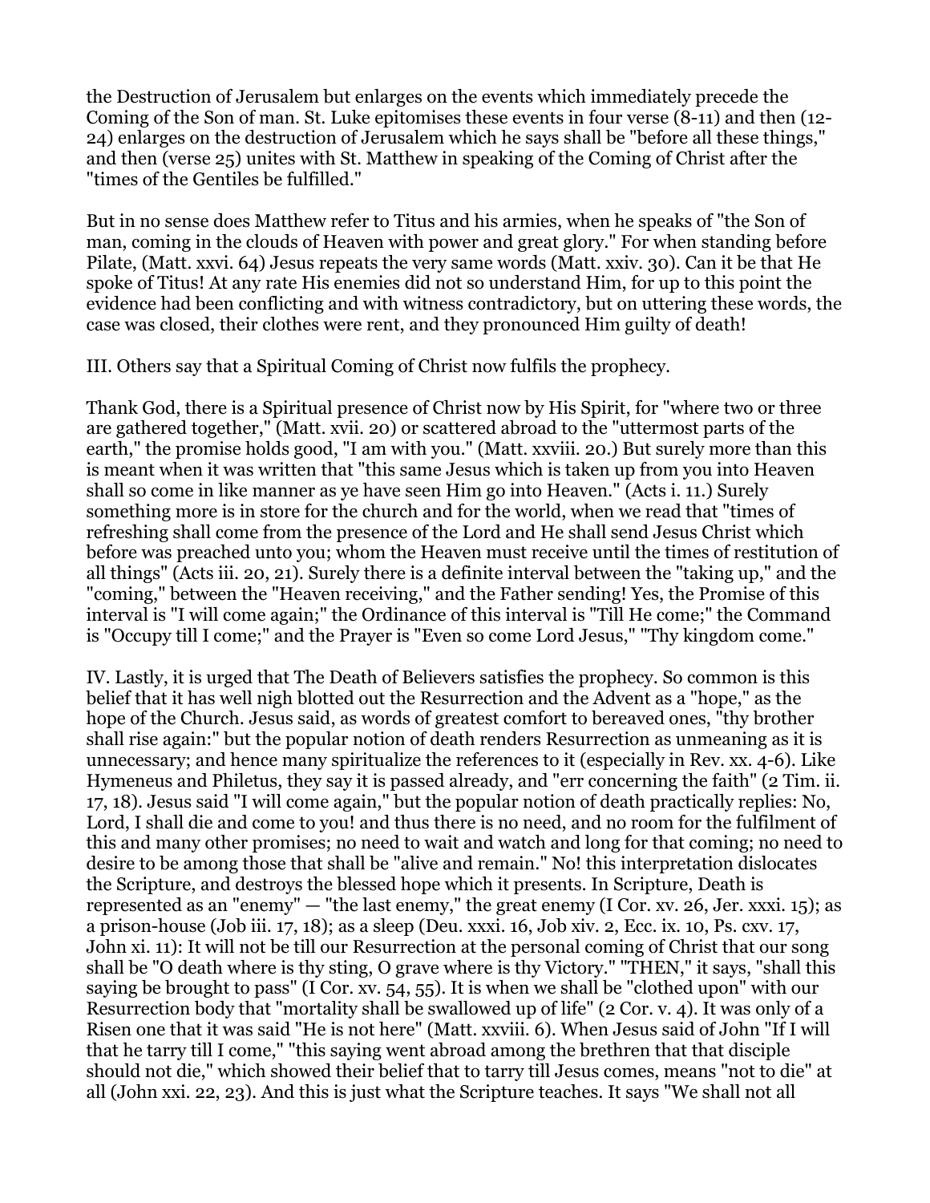the Destruction of Jerusalem but enlarges on the events which immediately precede the Coming of the Son of man. St. Luke epitomises these events in four verse (8-11) and then (12-24) enlarges on the destruction of Jerusalem which he says shall be "before all these things," and then (verse 25) unites with St. Matthew in speaking of the Coming of Christ after the "times of the Gentiles be fulfilled."

But in no sense does Matthew refer to Titus and his armies, when he speaks of "the Son of man, coming in the clouds of Heaven with power and great glory." For when standing before Pilate, (Matt. xxvi. 64) Jesus repeats the very same words (Matt. xxiv. 30). Can it be that He spoke of Titus! At any rate His enemies did not so understand Him, for up to this point the evidence had been conflicting and with witness contradictory, but on uttering these words, the case was closed, their clothes were rent, and they pronounced Him guilty of death!

III. Others say that a Spiritual Coming of Christ now fulfils the prophecy.

Thank God, there is a Spiritual presence of Christ now by His Spirit, for "where two or three are gathered together," (Matt. xvii. 20) or scattered abroad to the "uttermost parts of the earth," the promise holds good, "I am with you." (Matt. xxviii. 20.) But surely more than this is meant when it was written that "this same Jesus which is taken up from you into Heaven shall so come in like manner as ye have seen Him go into Heaven." (Acts i. 11.) Surely something more is in store for the church and for the world, when we read that "times of refreshing shall come from the presence of the Lord and He shall send Jesus Christ which before was preached unto you; whom the Heaven must receive until the times of restitution of all things" (Acts iii. 20, 21). Surely there is a definite interval between the "taking up," and the "coming," between the "Heaven receiving," and the Father sending! Yes, the Promise of this interval is "I will come again;" the Ordinance of this interval is "Till He come;" the Command is "Occupy till I come;" and the Prayer is "Even so come Lord Jesus," "Thy kingdom come."

IV. Lastly, it is urged that The Death of Believers satisfies the prophecy. So common is this belief that it has well nigh blotted out the Resurrection and the Advent as a "hope," as the hope of the Church. Jesus said, as words of greatest comfort to bereaved ones, "thy brother shall rise again:" but the popular notion of death renders Resurrection as unmeaning as it is unnecessary; and hence many spiritualize the references to it (especially in Rev. xx. 4-6). Like Hymeneus and Philetus, they say it is passed already, and "err concerning the faith" (2 Tim. ii. 17, 18). Jesus said "I will come again," but the popular notion of death practically replies: No, Lord, I shall die and come to you! and thus there is no need, and no room for the fulfilment of this and many other promises; no need to wait and watch and long for that coming; no need to desire to be among those that shall be "alive and remain." No! this interpretation dislocates the Scripture, and destroys the blessed hope which it presents. In Scripture, Death is represented as an "enemy" — "the last enemy," the great enemy (I Cor. xv. 26, Jer. xxxi. 15); as a prison-house (Job iii. 17, 18); as a sleep (Deu. xxxi. 16, Job xiv. 2, Ecc. ix. 10, Ps. cxv. 17, John xi. 11): It will not be till our Resurrection at the personal coming of Christ that our song shall be "O death where is thy sting, O grave where is thy Victory." "THEN," it says, "shall this saying be brought to pass" (I Cor. xv. 54, 55). It is when we shall be "clothed upon" with our Resurrection body that "mortality shall be swallowed up of life" (2 Cor. v. 4). It was only of a Risen one that it was said "He is not here" (Matt. xxviii. 6). When Jesus said of John "If I will that he tarry till I come," "this saying went abroad among the brethren that that disciple should not die," which showed their belief that to tarry till Jesus comes, means "not to die" at all (John xxi. 22, 23). And this is just what the Scripture teaches. It says "We shall not all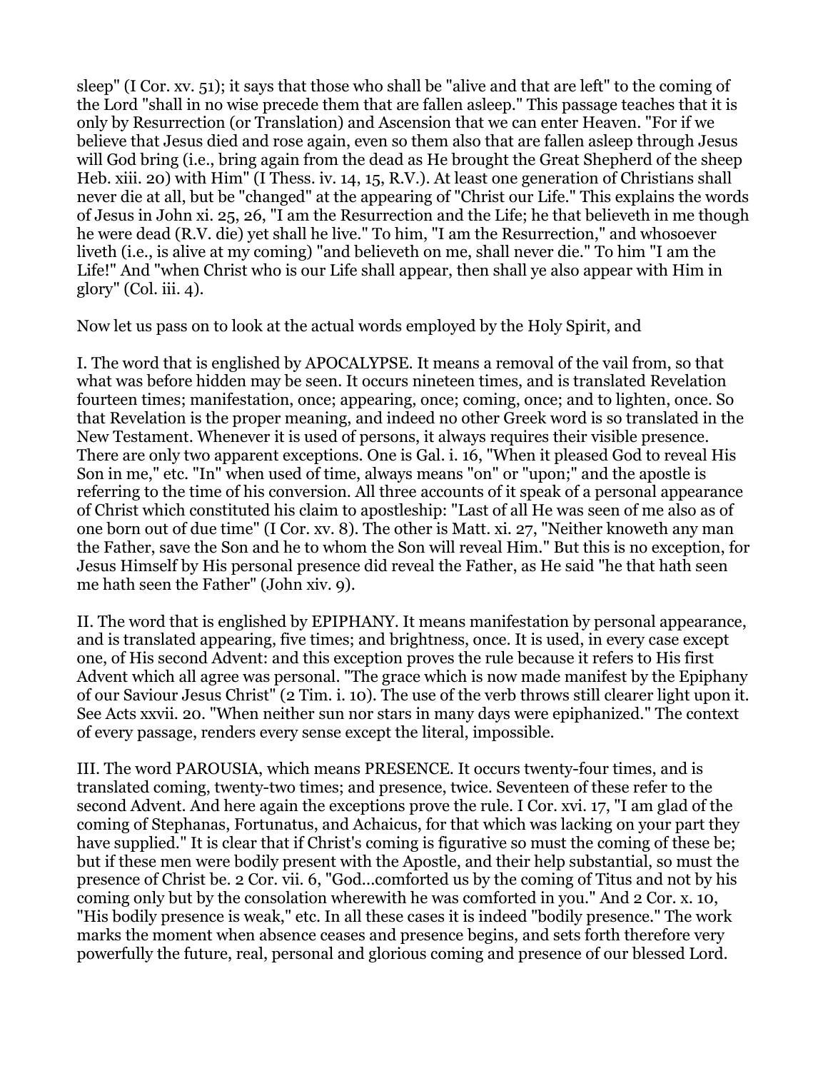sleep" (I Cor. xv. 51); it says that those who shall be "alive and that are left" to the coming of the Lord "shall in no wise precede them that are fallen asleep." This passage teaches that it is only by Resurrection (or Translation) and Ascension that we can enter Heaven. "For if we believe that Jesus died and rose again, even so them also that are fallen asleep through Jesus will God bring (i.e., bring again from the dead as He brought the Great Shepherd of the sheep Heb. xiii. 20) with Him" (I Thess. iv. 14, 15, R.V.). At least one generation of Christians shall never die at all, but be "changed" at the appearing of "Christ our Life." This explains the words of Jesus in John xi. 25, 26, "I am the Resurrection and the Life; he that believeth in me though he were dead (R.V. die) yet shall he live." To him, "I am the Resurrection," and whosoever liveth (i.e., is alive at my coming) "and believeth on me, shall never die." To him "I am the Life!" And "when Christ who is our Life shall appear, then shall ye also appear with Him in glory" (Col. iii. 4).

Now let us pass on to look at the actual words employed by the Holy Spirit, and

I. The word that is englished by APOCALYPSE. It means a removal of the vail from, so that what was before hidden may be seen. It occurs nineteen times, and is translated Revelation fourteen times; manifestation, once; appearing, once; coming, once; and to lighten, once. So that Revelation is the proper meaning, and indeed no other Greek word is so translated in the New Testament. Whenever it is used of persons, it always requires their visible presence. There are only two apparent exceptions. One is Gal. i. 16, "When it pleased God to reveal His Son in me," etc. "In" when used of time, always means "on" or "upon;" and the apostle is referring to the time of his conversion. All three accounts of it speak of a personal appearance of Christ which constituted his claim to apostleship: "Last of all He was seen of me also as of one born out of due time" (I Cor. xv. 8). The other is Matt. xi. 27, "Neither knoweth any man the Father, save the Son and he to whom the Son will reveal Him." But this is no exception, for Jesus Himself by His personal presence did reveal the Father, as He said "he that hath seen me hath seen the Father" (John xiv. 9).

II. The word that is englished by EPIPHANY. It means manifestation by personal appearance, and is translated appearing, five times; and brightness, once. It is used, in every case except one, of His second Advent: and this exception proves the rule because it refers to His first Advent which all agree was personal. "The grace which is now made manifest by the Epiphany of our Saviour Jesus Christ" (2 Tim. i. 10). The use of the verb throws still clearer light upon it. See Acts xxvii. 20. "When neither sun nor stars in many days were epiphanized." The context of every passage, renders every sense except the literal, impossible.

III. The word PAROUSIA, which means PRESENCE. It occurs twenty-four times, and is translated coming, twenty-two times; and presence, twice. Seventeen of these refer to the second Advent. And here again the exceptions prove the rule. I Cor. xvi. 17, "I am glad of the coming of Stephanas, Fortunatus, and Achaicus, for that which was lacking on your part they have supplied." It is clear that if Christ's coming is figurative so must the coming of these be; but if these men were bodily present with the Apostle, and their help substantial, so must the presence of Christ be. 2 Cor. vii. 6, "God...comforted us by the coming of Titus and not by his coming only but by the consolation wherewith he was comforted in you." And 2 Cor. x. 10, "His bodily presence is weak," etc. In all these cases it is indeed "bodily presence." The work marks the moment when absence ceases and presence begins, and sets forth therefore very powerfully the future, real, personal and glorious coming and presence of our blessed Lord.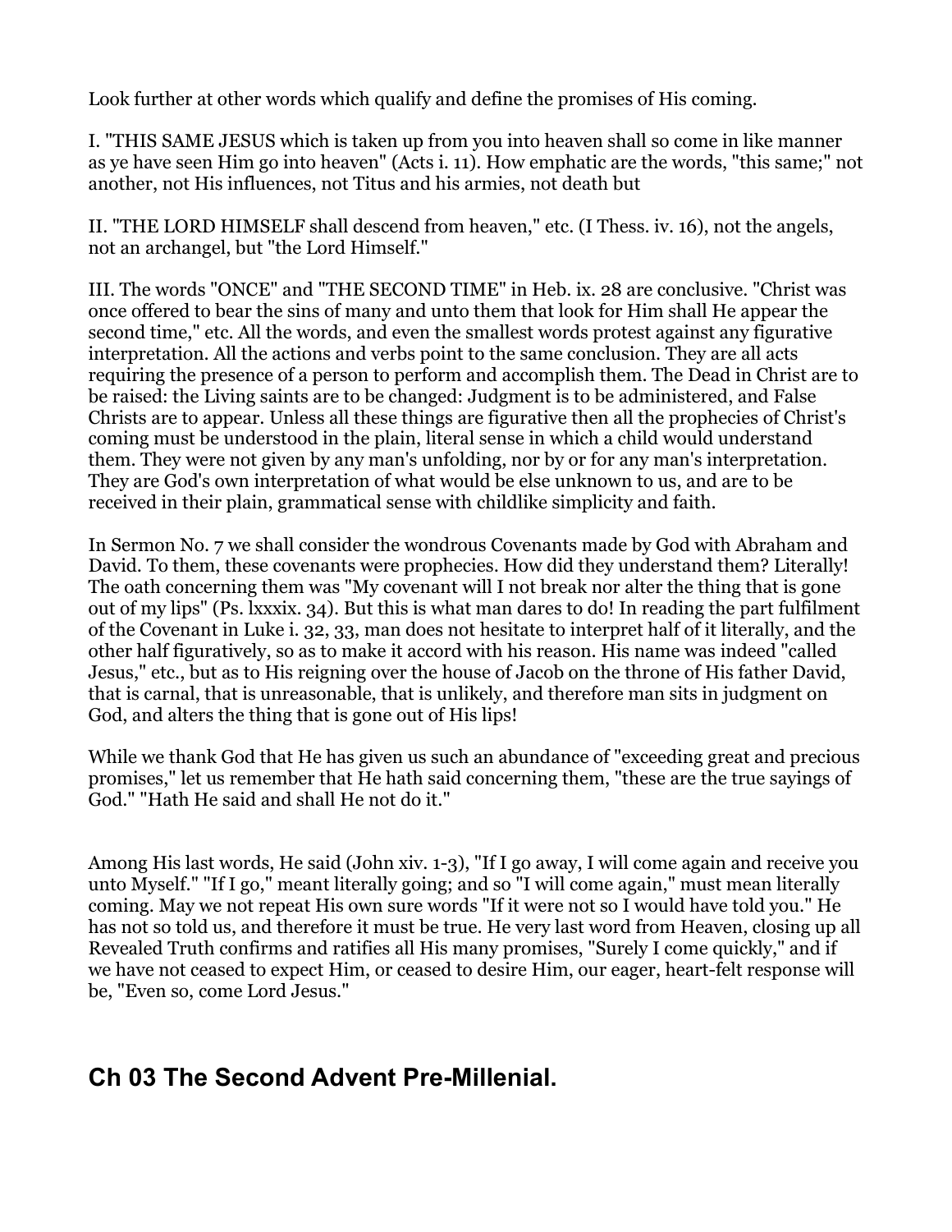Look further at other words which qualify and define the promises of His coming.

I. "THIS SAME JESUS which is taken up from you into heaven shall so come in like manner as ye have seen Him go into heaven" (Acts i. 11). How emphatic are the words, "this same;" not another, not His influences, not Titus and his armies, not death but

II. "THE LORD HIMSELF shall descend from heaven," etc. (I Thess. iv. 16), not the angels, not an archangel, but "the Lord Himself."

III. The words "ONCE" and "THE SECOND TIME" in Heb. ix. 28 are conclusive. "Christ was once offered to bear the sins of many and unto them that look for Him shall He appear the second time," etc. All the words, and even the smallest words protest against any figurative interpretation. All the actions and verbs point to the same conclusion. They are all acts requiring the presence of a person to perform and accomplish them. The Dead in Christ are to be raised: the Living saints are to be changed: Judgment is to be administered, and False Christs are to appear. Unless all these things are figurative then all the prophecies of Christ's coming must be understood in the plain, literal sense in which a child would understand them. They were not given by any man's unfolding, nor by or for any man's interpretation. They are God's own interpretation of what would be else unknown to us, and are to be received in their plain, grammatical sense with childlike simplicity and faith.

In Sermon No. 7 we shall consider the wondrous Covenants made by God with Abraham and David. To them, these covenants were prophecies. How did they understand them? Literally! The oath concerning them was "My covenant will I not break nor alter the thing that is gone out of my lips" (Ps. lxxxix. 34). But this is what man dares to do! In reading the part fulfilment of the Covenant in Luke i. 32, 33, man does not hesitate to interpret half of it literally, and the other half figuratively, so as to make it accord with his reason. His name was indeed "called Jesus," etc., but as to His reigning over the house of Jacob on the throne of His father David, that is carnal, that is unreasonable, that is unlikely, and therefore man sits in judgment on God, and alters the thing that is gone out of His lips!

While we thank God that He has given us such an abundance of "exceeding great and precious promises," let us remember that He hath said concerning them, "these are the true sayings of God." "Hath He said and shall He not do it."

Among His last words, He said (John xiv. 1-3), "If I go away, I will come again and receive you unto Myself." "If I go," meant literally going; and so "I will come again," must mean literally coming. May we not repeat His own sure words "If it were not so I would have told you." He has not so told us, and therefore it must be true. He very last word from Heaven, closing up all Revealed Truth confirms and ratifies all His many promises, "Surely I come quickly," and if we have not ceased to expect Him, or ceased to desire Him, our eager, heart-felt response will be, "Even so, come Lord Jesus."

## Ch 03 The Second Advent Pre-Millenial.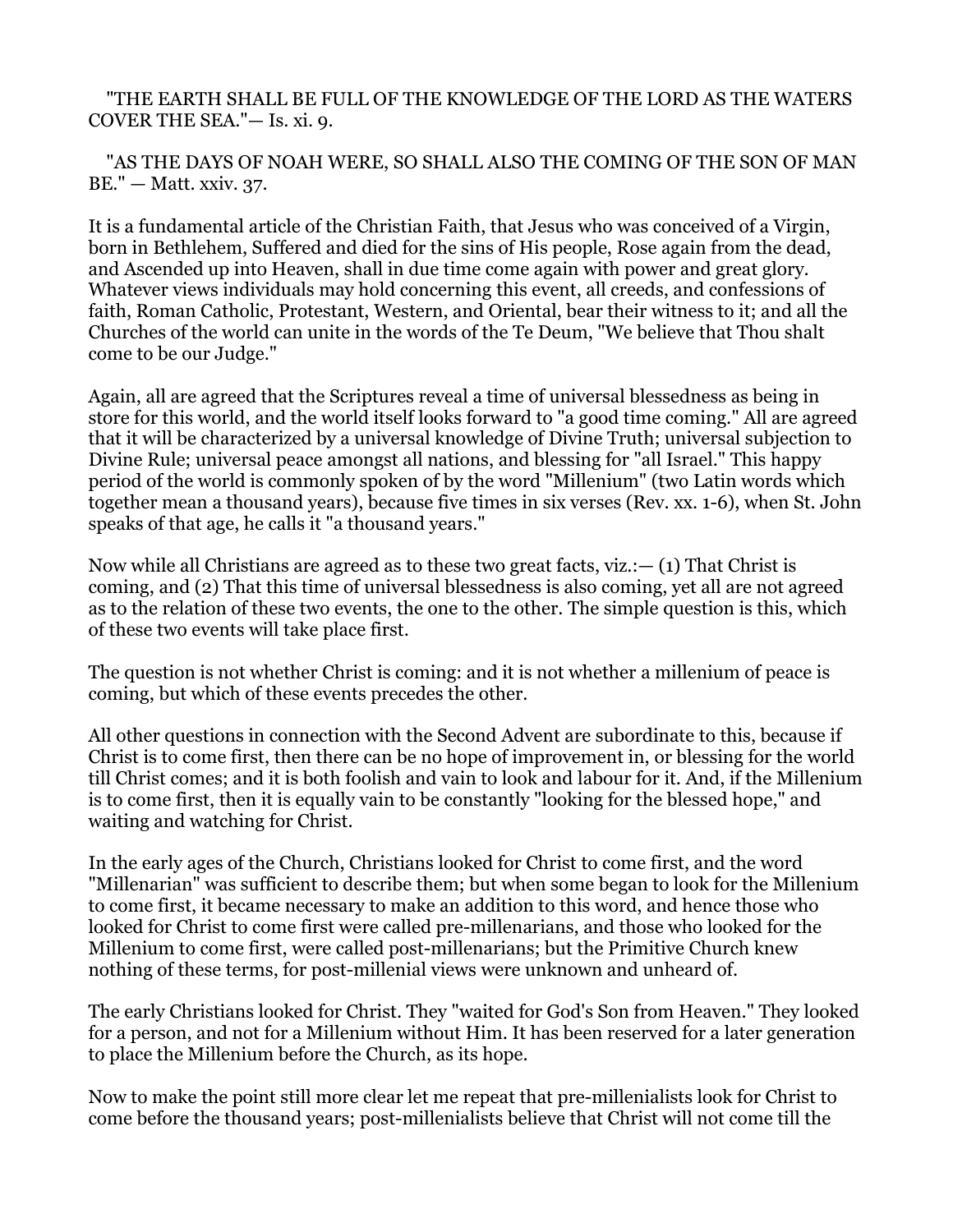"THE EARTH SHALL BE FULL OF THE KNOWLEDGE OF THE LORD AS THE WATERS COVER THE SEA."— Is. xi. 9.

"AS THE DAYS OF NOAH WERE, SO SHALL ALSO THE COMING OF THE SON OF MAN BE." — Matt. xxiv. 37.

It is a fundamental article of the Christian Faith, that Jesus who was conceived of a Virgin, born in Bethlehem, Suffered and died for the sins of His people, Rose again from the dead, and Ascended up into Heaven, shall in due time come again with power and great glory. Whatever views individuals may hold concerning this event, all creeds, and confessions of faith, Roman Catholic, Protestant, Western, and Oriental, bear their witness to it; and all the Churches of the world can unite in the words of the Te Deum, "We believe that Thou shalt come to be our Judge."

Again, all are agreed that the Scriptures reveal a time of universal blessedness as being in store for this world, and the world itself looks forward to "a good time coming." All are agreed that it will be characterized by a universal knowledge of Divine Truth; universal subjection to Divine Rule; universal peace amongst all nations, and blessing for "all Israel." This happy period of the world is commonly spoken of by the word "Millenium" (two Latin words which together mean a thousand years), because five times in six verses (Rev. xx. 1-6), when St. John speaks of that age, he calls it "a thousand years."

Now while all Christians are agreed as to these two great facts, viz.:— (1) That Christ is coming, and (2) That this time of universal blessedness is also coming, yet all are not agreed as to the relation of these two events, the one to the other. The simple question is this, which of these two events will take place first.

The question is not whether Christ is coming: and it is not whether a millenium of peace is coming, but which of these events precedes the other.

All other questions in connection with the Second Advent are subordinate to this, because if Christ is to come first, then there can be no hope of improvement in, or blessing for the world till Christ comes; and it is both foolish and vain to look and labour for it. And, if the Millenium is to come first, then it is equally vain to be constantly "looking for the blessed hope," and waiting and watching for Christ.

In the early ages of the Church, Christians looked for Christ to come first, and the word "Millenarian" was sufficient to describe them; but when some began to look for the Millenium to come first, it became necessary to make an addition to this word, and hence those who looked for Christ to come first were called pre-millenarians, and those who looked for the Millenium to come first, were called post-millenarians; but the Primitive Church knew nothing of these terms, for post-millenial views were unknown and unheard of.

The early Christians looked for Christ. They "waited for God's Son from Heaven." They looked for a person, and not for a Millenium without Him. It has been reserved for a later generation to place the Millenium before the Church, as its hope.

Now to make the point still more clear let me repeat that pre-millenialists look for Christ to come before the thousand years; post-millenialists believe that Christ will not come till the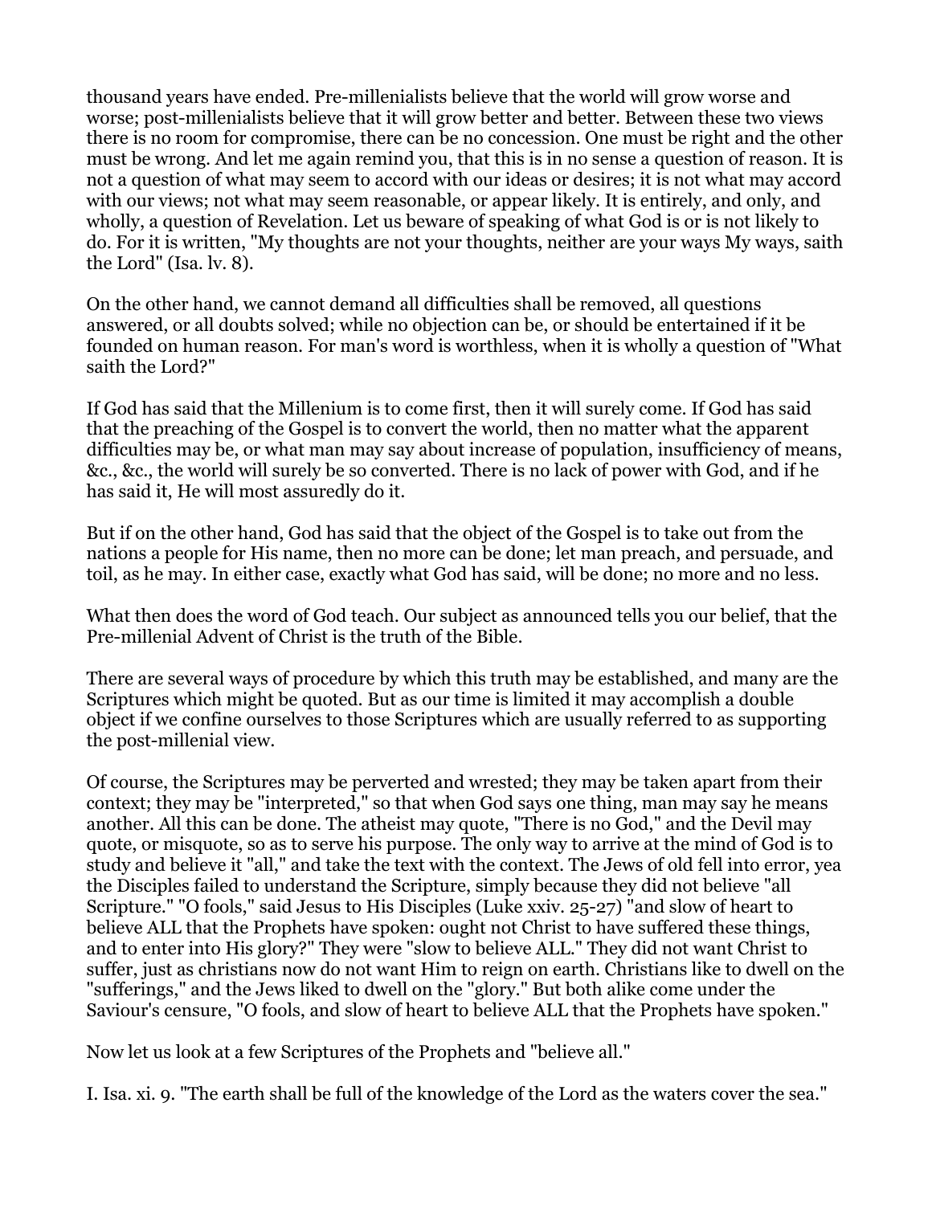thousand years have ended. Pre-millenialists believe that the world will grow worse and worse; post-millenialists believe that it will grow better and better. Between these two views there is no room for compromise, there can be no concession. One must be right and the other must be wrong. And let me again remind you, that this is in no sense a question of reason. It is not a question of what may seem to accord with our ideas or desires; it is not what may accord with our views; not what may seem reasonable, or appear likely. It is entirely, and only, and wholly, a question of Revelation. Let us beware of speaking of what God is or is not likely to do. For it is written, "My thoughts are not your thoughts, neither are your ways My ways, saith the Lord" (Isa. lv. 8).

On the other hand, we cannot demand all difficulties shall be removed, all questions answered, or all doubts solved; while no objection can be, or should be entertained if it be founded on human reason. For man's word is worthless, when it is wholly a question of "What saith the Lord?"

If God has said that the Millenium is to come first, then it will surely come. If God has said that the preaching of the Gospel is to convert the world, then no matter what the apparent difficulties may be, or what man may say about increase of population, insufficiency of means, &c., &c., the world will surely be so converted. There is no lack of power with God, and if he has said it, He will most assuredly do it.

But if on the other hand, God has said that the object of the Gospel is to take out from the nations a people for His name, then no more can be done; let man preach, and persuade, and toil, as he may. In either case, exactly what God has said, will be done; no more and no less.

What then does the word of God teach. Our subject as announced tells you our belief, that the Pre-millenial Advent of Christ is the truth of the Bible.

There are several ways of procedure by which this truth may be established, and many are the Scriptures which might be quoted. But as our time is limited it may accomplish a double object if we confine ourselves to those Scriptures which are usually referred to as supporting the post-millenial view.

Of course, the Scriptures may be perverted and wrested; they may be taken apart from their context; they may be "interpreted," so that when God says one thing, man may say he means another. All this can be done. The atheist may quote, "There is no God," and the Devil may quote, or misquote, so as to serve his purpose. The only way to arrive at the mind of God is to study and believe it "all," and take the text with the context. The Jews of old fell into error, yea the Disciples failed to understand the Scripture, simply because they did not believe "all Scripture." "O fools," said Jesus to His Disciples (Luke xxiv. 25-27) "and slow of heart to believe ALL that the Prophets have spoken: ought not Christ to have suffered these things, and to enter into His glory?" They were "slow to believe ALL." They did not want Christ to suffer, just as christians now do not want Him to reign on earth. Christians like to dwell on the "sufferings," and the Jews liked to dwell on the "glory." But both alike come under the Saviour's censure, "O fools, and slow of heart to believe ALL that the Prophets have spoken."

Now let us look at a few Scriptures of the Prophets and "believe all."

I. Isa. xi. 9. "The earth shall be full of the knowledge of the Lord as the waters cover the sea."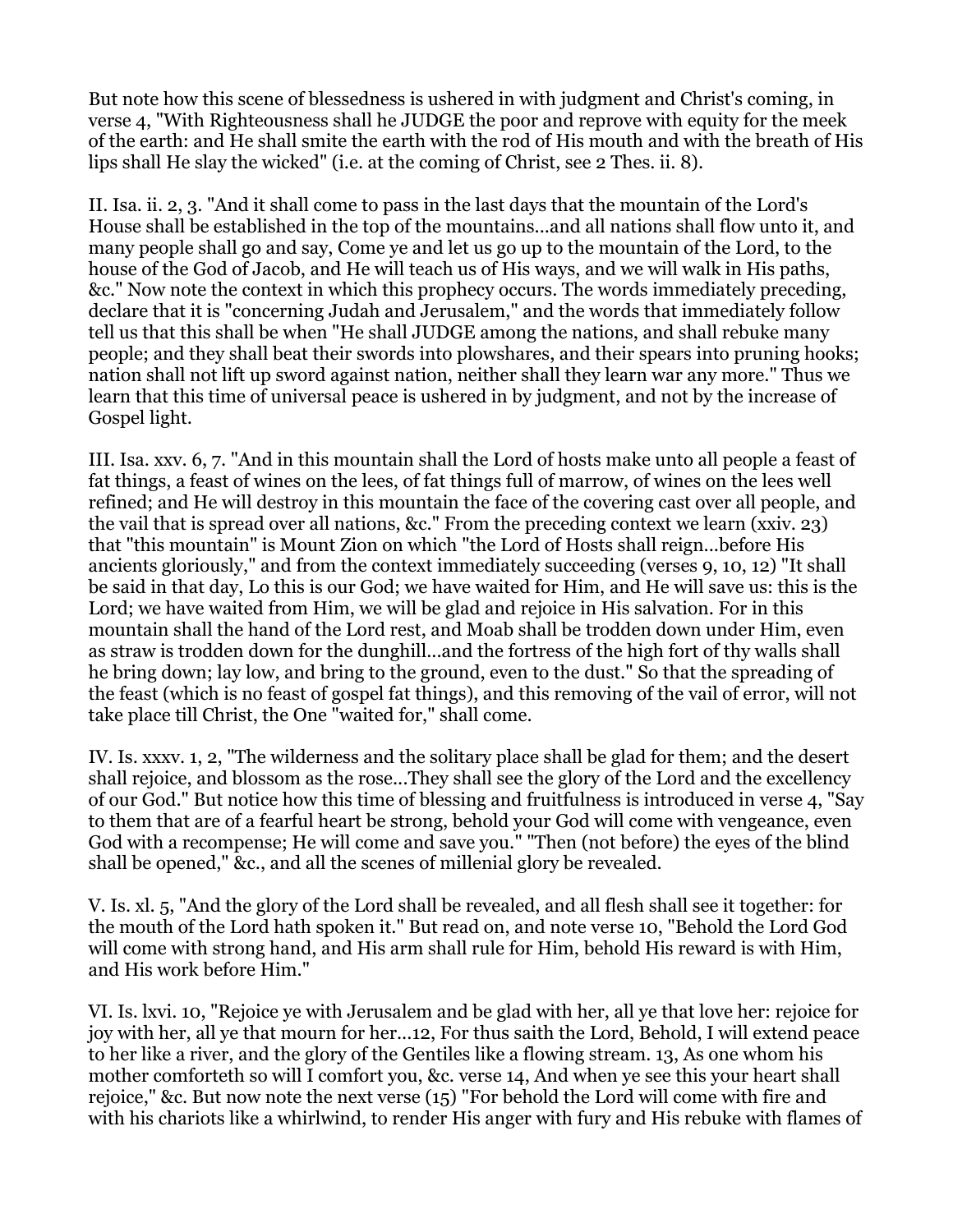But note how this scene of blessedness is ushered in with judgment and Christ's coming, in verse 4, "With Righteousness shall he JUDGE the poor and reprove with equity for the meek of the earth: and He shall smite the earth with the rod of His mouth and with the breath of His lips shall He slay the wicked" (i.e. at the coming of Christ, see 2 Thes. ii. 8).

II. Isa. ii. 2, 3. "And it shall come to pass in the last days that the mountain of the Lord's House shall be established in the top of the mountains...and all nations shall flow unto it, and many people shall go and say, Come ye and let us go up to the mountain of the Lord, to the house of the God of Jacob, and He will teach us of His ways, and we will walk in His paths, &c." Now note the context in which this prophecy occurs. The words immediately preceding, declare that it is "concerning Judah and Jerusalem," and the words that immediately follow tell us that this shall be when "He shall JUDGE among the nations, and shall rebuke many people; and they shall beat their swords into plowshares, and their spears into pruning hooks; nation shall not lift up sword against nation, neither shall they learn war any more." Thus we learn that this time of universal peace is ushered in by judgment, and not by the increase of Gospel light.

III. Isa. xxv. 6, 7. "And in this mountain shall the Lord of hosts make unto all people a feast of fat things, a feast of wines on the lees, of fat things full of marrow, of wines on the lees well refined; and He will destroy in this mountain the face of the covering cast over all people, and the vail that is spread over all nations, &c." From the preceding context we learn (xxiv. 23) that "this mountain" is Mount Zion on which "the Lord of Hosts shall reign...before His ancients gloriously," and from the context immediately succeeding (verses 9, 10, 12) "It shall be said in that day, Lo this is our God; we have waited for Him, and He will save us: this is the Lord; we have waited from Him, we will be glad and rejoice in His salvation. For in this mountain shall the hand of the Lord rest, and Moab shall be trodden down under Him, even as straw is trodden down for the dunghill...and the fortress of the high fort of thy walls shall he bring down; lay low, and bring to the ground, even to the dust." So that the spreading of the feast (which is no feast of gospel fat things), and this removing of the vail of error, will not take place till Christ, the One "waited for," shall come.

IV. Is. xxxv. 1, 2, "The wilderness and the solitary place shall be glad for them; and the desert shall rejoice, and blossom as the rose...They shall see the glory of the Lord and the excellency of our God." But notice how this time of blessing and fruitfulness is introduced in verse 4, "Say to them that are of a fearful heart be strong, behold your God will come with vengeance, even God with a recompense; He will come and save you." "Then (not before) the eyes of the blind shall be opened," &c., and all the scenes of millenial glory be revealed.

V. Is. xl. 5, "And the glory of the Lord shall be revealed, and all flesh shall see it together: for the mouth of the Lord hath spoken it." But read on, and note verse 10, "Behold the Lord God will come with strong hand, and His arm shall rule for Him, behold His reward is with Him, and His work before Him."

VI. Is. lxvi. 10, "Rejoice ye with Jerusalem and be glad with her, all ye that love her: rejoice for joy with her, all ye that mourn for her...12, For thus saith the Lord, Behold, I will extend peace to her like a river, and the glory of the Gentiles like a flowing stream. 13, As one whom his mother comforteth so will I comfort you, &c. verse 14, And when ye see this your heart shall rejoice," &c. But now note the next verse (15) "For behold the Lord will come with fire and with his chariots like a whirlwind, to render His anger with fury and His rebuke with flames of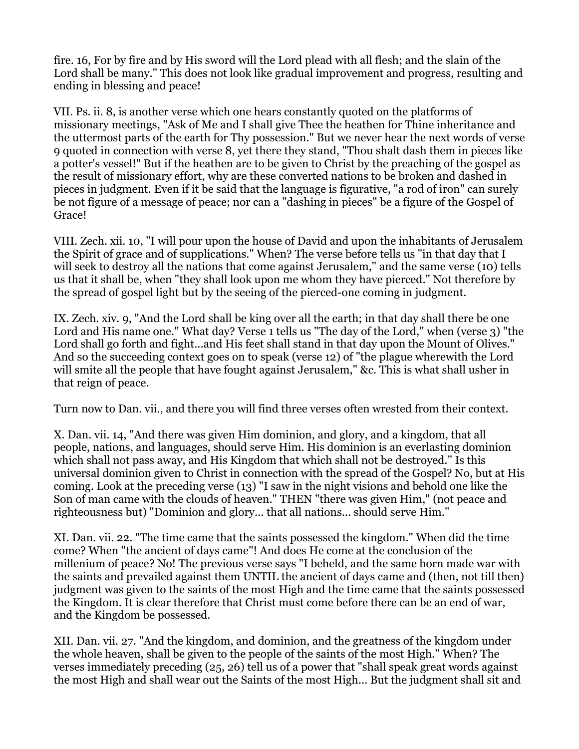fire. 16, For by fire and by His sword will the Lord plead with all flesh; and the slain of the Lord shall be many." This does not look like gradual improvement and progress, resulting and ending in blessing and peace!

VII. Ps. ii. 8, is another verse which one hears constantly quoted on the platforms of missionary meetings, "Ask of Me and I shall give Thee the heathen for Thine inheritance and the uttermost parts of the earth for Thy possession." But we never hear the next words of verse 9 quoted in connection with verse 8, yet there they stand, "Thou shalt dash them in pieces like a potter's vessel!" But if the heathen are to be given to Christ by the preaching of the gospel as the result of missionary effort, why are these converted nations to be broken and dashed in pieces in judgment. Even if it be said that the language is figurative, "a rod of iron" can surely be not figure of a message of peace; nor can a "dashing in pieces" be a figure of the Gospel of Grace!

VIII. Zech. xii. 10, "I will pour upon the house of David and upon the inhabitants of Jerusalem the Spirit of grace and of supplications." When? The verse before tells us "in that day that I will seek to destroy all the nations that come against Jerusalem," and the same verse (10) tells us that it shall be, when "they shall look upon me whom they have pierced." Not therefore by the spread of gospel light but by the seeing of the pierced-one coming in judgment.

IX. Zech. xiv. 9, "And the Lord shall be king over all the earth; in that day shall there be one Lord and His name one." What day? Verse 1 tells us "The day of the Lord," when (verse 3) "the Lord shall go forth and fight...and His feet shall stand in that day upon the Mount of Olives." And so the succeeding context goes on to speak (verse 12) of "the plague wherewith the Lord will smite all the people that have fought against Jerusalem," &c. This is what shall usher in that reign of peace.

Turn now to Dan. vii., and there you will find three verses often wrested from their context.

X. Dan. vii. 14, "And there was given Him dominion, and glory, and a kingdom, that all people, nations, and languages, should serve Him. His dominion is an everlasting dominion which shall not pass away, and His Kingdom that which shall not be destroyed." Is this universal dominion given to Christ in connection with the spread of the Gospel? No, but at His coming. Look at the preceding verse (13) "I saw in the night visions and behold one like the Son of man came with the clouds of heaven." THEN "there was given Him," (not peace and righteousness but) "Dominion and glory... that all nations... should serve Him."

XI. Dan. vii. 22. "The time came that the saints possessed the kingdom." When did the time come? When "the ancient of days came"! And does He come at the conclusion of the millenium of peace? No! The previous verse says "I beheld, and the same horn made war with the saints and prevailed against them UNTIL the ancient of days came and (then, not till then) judgment was given to the saints of the most High and the time came that the saints possessed the Kingdom. It is clear therefore that Christ must come before there can be an end of war, and the Kingdom be possessed.

XII. Dan. vii. 27. "And the kingdom, and dominion, and the greatness of the kingdom under the whole heaven, shall be given to the people of the saints of the most High." When? The verses immediately preceding (25, 26) tell us of a power that "shall speak great words against the most High and shall wear out the Saints of the most High... But the judgment shall sit and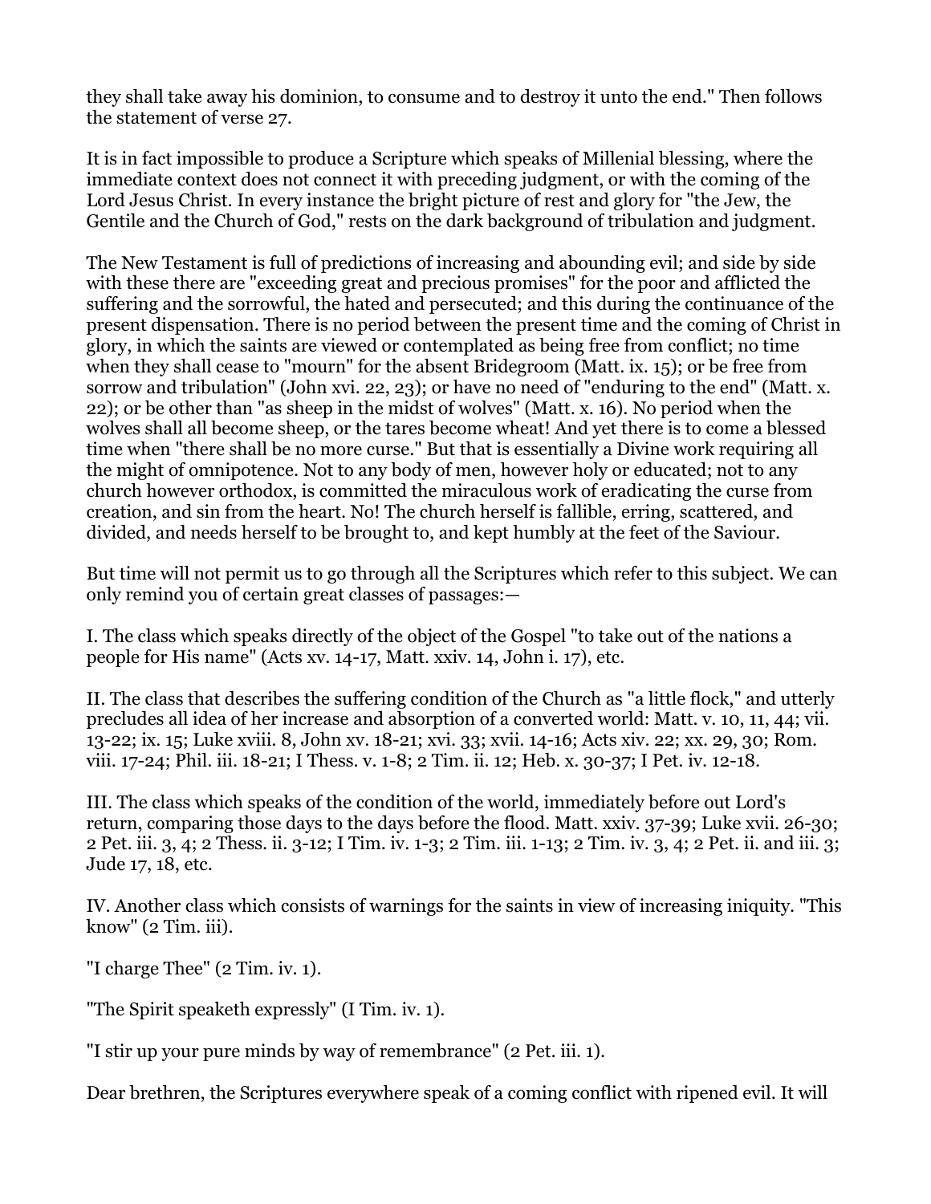they shall take away his dominion, to consume and to destroy it unto the end." Then follows the statement of verse 27.

It is in fact impossible to produce a Scripture which speaks of Millenial blessing, where the immediate context does not connect it with preceding judgment, or with the coming of the Lord Jesus Christ. In every instance the bright picture of rest and glory for "the Jew, the Gentile and the Church of God," rests on the dark background of tribulation and judgment.

The New Testament is full of predictions of increasing and abounding evil; and side by side with these there are "exceeding great and precious promises" for the poor and afflicted the suffering and the sorrowful, the hated and persecuted; and this during the continuance of the present dispensation. There is no period between the present time and the coming of Christ in glory, in which the saints are viewed or contemplated as being free from conflict; no time when they shall cease to "mourn" for the absent Bridegroom (Matt. ix. 15); or be free from sorrow and tribulation" (John xvi. 22, 23); or have no need of "enduring to the end" (Matt. x. 22); or be other than "as sheep in the midst of wolves" (Matt. x. 16). No period when the wolves shall all become sheep, or the tares become wheat! And yet there is to come a blessed time when "there shall be no more curse." But that is essentially a Divine work requiring all the might of omnipotence. Not to any body of men, however holy or educated; not to any church however orthodox, is committed the miraculous work of eradicating the curse from creation, and sin from the heart. No! The church herself is fallible, erring, scattered, and divided, and needs herself to be brought to, and kept humbly at the feet of the Saviour.

But time will not permit us to go through all the Scriptures which refer to this subject. We can only remind you of certain great classes of passages:—

I. The class which speaks directly of the object of the Gospel "to take out of the nations a people for His name" (Acts xv. 14-17, Matt. xxiv. 14, John i. 17), etc.

II. The class that describes the suffering condition of the Church as "a little flock," and utterly precludes all idea of her increase and absorption of a converted world: Matt. v. 10, 11, 44; vii. 13-22; ix. 15; Luke xviii. 8, John xv. 18-21; xvi. 33; xvii. 14-16; Acts xiv. 22; xx. 29, 30; Rom. viii. 17-24; Phil. iii. 18-21; I Thess. v. 1-8; 2 Tim. ii. 12; Heb. x. 30-37; I Pet. iv. 12-18.

III. The class which speaks of the condition of the world, immediately before out Lord's return, comparing those days to the days before the flood. Matt. xxiv. 37-39; Luke xvii. 26-30; 2 Pet. iii. 3, 4; 2 Thess. ii. 3-12; I Tim. iv. 1-3; 2 Tim. iii. 1-13; 2 Tim. iv. 3, 4; 2 Pet. ii. and iii. 3; Jude 17, 18, etc.

IV. Another class which consists of warnings for the saints in view of increasing iniquity. "This know" (2 Tim. iii).

"I charge Thee" (2 Tim. iv. 1).

"The Spirit speaketh expressly" (I Tim. iv. 1).

"I stir up your pure minds by way of remembrance" (2 Pet. iii. 1).

Dear brethren, the Scriptures everywhere speak of a coming conflict with ripened evil. It will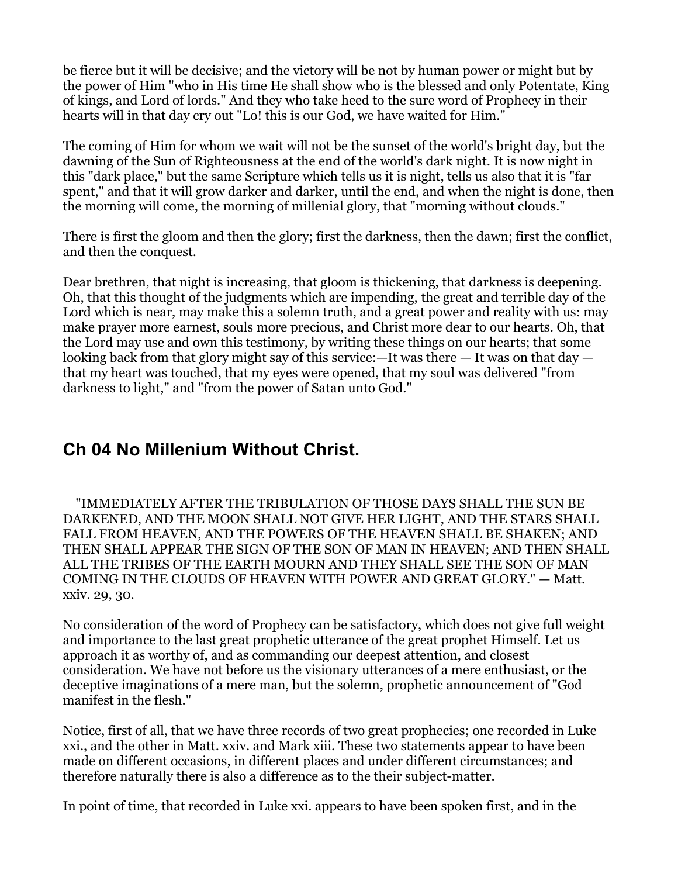be fierce but it will be decisive; and the victory will be not by human power or might but by the power of Him "who in His time He shall show who is the blessed and only Potentate, King of kings, and Lord of lords." And they who take heed to the sure word of Prophecy in their hearts will in that day cry out "Lo! this is our God, we have waited for Him."

The coming of Him for whom we wait will not be the sunset of the world's bright day, but the dawning of the Sun of Righteousness at the end of the world's dark night. It is now night in this "dark place," but the same Scripture which tells us it is night, tells us also that it is "far spent," and that it will grow darker and darker, until the end, and when the night is done, then the morning will come, the morning of millenial glory, that "morning without clouds."

There is first the gloom and then the glory; first the darkness, then the dawn; first the conflict, and then the conquest.

Dear brethren, that night is increasing, that gloom is thickening, that darkness is deepening. Oh, that this thought of the judgments which are impending, the great and terrible day of the Lord which is near, may make this a solemn truth, and a great power and reality with us: may make prayer more earnest, souls more precious, and Christ more dear to our hearts. Oh, that the Lord may use and own this testimony, by writing these things on our hearts; that some looking back from that glory might say of this service:—It was there — It was on that day — that my heart was touched, that my eyes were opened, that my soul was delivered "from darkness to light," and "from the power of Satan unto God."

## Ch 04 No Millenium Without Christ.

"IMMEDIATELY AFTER THE TRIBULATION OF THOSE DAYS SHALL THE SUN BE DARKENED, AND THE MOON SHALL NOT GIVE HER LIGHT, AND THE STARS SHALL FALL FROM HEAVEN, AND THE POWERS OF THE HEAVEN SHALL BE SHAKEN; AND THEN SHALL APPEAR THE SIGN OF THE SON OF MAN IN HEAVEN; AND THEN SHALL ALL THE TRIBES OF THE EARTH MOURN AND THEY SHALL SEE THE SON OF MAN COMING IN THE CLOUDS OF HEAVEN WITH POWER AND GREAT GLORY." — Matt. xxiv. 29, 30.

No consideration of the word of Prophecy can be satisfactory, which does not give full weight and importance to the last great prophetic utterance of the great prophet Himself. Let us approach it as worthy of, and as commanding our deepest attention, and closest consideration. We have not before us the visionary utterances of a mere enthusiast, or the deceptive imaginations of a mere man, but the solemn, prophetic announcement of "God manifest in the flesh."

Notice, first of all, that we have three records of two great prophecies; one recorded in Luke xxi., and the other in Matt. xxiv. and Mark xiii. These two statements appear to have been made on different occasions, in different places and under different circumstances; and therefore naturally there is also a difference as to the their subject-matter.

In point of time, that recorded in Luke xxi. appears to have been spoken first, and in the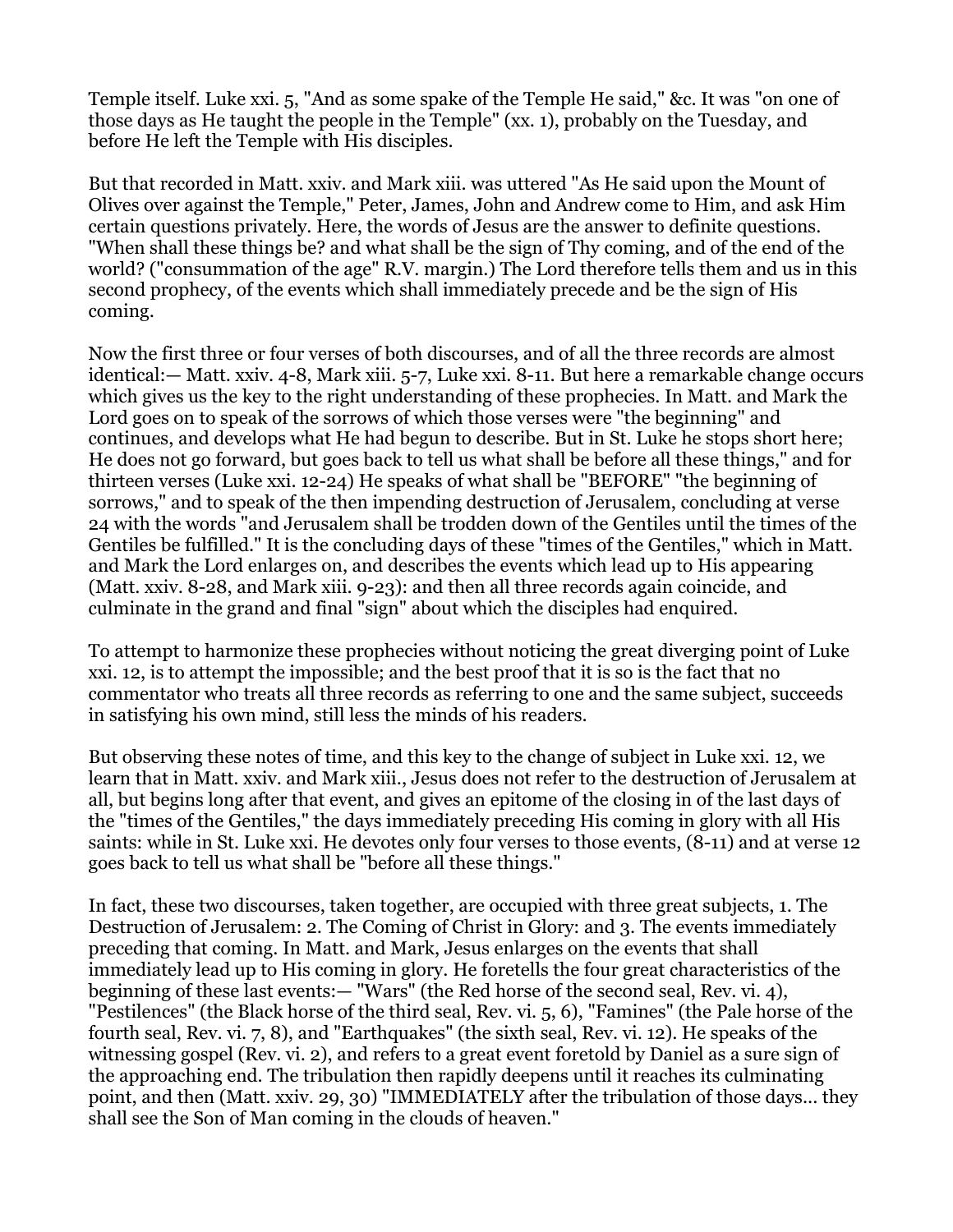Temple itself. Luke xxi. 5, "And as some spake of the Temple He said," &c. It was "on one of those days as He taught the people in the Temple" (xx. 1), probably on the Tuesday, and before He left the Temple with His disciples.

But that recorded in Matt. xxiv. and Mark xiii. was uttered "As He said upon the Mount of Olives over against the Temple," Peter, James, John and Andrew come to Him, and ask Him certain questions privately. Here, the words of Jesus are the answer to definite questions. "When shall these things be? and what shall be the sign of Thy coming, and of the end of the world? ("consummation of the age" R.V. margin.) The Lord therefore tells them and us in this second prophecy, of the events which shall immediately precede and be the sign of His coming.

Now the first three or four verses of both discourses, and of all the three records are almost identical:— Matt. xxiv. 4-8, Mark xiii. 5-7, Luke xxi. 8-11. But here a remarkable change occurs which gives us the key to the right understanding of these prophecies. In Matt. and Mark the Lord goes on to speak of the sorrows of which those verses were "the beginning" and continues, and develops what He had begun to describe. But in St. Luke he stops short here; He does not go forward, but goes back to tell us what shall be before all these things," and for thirteen verses (Luke xxi. 12-24) He speaks of what shall be "BEFORE" "the beginning of sorrows," and to speak of the then impending destruction of Jerusalem, concluding at verse 24 with the words "and Jerusalem shall be trodden down of the Gentiles until the times of the Gentiles be fulfilled." It is the concluding days of these "times of the Gentiles," which in Matt. and Mark the Lord enlarges on, and describes the events which lead up to His appearing (Matt. xxiv. 8-28, and Mark xiii. 9-23): and then all three records again coincide, and culminate in the grand and final "sign" about which the disciples had enquired.

To attempt to harmonize these prophecies without noticing the great diverging point of Luke xxi. 12, is to attempt the impossible; and the best proof that it is so is the fact that no commentator who treats all three records as referring to one and the same subject, succeeds in satisfying his own mind, still less the minds of his readers.

But observing these notes of time, and this key to the change of subject in Luke xxi. 12, we learn that in Matt. xxiv. and Mark xiii., Jesus does not refer to the destruction of Jerusalem at all, but begins long after that event, and gives an epitome of the closing in of the last days of the "times of the Gentiles," the days immediately preceding His coming in glory with all His saints: while in St. Luke xxi. He devotes only four verses to those events, (8-11) and at verse 12 goes back to tell us what shall be "before all these things."

In fact, these two discourses, taken together, are occupied with three great subjects, 1. The Destruction of Jerusalem: 2. The Coming of Christ in Glory: and 3. The events immediately preceding that coming. In Matt. and Mark, Jesus enlarges on the events that shall immediately lead up to His coming in glory. He foretells the four great characteristics of the beginning of these last events:— "Wars" (the Red horse of the second seal, Rev. vi. 4), "Pestilences" (the Black horse of the third seal, Rev. vi. 5, 6), "Famines" (the Pale horse of the fourth seal, Rev. vi. 7, 8), and "Earthquakes" (the sixth seal, Rev. vi. 12). He speaks of the witnessing gospel (Rev. vi. 2), and refers to a great event foretold by Daniel as a sure sign of the approaching end. The tribulation then rapidly deepens until it reaches its culminating point, and then (Matt. xxiv. 29, 30) "IMMEDIATELY after the tribulation of those days... they shall see the Son of Man coming in the clouds of heaven."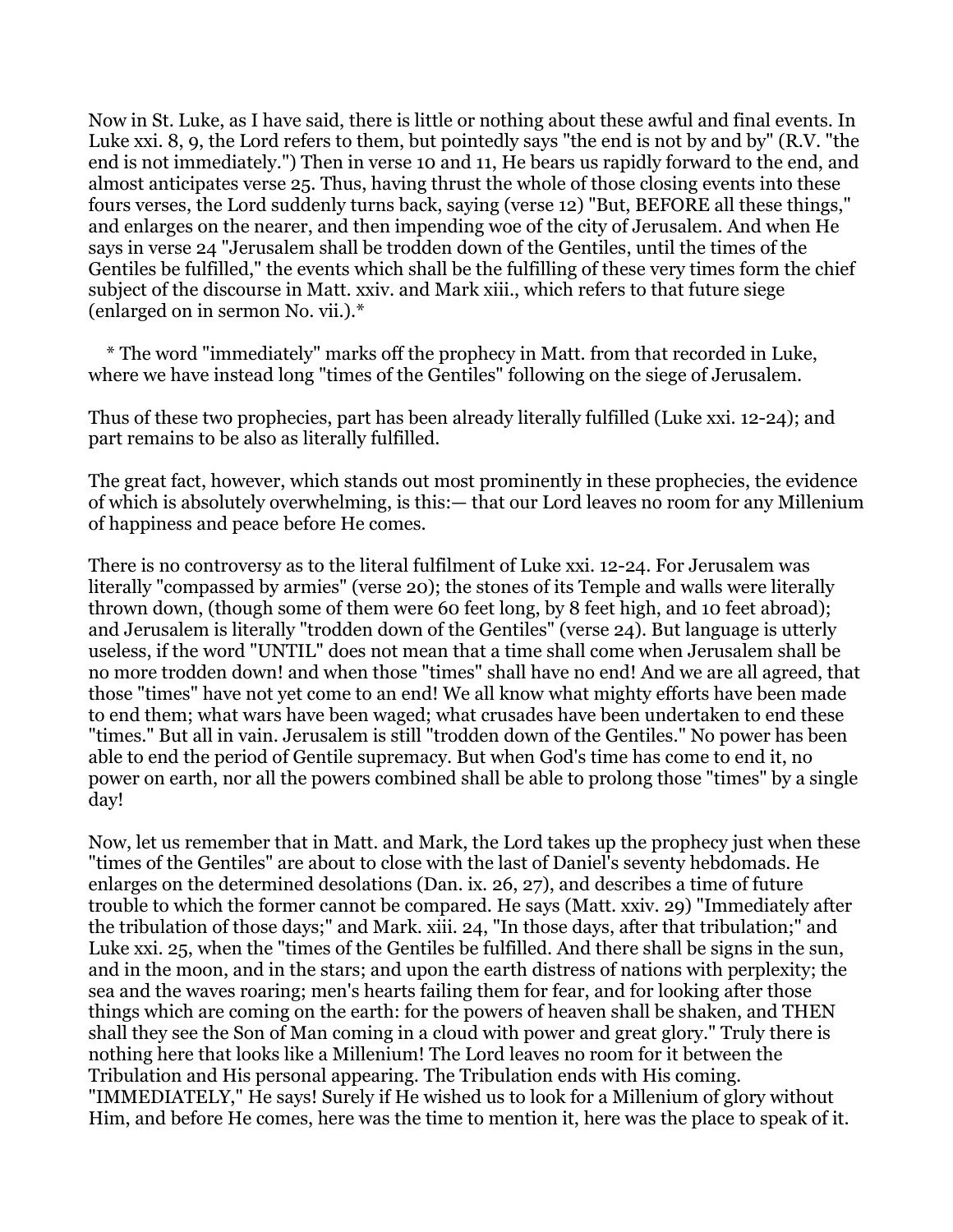Now in St. Luke, as I have said, there is little or nothing about these awful and final events. In Luke xxi. 8, 9, the Lord refers to them, but pointedly says "the end is not by and by" (R.V. "the end is not immediately.") Then in verse 10 and 11, He bears us rapidly forward to the end, and almost anticipates verse 25. Thus, having thrust the whole of those closing events into these fours verses, the Lord suddenly turns back, saying (verse 12) "But, BEFORE all these things," and enlarges on the nearer, and then impending woe of the city of Jerusalem. And when He says in verse 24 "Jerusalem shall be trodden down of the Gentiles, until the times of the Gentiles be fulfilled," the events which shall be the fulfilling of these very times form the chief subject of the discourse in Matt. xxiv. and Mark xiii., which refers to that future siege (enlarged on in sermon No. vii.).*

\* The word "immediately" marks off the prophecy in Matt. from that recorded in Luke, where we have instead long "times of the Gentiles" following on the siege of Jerusalem.

Thus of these two prophecies, part has been already literally fulfilled (Luke xxi. 12-24); and part remains to be also as literally fulfilled.

The great fact, however, which stands out most prominently in these prophecies, the evidence of which is absolutely overwhelming, is this:— that our Lord leaves no room for any Millenium of happiness and peace before He comes.

There is no controversy as to the literal fulfilment of Luke xxi. 12-24. For Jerusalem was literally "compassed by armies" (verse 20); the stones of its Temple and walls were literally thrown down, (though some of them were 60 feet long, by 8 feet high, and 10 feet abroad); and Jerusalem is literally "trodden down of the Gentiles" (verse 24). But language is utterly useless, if the word "UNTIL" does not mean that a time shall come when Jerusalem shall be no more trodden down! and when those "times" shall have no end! And we are all agreed, that those "times" have not yet come to an end! We all know what mighty efforts have been made to end them; what wars have been waged; what crusades have been undertaken to end these "times." But all in vain. Jerusalem is still "trodden down of the Gentiles." No power has been able to end the period of Gentile supremacy. But when God's time has come to end it, no power on earth, nor all the powers combined shall be able to prolong those "times" by a single day!

Now, let us remember that in Matt. and Mark, the Lord takes up the prophecy just when these "times of the Gentiles" are about to close with the last of Daniel's seventy hebdomads. He enlarges on the determined desolations (Dan. ix. 26, 27), and describes a time of future trouble to which the former cannot be compared. He says (Matt. xxiv. 29) "Immediately after the tribulation of those days;" and Mark. xiii. 24, "In those days, after that tribulation;" and Luke xxi. 25, when the "times of the Gentiles be fulfilled. And there shall be signs in the sun, and in the moon, and in the stars; and upon the earth distress of nations with perplexity; the sea and the waves roaring; men's hearts failing them for fear, and for looking after those things which are coming on the earth: for the powers of heaven shall be shaken, and THEN shall they see the Son of Man coming in a cloud with power and great glory." Truly there is nothing here that looks like a Millenium! The Lord leaves no room for it between the Tribulation and His personal appearing. The Tribulation ends with His coming. "IMMEDIATELY," He says! Surely if He wished us to look for a Millenium of glory without Him, and before He comes, here was the time to mention it, here was the place to speak of it.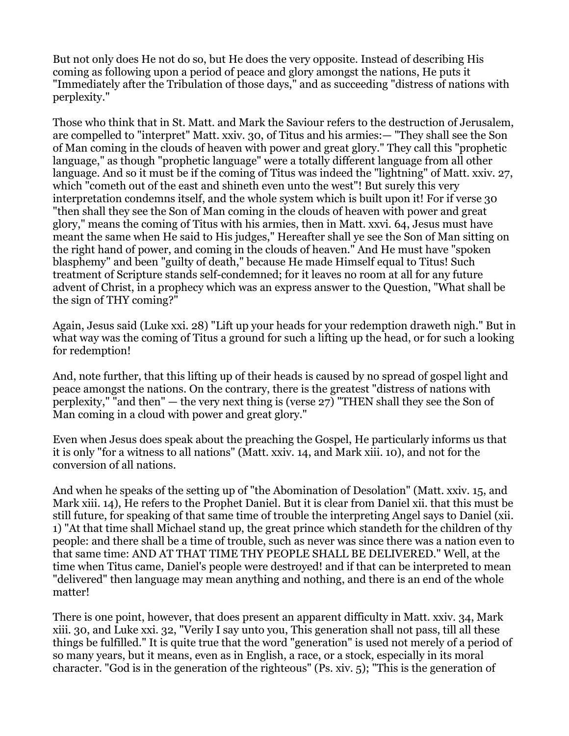But not only does He not do so, but He does the very opposite. Instead of describing His coming as following upon a period of peace and glory amongst the nations, He puts it "Immediately after the Tribulation of those days," and as succeeding "distress of nations with perplexity."

Those who think that in St. Matt. and Mark the Saviour refers to the destruction of Jerusalem, are compelled to "interpret" Matt. xxiv. 30, of Titus and his armies:— "They shall see the Son of Man coming in the clouds of heaven with power and great glory." They call this "prophetic language," as though "prophetic language" were a totally different language from all other language. And so it must be if the coming of Titus was indeed the "lightning" of Matt. xxiv. 27, which "cometh out of the east and shineth even unto the west"! But surely this very interpretation condemns itself, and the whole system which is built upon it! For if verse 30 "then shall they see the Son of Man coming in the clouds of heaven with power and great glory," means the coming of Titus with his armies, then in Matt. xxvi. 64, Jesus must have meant the same when He said to His judges," Hereafter shall ye see the Son of Man sitting on the right hand of power, and coming in the clouds of heaven." And He must have "spoken blasphemy" and been "guilty of death," because He made Himself equal to Titus! Such treatment of Scripture stands self-condemned; for it leaves no room at all for any future advent of Christ, in a prophecy which was an express answer to the Question, "What shall be the sign of THY coming?"

Again, Jesus said (Luke xxi. 28) "Lift up your heads for your redemption draweth nigh." But in what way was the coming of Titus a ground for such a lifting up the head, or for such a looking for redemption!

And, note further, that this lifting up of their heads is caused by no spread of gospel light and peace amongst the nations. On the contrary, there is the greatest "distress of nations with perplexity," "and then" — the very next thing is (verse 27) "THEN shall they see the Son of Man coming in a cloud with power and great glory."

Even when Jesus does speak about the preaching the Gospel, He particularly informs us that it is only "for a witness to all nations" (Matt. xxiv. 14, and Mark xiii. 10), and not for the conversion of all nations.

And when he speaks of the setting up of "the Abomination of Desolation" (Matt. xxiv. 15, and Mark xiii. 14), He refers to the Prophet Daniel. But it is clear from Daniel xii. that this must be still future, for speaking of that same time of trouble the interpreting Angel says to Daniel (xii. 1) "At that time shall Michael stand up, the great prince which standeth for the children of thy people: and there shall be a time of trouble, such as never was since there was a nation even to that same time: AND AT THAT TIME THY PEOPLE SHALL BE DELIVERED." Well, at the time when Titus came, Daniel's people were destroyed! and if that can be interpreted to mean "delivered" then language may mean anything and nothing, and there is an end of the whole matter!

There is one point, however, that does present an apparent difficulty in Matt. xxiv. 34, Mark xiii. 30, and Luke xxi. 32, "Verily I say unto you, This generation shall not pass, till all these things be fulfilled." It is quite true that the word "generation" is used not merely of a period of so many years, but it means, even as in English, a race, or a stock, especially in its moral character. "God is in the generation of the righteous" (Ps. xiv. 5); "This is the generation of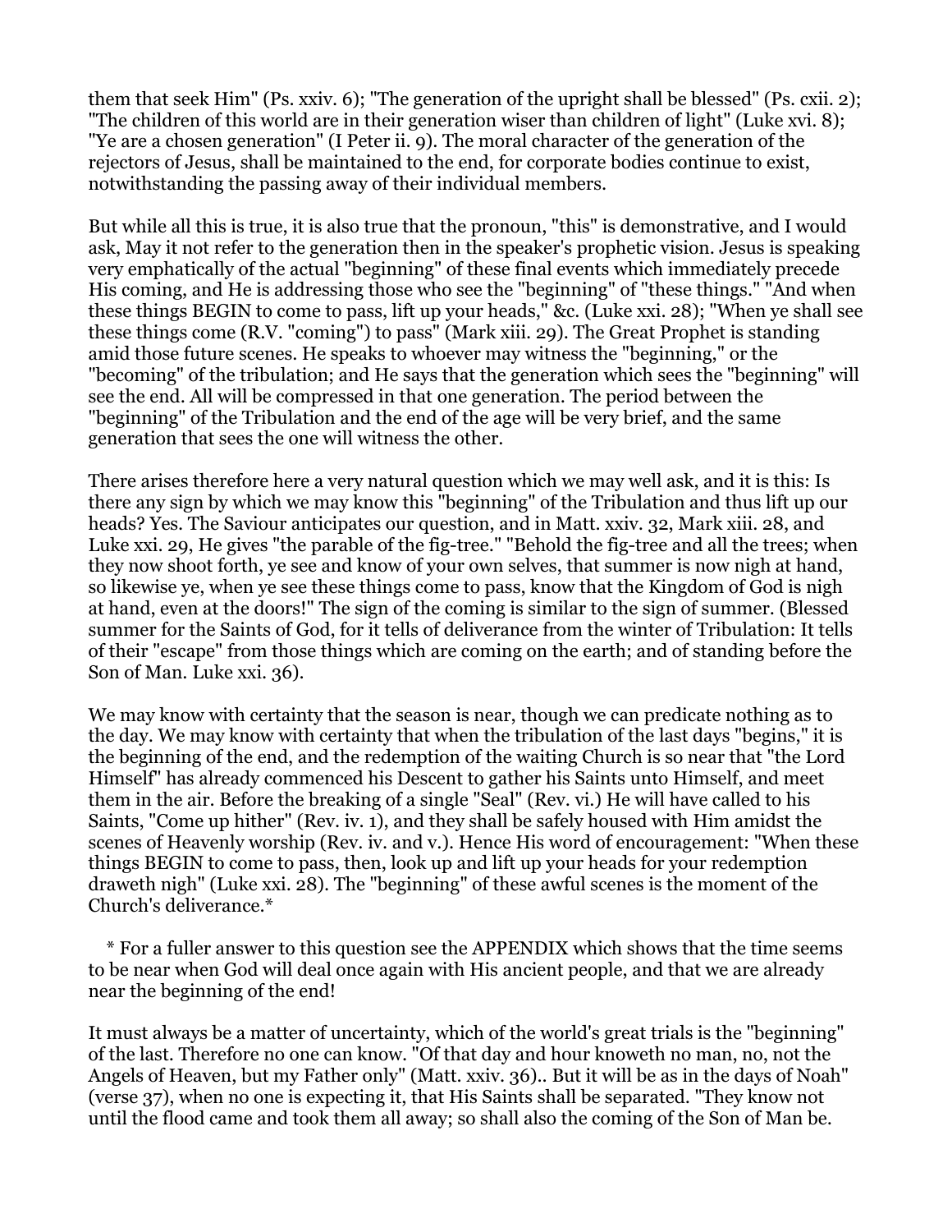them that seek Him" (Ps. xxiv. 6); "The generation of the upright shall be blessed" (Ps. cxii. 2); "The children of this world are in their generation wiser than children of light" (Luke xvi. 8); "Ye are a chosen generation" (I Peter ii. 9). The moral character of the generation of the rejectors of Jesus, shall be maintained to the end, for corporate bodies continue to exist, notwithstanding the passing away of their individual members.

But while all this is true, it is also true that the pronoun, "this" is demonstrative, and I would ask, May it not refer to the generation then in the speaker's prophetic vision. Jesus is speaking very emphatically of the actual "beginning" of these final events which immediately precede His coming, and He is addressing those who see the "beginning" of "these things." "And when these things BEGIN to come to pass, lift up your heads," &c. (Luke xxi. 28); "When ye shall see these things come (R.V. "coming") to pass" (Mark xiii. 29). The Great Prophet is standing amid those future scenes. He speaks to whoever may witness the "beginning," or the "becoming" of the tribulation; and He says that the generation which sees the "beginning" will see the end. All will be compressed in that one generation. The period between the "beginning" of the Tribulation and the end of the age will be very brief, and the same generation that sees the one will witness the other.

There arises therefore here a very natural question which we may well ask, and it is this: Is there any sign by which we may know this "beginning" of the Tribulation and thus lift up our heads? Yes. The Saviour anticipates our question, and in Matt. xxiv. 32, Mark xiii. 28, and Luke xxi. 29, He gives "the parable of the fig-tree." "Behold the fig-tree and all the trees; when they now shoot forth, ye see and know of your own selves, that summer is now nigh at hand, so likewise ye, when ye see these things come to pass, know that the Kingdom of God is nigh at hand, even at the doors!" The sign of the coming is similar to the sign of summer. (Blessed summer for the Saints of God, for it tells of deliverance from the winter of Tribulation: It tells of their "escape" from those things which are coming on the earth; and of standing before the Son of Man. Luke xxi. 36).

We may know with certainty that the season is near, though we can predicate nothing as to the day. We may know with certainty that when the tribulation of the last days "begins," it is the beginning of the end, and the redemption of the waiting Church is so near that "the Lord Himself" has already commenced his Descent to gather his Saints unto Himself, and meet them in the air. Before the breaking of a single "Seal" (Rev. vi.) He will have called to his Saints, "Come up hither" (Rev. iv. 1), and they shall be safely housed with Him amidst the scenes of Heavenly worship (Rev. iv. and v.). Hence His word of encouragement: "When these things BEGIN to come to pass, then, look up and lift up your heads for your redemption draweth nigh" (Luke xxi. 28). The "beginning" of these awful scenes is the moment of the Church's deliverance.*

\* For a fuller answer to this question see the APPENDIX which shows that the time seems to be near when God will deal once again with His ancient people, and that we are already near the beginning of the end!

It must always be a matter of uncertainty, which of the world's great trials is the "beginning" of the last. Therefore no one can know. "Of that day and hour knoweth no man, no, not the Angels of Heaven, but my Father only" (Matt. xxiv. 36).. But it will be as in the days of Noah" (verse 37), when no one is expecting it, that His Saints shall be separated. "They know not until the flood came and took them all away; so shall also the coming of the Son of Man be.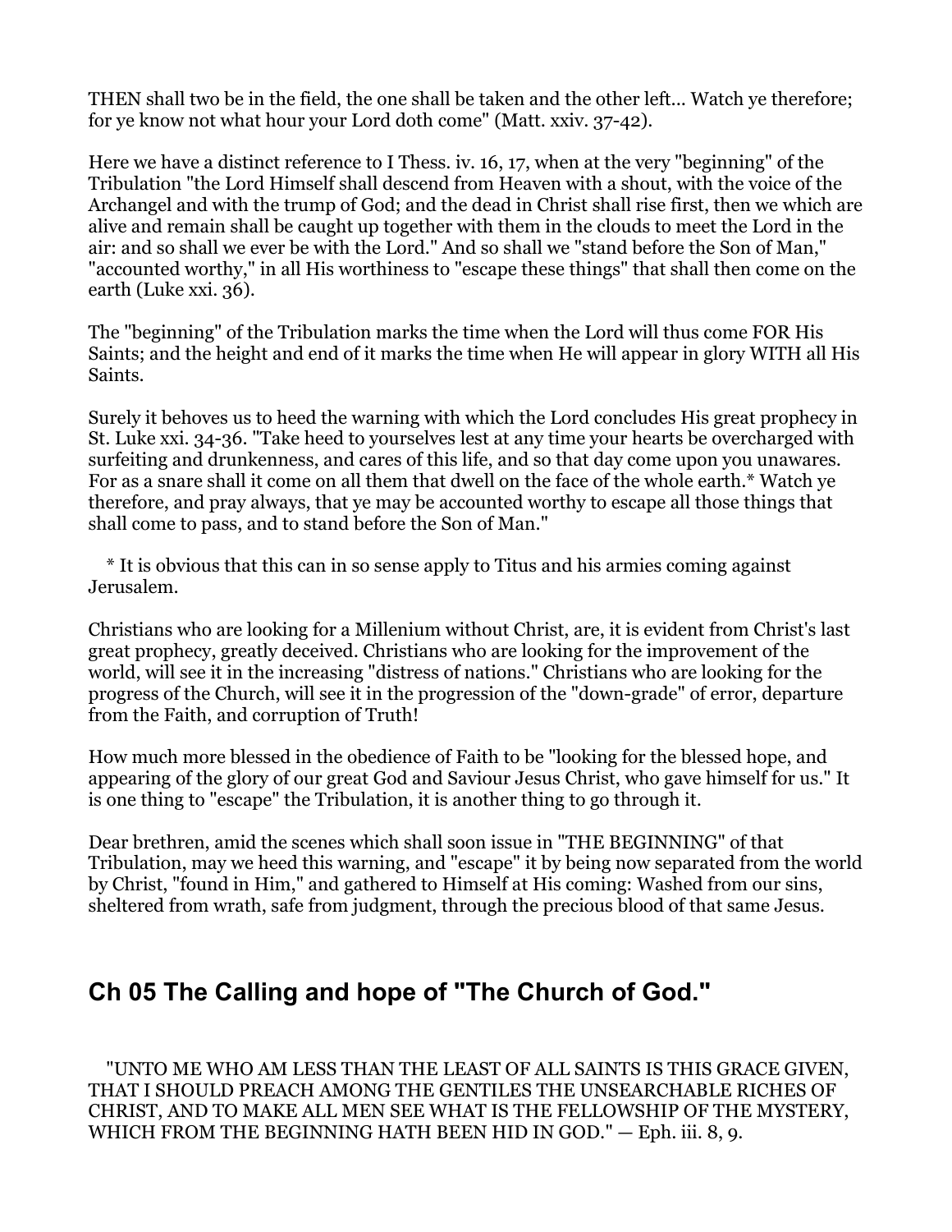THEN shall two be in the field, the one shall be taken and the other left... Watch ye therefore; for ye know not what hour your Lord doth come" (Matt. xxiv. 37-42).

Here we have a distinct reference to I Thess. iv. 16, 17, when at the very "beginning" of the Tribulation "the Lord Himself shall descend from Heaven with a shout, with the voice of the Archangel and with the trump of God; and the dead in Christ shall rise first, then we which are alive and remain shall be caught up together with them in the clouds to meet the Lord in the air: and so shall we ever be with the Lord." And so shall we "stand before the Son of Man," "accounted worthy," in all His worthiness to "escape these things" that shall then come on the earth (Luke xxi. 36).

The "beginning" of the Tribulation marks the time when the Lord will thus come FOR His Saints; and the height and end of it marks the time when He will appear in glory WITH all His Saints.

Surely it behoves us to heed the warning with which the Lord concludes His great prophecy in St. Luke xxi. 34-36. "Take heed to yourselves lest at any time your hearts be overcharged with surfeiting and drunkenness, and cares of this life, and so that day come upon you unawares. For as a snare shall it come on all them that dwell on the face of the whole earth.* Watch ye therefore, and pray always, that ye may be accounted worthy to escape all those things that shall come to pass, and to stand before the Son of Man."

\* It is obvious that this can in so sense apply to Titus and his armies coming against Jerusalem.

Christians who are looking for a Millenium without Christ, are, it is evident from Christ's last great prophecy, greatly deceived. Christians who are looking for the improvement of the world, will see it in the increasing "distress of nations." Christians who are looking for the progress of the Church, will see it in the progression of the "down-grade" of error, departure from the Faith, and corruption of Truth!

How much more blessed in the obedience of Faith to be "looking for the blessed hope, and appearing of the glory of our great God and Saviour Jesus Christ, who gave himself for us." It is one thing to "escape" the Tribulation, it is another thing to go through it.

Dear brethren, amid the scenes which shall soon issue in "THE BEGINNING" of that Tribulation, may we heed this warning, and "escape" it by being now separated from the world by Christ, "found in Him," and gathered to Himself at His coming: Washed from our sins, sheltered from wrath, safe from judgment, through the precious blood of that same Jesus.

## Ch 05 The Calling and hope of "The Church of God."

"UNTO ME WHO AM LESS THAN THE LEAST OF ALL SAINTS IS THIS GRACE GIVEN, THAT I SHOULD PREACH AMONG THE GENTILES THE UNSEARCHABLE RICHES OF CHRIST, AND TO MAKE ALL MEN SEE WHAT IS THE FELLOWSHIP OF THE MYSTERY, WHICH FROM THE BEGINNING HATH BEEN HID IN GOD." — Eph. iii. 8, 9.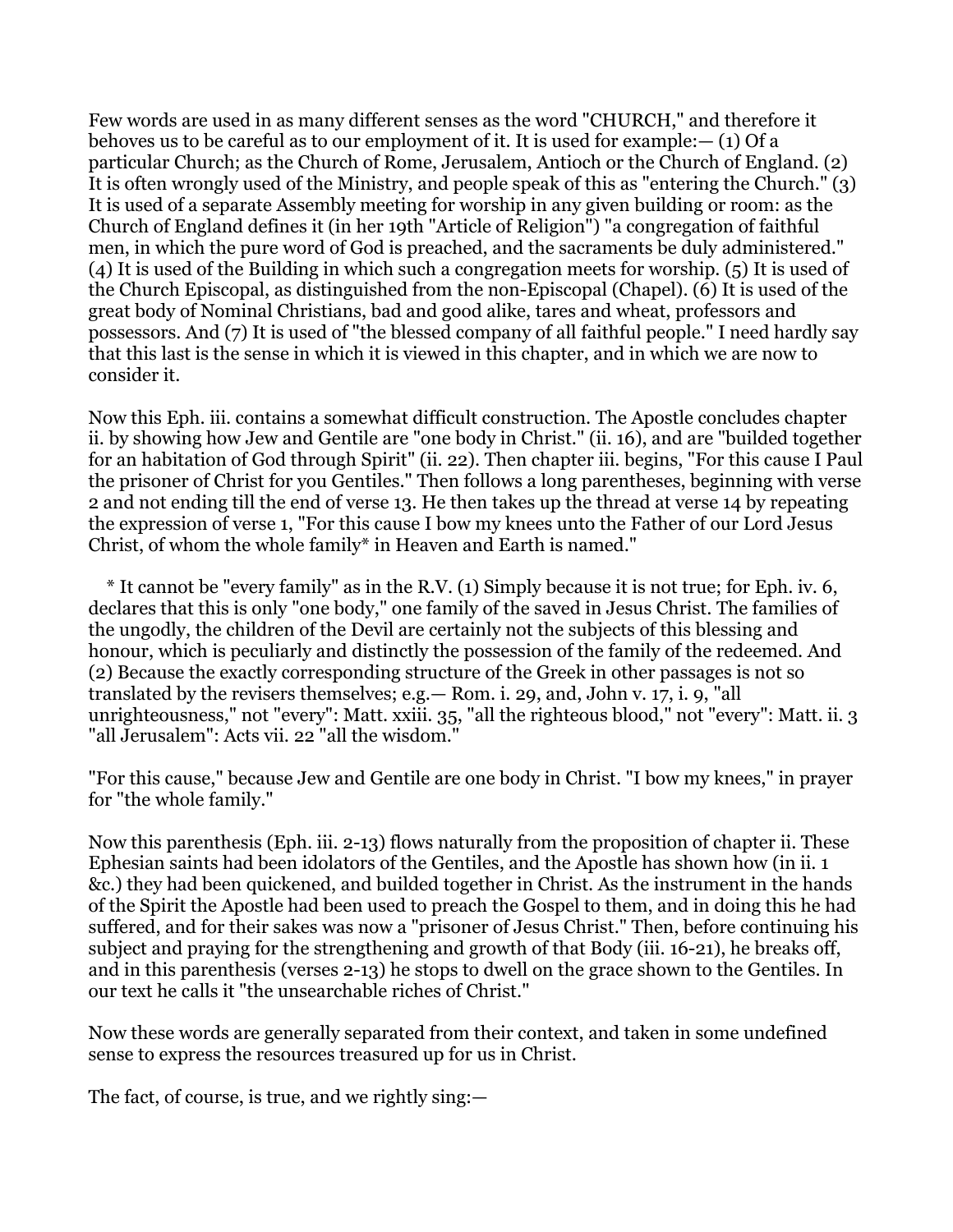Few words are used in as many different senses as the word "CHURCH," and therefore it behoves us to be careful as to our employment of it. It is used for example:— (1) Of a particular Church; as the Church of Rome, Jerusalem, Antioch or the Church of England. (2) It is often wrongly used of the Ministry, and people speak of this as "entering the Church." (3) It is used of a separate Assembly meeting for worship in any given building or room: as the Church of England defines it (in her 19th "Article of Religion") "a congregation of faithful men, in which the pure word of God is preached, and the sacraments be duly administered." (4) It is used of the Building in which such a congregation meets for worship. (5) It is used of the Church Episcopal, as distinguished from the non-Episcopal (Chapel). (6) It is used of the great body of Nominal Christians, bad and good alike, tares and wheat, professors and possessors. And (7) It is used of "the blessed company of all faithful people." I need hardly say that this last is the sense in which it is viewed in this chapter, and in which we are now to consider it.

Now this Eph. iii. contains a somewhat difficult construction. The Apostle concludes chapter ii. by showing how Jew and Gentile are "one body in Christ." (ii. 16), and are "builded together for an habitation of God through Spirit" (ii. 22). Then chapter iii. begins, "For this cause I Paul the prisoner of Christ for you Gentiles." Then follows a long parentheses, beginning with verse 2 and not ending till the end of verse 13. He then takes up the thread at verse 14 by repeating the expression of verse 1, "For this cause I bow my knees unto the Father of our Lord Jesus Christ, of whom the whole family* in Heaven and Earth is named."

\* It cannot be "every family" as in the R.V. (1) Simply because it is not true; for Eph. iv. 6, declares that this is only "one body," one family of the saved in Jesus Christ. The families of the ungodly, the children of the Devil are certainly not the subjects of this blessing and honour, which is peculiarly and distinctly the possession of the family of the redeemed. And (2) Because the exactly corresponding structure of the Greek in other passages is not so translated by the revisers themselves; e.g.— Rom. i. 29, and, John v. 17, i. 9, "all unrighteousness," not "every": Matt. xxiii. 35, "all the righteous blood," not "every": Matt. ii. 3 "all Jerusalem": Acts vii. 22 "all the wisdom."

"For this cause," because Jew and Gentile are one body in Christ. "I bow my knees," in prayer for "the whole family."

Now this parenthesis (Eph. iii. 2-13) flows naturally from the proposition of chapter ii. These Ephesian saints had been idolators of the Gentiles, and the Apostle has shown how (in ii. 1 &c.) they had been quickened, and builded together in Christ. As the instrument in the hands of the Spirit the Apostle had been used to preach the Gospel to them, and in doing this he had suffered, and for their sakes was now a "prisoner of Jesus Christ." Then, before continuing his subject and praying for the strengthening and growth of that Body (iii. 16-21), he breaks off, and in this parenthesis (verses 2-13) he stops to dwell on the grace shown to the Gentiles. In our text he calls it "the unsearchable riches of Christ."

Now these words are generally separated from their context, and taken in some undefined sense to express the resources treasured up for us in Christ.

The fact, of course, is true, and we rightly sing:—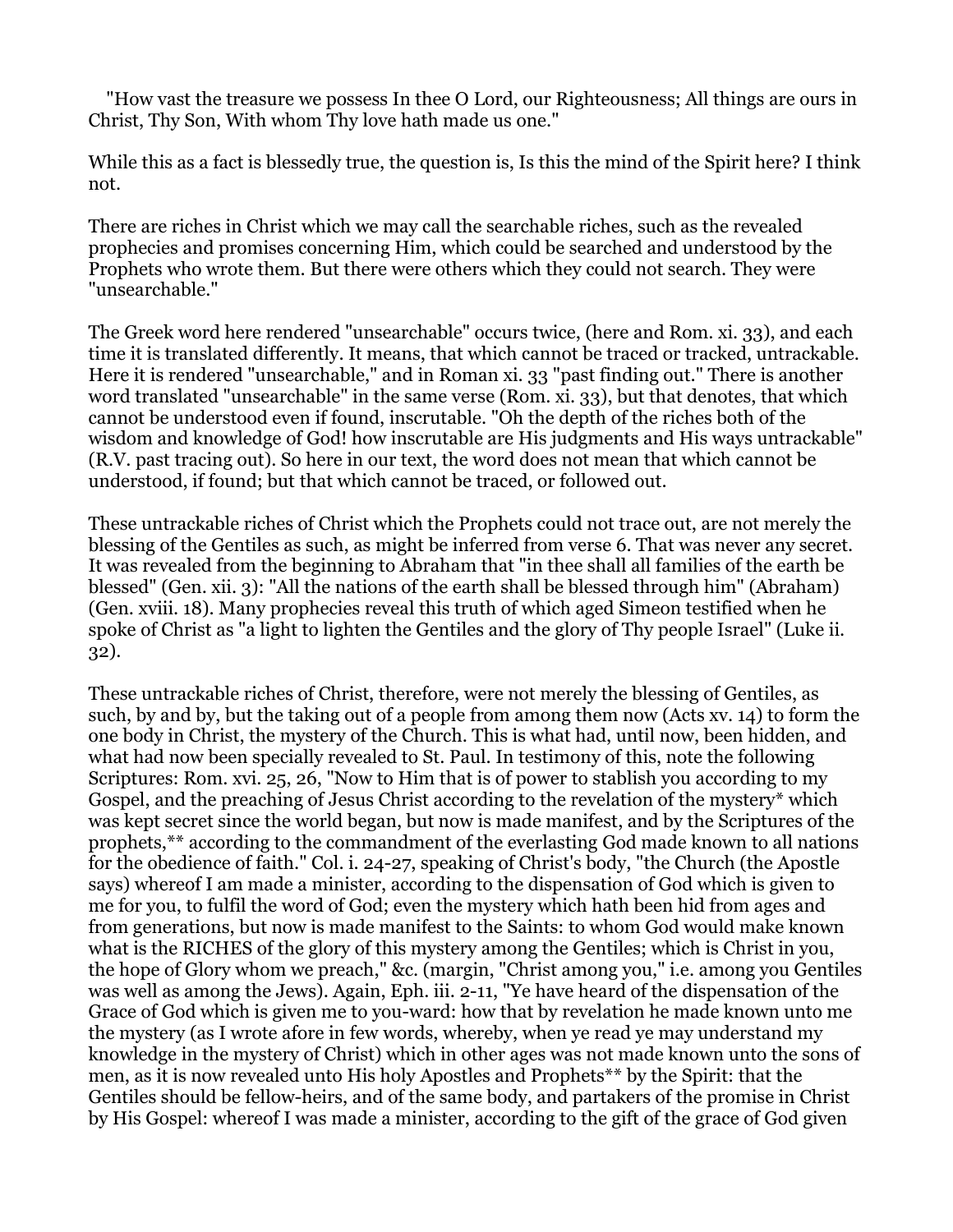"How vast the treasure we possess In thee O Lord, our Righteousness; All things are ours in Christ, Thy Son, With whom Thy love hath made us one."

While this as a fact is blessedly true, the question is, Is this the mind of the Spirit here? I think not.

There are riches in Christ which we may call the searchable riches, such as the revealed prophecies and promises concerning Him, which could be searched and understood by the Prophets who wrote them. But there were others which they could not search. They were "unsearchable."

The Greek word here rendered "unsearchable" occurs twice, (here and Rom. xi. 33), and each time it is translated differently. It means, that which cannot be traced or tracked, untrackable. Here it is rendered "unsearchable," and in Roman xi. 33 "past finding out." There is another word translated "unsearchable" in the same verse (Rom. xi. 33), but that denotes, that which cannot be understood even if found, inscrutable. "Oh the depth of the riches both of the wisdom and knowledge of God! how inscrutable are His judgments and His ways untrackable" (R.V. past tracing out). So here in our text, the word does not mean that which cannot be understood, if found; but that which cannot be traced, or followed out.

These untrackable riches of Christ which the Prophets could not trace out, are not merely the blessing of the Gentiles as such, as might be inferred from verse 6. That was never any secret. It was revealed from the beginning to Abraham that "in thee shall all families of the earth be blessed" (Gen. xii. 3): "All the nations of the earth shall be blessed through him" (Abraham) (Gen. xviii. 18). Many prophecies reveal this truth of which aged Simeon testified when he spoke of Christ as "a light to lighten the Gentiles and the glory of Thy people Israel" (Luke ii. 32).

These untrackable riches of Christ, therefore, were not merely the blessing of Gentiles, as such, by and by, but the taking out of a people from among them now (Acts xv. 14) to form the one body in Christ, the mystery of the Church. This is what had, until now, been hidden, and what had now been specially revealed to St. Paul. In testimony of this, note the following Scriptures: Rom. xvi. 25, 26, "Now to Him that is of power to stablish you according to my Gospel, and the preaching of Jesus Christ according to the revelation of the mystery* which was kept secret since the world began, but now is made manifest, and by the Scriptures of the prophets,** according to the commandment of the everlasting God made known to all nations for the obedience of faith." Col. i. 24-27, speaking of Christ's body, "the Church (the Apostle says) whereof I am made a minister, according to the dispensation of God which is given to me for you, to fulfil the word of God; even the mystery which hath been hid from ages and from generations, but now is made manifest to the Saints: to whom God would make known what is the RICHES of the glory of this mystery among the Gentiles; which is Christ in you, the hope of Glory whom we preach," &c. (margin, "Christ among you," i.e. among you Gentiles was well as among the Jews). Again, Eph. iii. 2-11, "Ye have heard of the dispensation of the Grace of God which is given me to you-ward: how that by revelation he made known unto me the mystery (as I wrote afore in few words, whereby, when ye read ye may understand my knowledge in the mystery of Christ) which in other ages was not made known unto the sons of men, as it is now revealed unto His holy Apostles and Prophets** by the Spirit: that the Gentiles should be fellow-heirs, and of the same body, and partakers of the promise in Christ by His Gospel: whereof I was made a minister, according to the gift of the grace of God given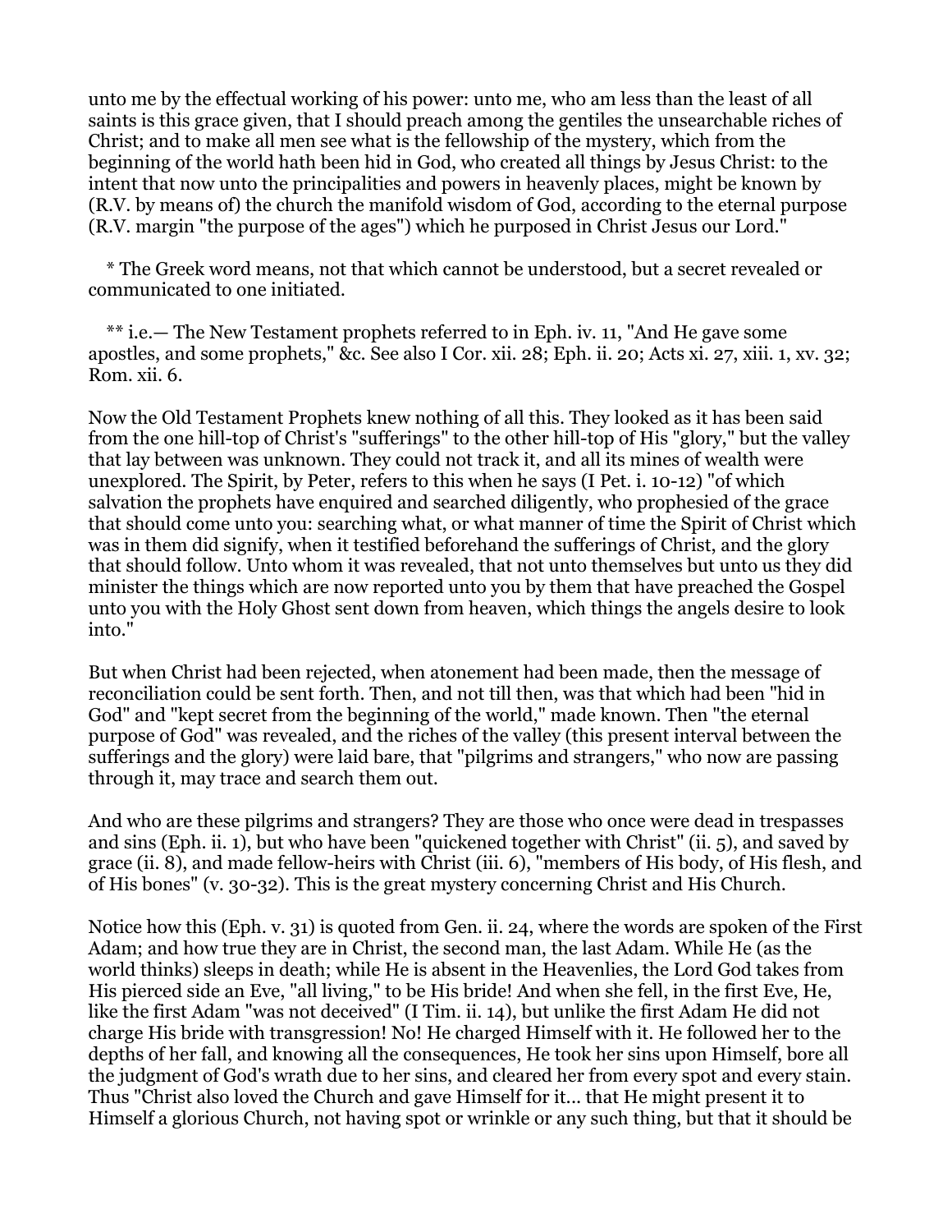unto me by the effectual working of his power: unto me, who am less than the least of all saints is this grace given, that I should preach among the gentiles the unsearchable riches of Christ; and to make all men see what is the fellowship of the mystery, which from the beginning of the world hath been hid in God, who created all things by Jesus Christ: to the intent that now unto the principalities and powers in heavenly places, might be known by (R.V. by means of) the church the manifold wisdom of God, according to the eternal purpose (R.V. margin "the purpose of the ages") which he purposed in Christ Jesus our Lord."

* The Greek word means, not that which cannot be understood, but a secret revealed or communicated to one initiated.

** i.e.— The New Testament prophets referred to in Eph. iv. 11, "And He gave some apostles, and some prophets," &c. See also I Cor. xii. 28; Eph. ii. 20; Acts xi. 27, xiii. 1, xv. 32; Rom. xii. 6.

Now the Old Testament Prophets knew nothing of all this. They looked as it has been said from the one hill-top of Christ's "sufferings" to the other hill-top of His "glory," but the valley that lay between was unknown. They could not track it, and all its mines of wealth were unexplored. The Spirit, by Peter, refers to this when he says (I Pet. i. 10-12) "of which salvation the prophets have enquired and searched diligently, who prophesied of the grace that should come unto you: searching what, or what manner of time the Spirit of Christ which was in them did signify, when it testified beforehand the sufferings of Christ, and the glory that should follow. Unto whom it was revealed, that not unto themselves but unto us they did minister the things which are now reported unto you by them that have preached the Gospel unto you with the Holy Ghost sent down from heaven, which things the angels desire to look into."

But when Christ had been rejected, when atonement had been made, then the message of reconciliation could be sent forth. Then, and not till then, was that which had been "hid in God" and "kept secret from the beginning of the world," made known. Then "the eternal purpose of God" was revealed, and the riches of the valley (this present interval between the sufferings and the glory) were laid bare, that "pilgrims and strangers," who now are passing through it, may trace and search them out.

And who are these pilgrims and strangers? They are those who once were dead in trespasses and sins (Eph. ii. 1), but who have been "quickened together with Christ" (ii. 5), and saved by grace (ii. 8), and made fellow-heirs with Christ (iii. 6), "members of His body, of His flesh, and of His bones" (v. 30-32). This is the great mystery concerning Christ and His Church.

Notice how this (Eph. v. 31) is quoted from Gen. ii. 24, where the words are spoken of the First Adam; and how true they are in Christ, the second man, the last Adam. While He (as the world thinks) sleeps in death; while He is absent in the Heavenlies, the Lord God takes from His pierced side an Eve, "all living," to be His bride! And when she fell, in the first Eve, He, like the first Adam "was not deceived" (I Tim. ii. 14), but unlike the first Adam He did not charge His bride with transgression! No! He charged Himself with it. He followed her to the depths of her fall, and knowing all the consequences, He took her sins upon Himself, bore all the judgment of God's wrath due to her sins, and cleared her from every spot and every stain. Thus "Christ also loved the Church and gave Himself for it... that He might present it to Himself a glorious Church, not having spot or wrinkle or any such thing, but that it should be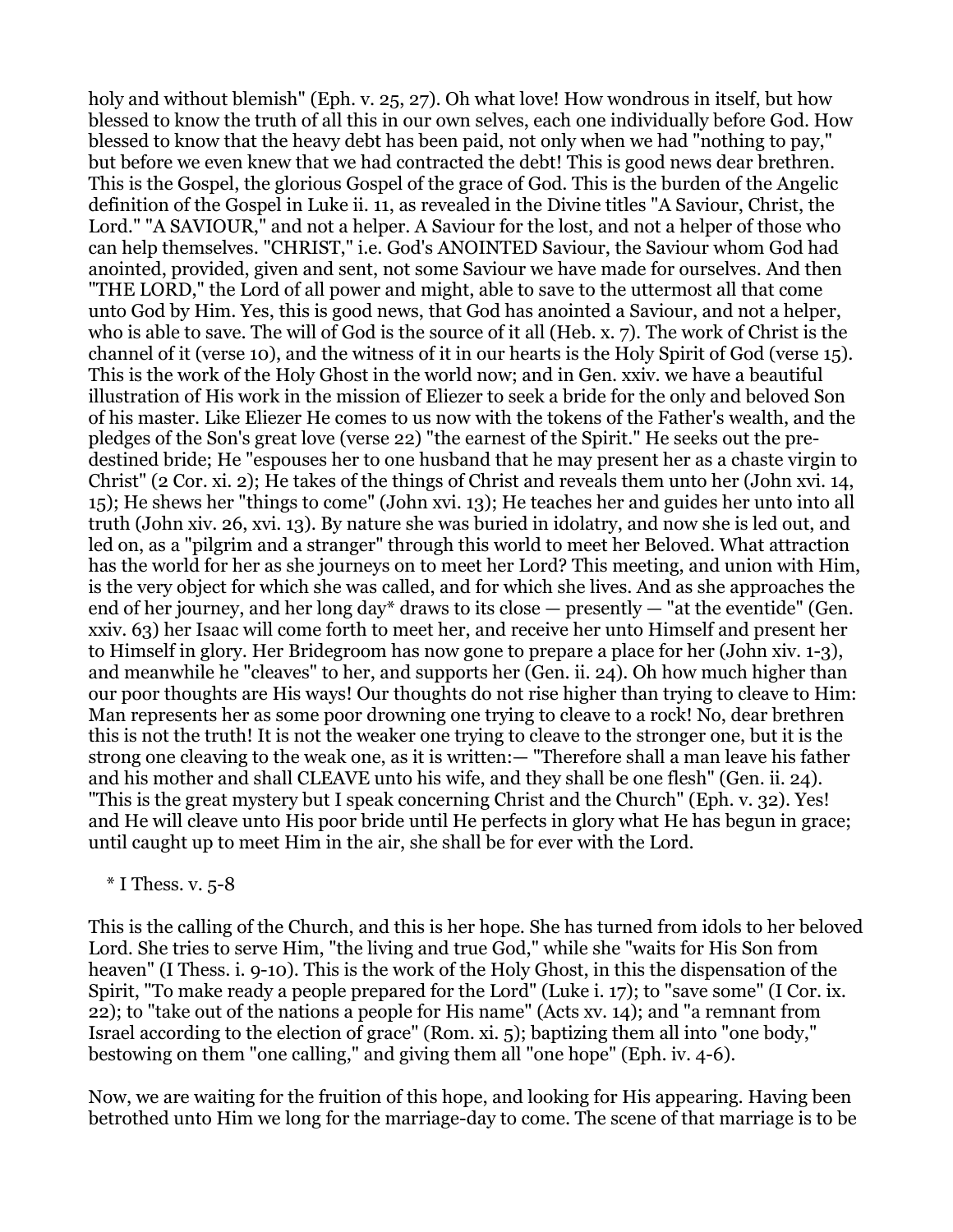holy and without blemish" (Eph. v. 25, 27). Oh what love! How wondrous in itself, but how blessed to know the truth of all this in our own selves, each one individually before God. How blessed to know that the heavy debt has been paid, not only when we had "nothing to pay," but before we even knew that we had contracted the debt! This is good news dear brethren. This is the Gospel, the glorious Gospel of the grace of God. This is the burden of the Angelic definition of the Gospel in Luke ii. 11, as revealed in the Divine titles "A Saviour, Christ, the Lord." "A SAVIOUR," and not a helper. A Saviour for the lost, and not a helper of those who can help themselves. "CHRIST," i.e. God's ANOINTED Saviour, the Saviour whom God had anointed, provided, given and sent, not some Saviour we have made for ourselves. And then "THE LORD," the Lord of all power and might, able to save to the uttermost all that come unto God by Him. Yes, this is good news, that God has anointed a Saviour, and not a helper, who is able to save. The will of God is the source of it all (Heb. x. 7). The work of Christ is the channel of it (verse 10), and the witness of it in our hearts is the Holy Spirit of God (verse 15). This is the work of the Holy Ghost in the world now; and in Gen. xxiv. we have a beautiful illustration of His work in the mission of Eliezer to seek a bride for the only and beloved Son of his master. Like Eliezer He comes to us now with the tokens of the Father's wealth, and the pledges of the Son's great love (verse 22) "the earnest of the Spirit." He seeks out the pre-destined bride; He "espouses her to one husband that he may present her as a chaste virgin to Christ" (2 Cor. xi. 2); He takes of the things of Christ and reveals them unto her (John xvi. 14, 15); He shews her "things to come" (John xvi. 13); He teaches her and guides her unto into all truth (John xiv. 26, xvi. 13). By nature she was buried in idolatry, and now she is led out, and led on, as a "pilgrim and a stranger" through this world to meet her Beloved. What attraction has the world for her as she journeys on to meet her Lord? This meeting, and union with Him, is the very object for which she was called, and for which she lives. And as she approaches the end of her journey, and her long day* draws to its close — presently — "at the eventide" (Gen. xxiv. 63) her Isaac will come forth to meet her, and receive her unto Himself and present her to Himself in glory. Her Bridegroom has now gone to prepare a place for her (John xiv. 1-3), and meanwhile he "cleaves" to her, and supports her (Gen. ii. 24). Oh how much higher than our poor thoughts are His ways! Our thoughts do not rise higher than trying to cleave to Him: Man represents her as some poor drowning one trying to cleave to a rock! No, dear brethren this is not the truth! It is not the weaker one trying to cleave to the stronger one, but it is the strong one cleaving to the weak one, as it is written:— "Therefore shall a man leave his father and his mother and shall CLEAVE unto his wife, and they shall be one flesh" (Gen. ii. 24). "This is the great mystery but I speak concerning Christ and the Church" (Eph. v. 32). Yes! and He will cleave unto His poor bride until He perfects in glory what He has begun in grace; until caught up to meet Him in the air, she shall be for ever with the Lord.

\* I Thess. v. 5-8

This is the calling of the Church, and this is her hope. She has turned from idols to her beloved Lord. She tries to serve Him, "the living and true God," while she "waits for His Son from heaven" (I Thess. i. 9-10). This is the work of the Holy Ghost, in this the dispensation of the Spirit, "To make ready a people prepared for the Lord" (Luke i. 17); to "save some" (I Cor. ix. 22); to "take out of the nations a people for His name" (Acts xv. 14); and "a remnant from Israel according to the election of grace" (Rom. xi. 5); baptizing them all into "one body," bestowing on them "one calling," and giving them all "one hope" (Eph. iv. 4-6).

Now, we are waiting for the fruition of this hope, and looking for His appearing. Having been betrothed unto Him we long for the marriage-day to come. The scene of that marriage is to be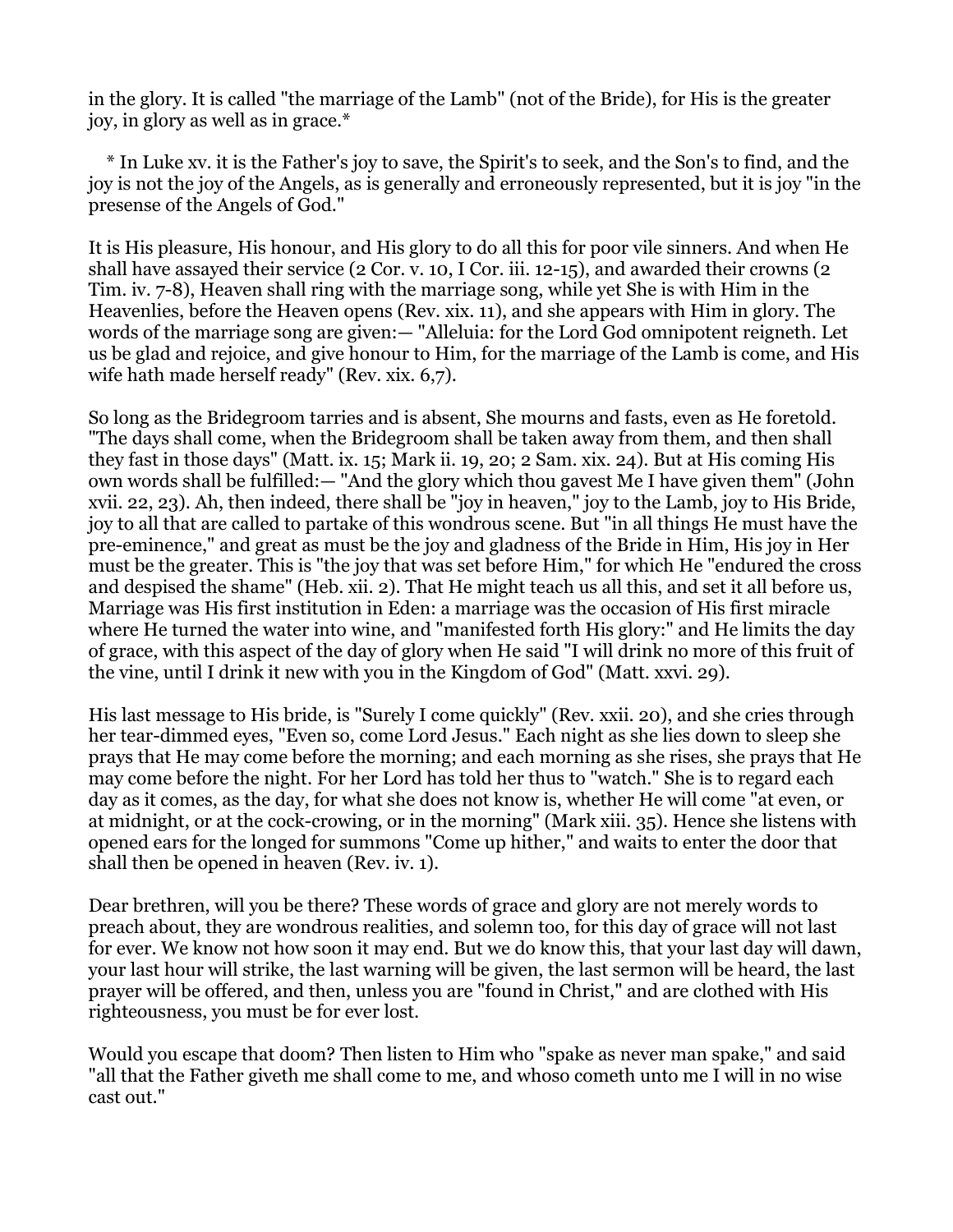in the glory. It is called "the marriage of the Lamb" (not of the Bride), for His is the greater joy, in glory as well as in grace.*

\* In Luke xv. it is the Father's joy to save, the Spirit's to seek, and the Son's to find, and the joy is not the joy of the Angels, as is generally and erroneously represented, but it is joy "in the presense of the Angels of God."

It is His pleasure, His honour, and His glory to do all this for poor vile sinners. And when He shall have assayed their service (2 Cor. v. 10, I Cor. iii. 12-15), and awarded their crowns (2 Tim. iv. 7-8), Heaven shall ring with the marriage song, while yet She is with Him in the Heavenlies, before the Heaven opens (Rev. xix. 11), and she appears with Him in glory. The words of the marriage song are given:— "Alleluia: for the Lord God omnipotent reigneth. Let us be glad and rejoice, and give honour to Him, for the marriage of the Lamb is come, and His wife hath made herself ready" (Rev. xix. 6,7).

So long as the Bridegroom tarries and is absent, She mourns and fasts, even as He foretold. "The days shall come, when the Bridegroom shall be taken away from them, and then shall they fast in those days" (Matt. ix. 15; Mark ii. 19, 20; 2 Sam. xix. 24). But at His coming His own words shall be fulfilled:— "And the glory which thou gavest Me I have given them" (John xvii. 22, 23). Ah, then indeed, there shall be "joy in heaven," joy to the Lamb, joy to His Bride, joy to all that are called to partake of this wondrous scene. But "in all things He must have the pre-eminence," and great as must be the joy and gladness of the Bride in Him, His joy in Her must be the greater. This is "the joy that was set before Him," for which He "endured the cross and despised the shame" (Heb. xii. 2). That He might teach us all this, and set it all before us, Marriage was His first institution in Eden: a marriage was the occasion of His first miracle where He turned the water into wine, and "manifested forth His glory:" and He limits the day of grace, with this aspect of the day of glory when He said "I will drink no more of this fruit of the vine, until I drink it new with you in the Kingdom of God" (Matt. xxvi. 29).

His last message to His bride, is "Surely I come quickly" (Rev. xxii. 20), and she cries through her tear-dimmed eyes, "Even so, come Lord Jesus." Each night as she lies down to sleep she prays that He may come before the morning; and each morning as she rises, she prays that He may come before the night. For her Lord has told her thus to "watch." She is to regard each day as it comes, as the day, for what she does not know is, whether He will come "at even, or at midnight, or at the cock-crowing, or in the morning" (Mark xiii. 35). Hence she listens with opened ears for the longed for summons "Come up hither," and waits to enter the door that shall then be opened in heaven (Rev. iv. 1).

Dear brethren, will you be there? These words of grace and glory are not merely words to preach about, they are wondrous realities, and solemn too, for this day of grace will not last for ever. We know not how soon it may end. But we do know this, that your last day will dawn, your last hour will strike, the last warning will be given, the last sermon will be heard, the last prayer will be offered, and then, unless you are "found in Christ," and are clothed with His righteousness, you must be for ever lost.

Would you escape that doom? Then listen to Him who "spake as never man spake," and said "all that the Father giveth me shall come to me, and whoso cometh unto me I will in no wise cast out."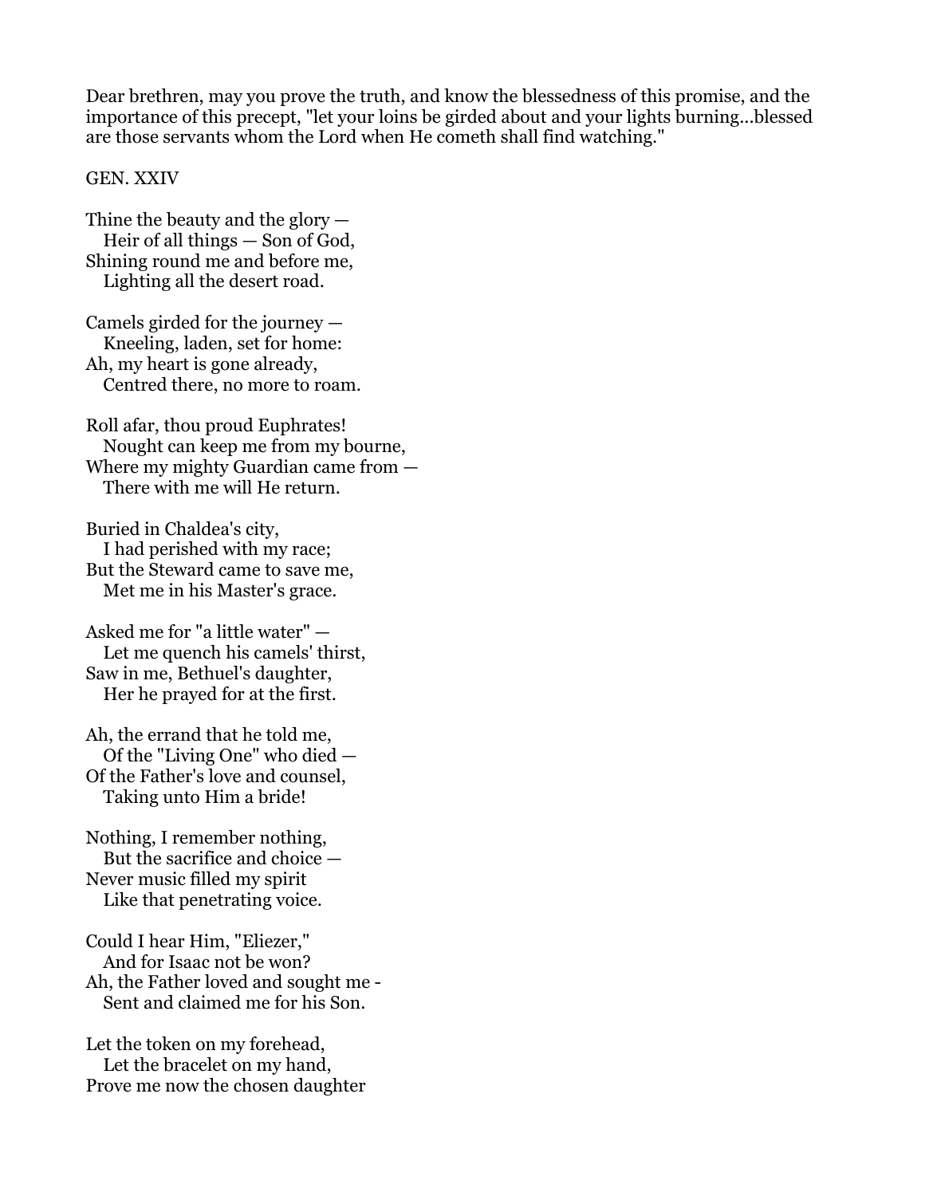Dear brethren, may you prove the truth, and know the blessedness of this promise, and the importance of this precept, "let your loins be girded about and your lights burning...blessed are those servants whom the Lord when He cometh shall find watching."

GEN. XXIV

Thine the beauty and the glory —  
   Heir of all things — Son of God,  
Shining round me and before me,  
   Lighting all the desert road.

Camels girded for the journey —  
   Kneeling, laden, set for home:  
Ah, my heart is gone already,  
   Centred there, no more to roam.

Roll afar, thou proud Euphrates!  
   Nought can keep me from my bourne,  
Where my mighty Guardian came from —  
   There with me will He return.

Buried in Chaldea's city,  
   I had perished with my race;  
But the Steward came to save me,  
   Met me in his Master's grace.

Asked me for "a little water" —  
   Let me quench his camels' thirst,  
Saw in me, Bethuel's daughter,  
   Her he prayed for at the first.

Ah, the errand that he told me,  
   Of the "Living One" who died —  
Of the Father's love and counsel,  
   Taking unto Him a bride!

Nothing, I remember nothing,  
   But the sacrifice and choice —  
Never music filled my spirit  
   Like that penetrating voice.

Could I hear Him, "Eliezer,"  
   And for Isaac not be won?  
Ah, the Father loved and sought me -  
   Sent and claimed me for his Son.

Let the token on my forehead,  
   Let the bracelet on my hand,  
Prove me now the chosen daughter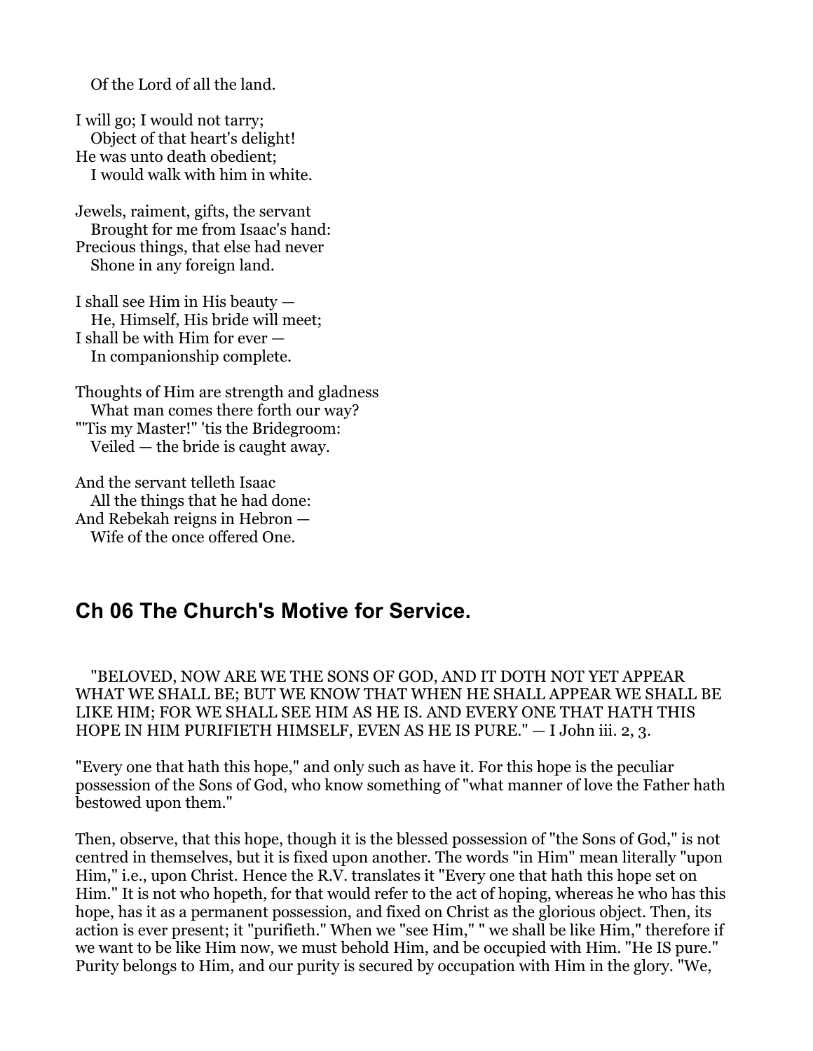Of the Lord of all the land.

I will go; I would not tarry;  
Object of that heart's delight!  
He was unto death obedient;  
I would walk with him in white.

Jewels, raiment, gifts, the servant  
Brought for me from Isaac's hand:  
Precious things, that else had never  
Shone in any foreign land.

I shall see Him in His beauty —  
He, Himself, His bride will meet;  
I shall be with Him for ever —  
In companionship complete.

Thoughts of Him are strength and gladness  
What man comes there forth our way?  
"'Tis my Master!" 'tis the Bridegroom:  
Veiled — the bride is caught away.

And the servant telleth Isaac  
All the things that he had done:  
And Rebekah reigns in Hebron —  
Wife of the once offered One.

## Ch 06 The Church's Motive for Service.

"BELOVED, NOW ARE WE THE SONS OF GOD, AND IT DOTH NOT YET APPEAR WHAT WE SHALL BE; BUT WE KNOW THAT WHEN HE SHALL APPEAR WE SHALL BE LIKE HIM; FOR WE SHALL SEE HIM AS HE IS. AND EVERY ONE THAT HATH THIS HOPE IN HIM PURIFIETH HIMSELF, EVEN AS HE IS PURE." — I John iii. 2, 3.

"Every one that hath this hope," and only such as have it. For this hope is the peculiar possession of the Sons of God, who know something of "what manner of love the Father hath bestowed upon them."

Then, observe, that this hope, though it is the blessed possession of "the Sons of God," is not centred in themselves, but it is fixed upon another. The words "in Him" mean literally "upon Him," i.e., upon Christ. Hence the R.V. translates it "Every one that hath this hope set on Him." It is not who hopeth, for that would refer to the act of hoping, whereas he who has this hope, has it as a permanent possession, and fixed on Christ as the glorious object. Then, its action is ever present; it "purifieth." When we "see Him," " we shall be like Him," therefore if we want to be like Him now, we must behold Him, and be occupied with Him. "He IS pure." Purity belongs to Him, and our purity is secured by occupation with Him in the glory. "We,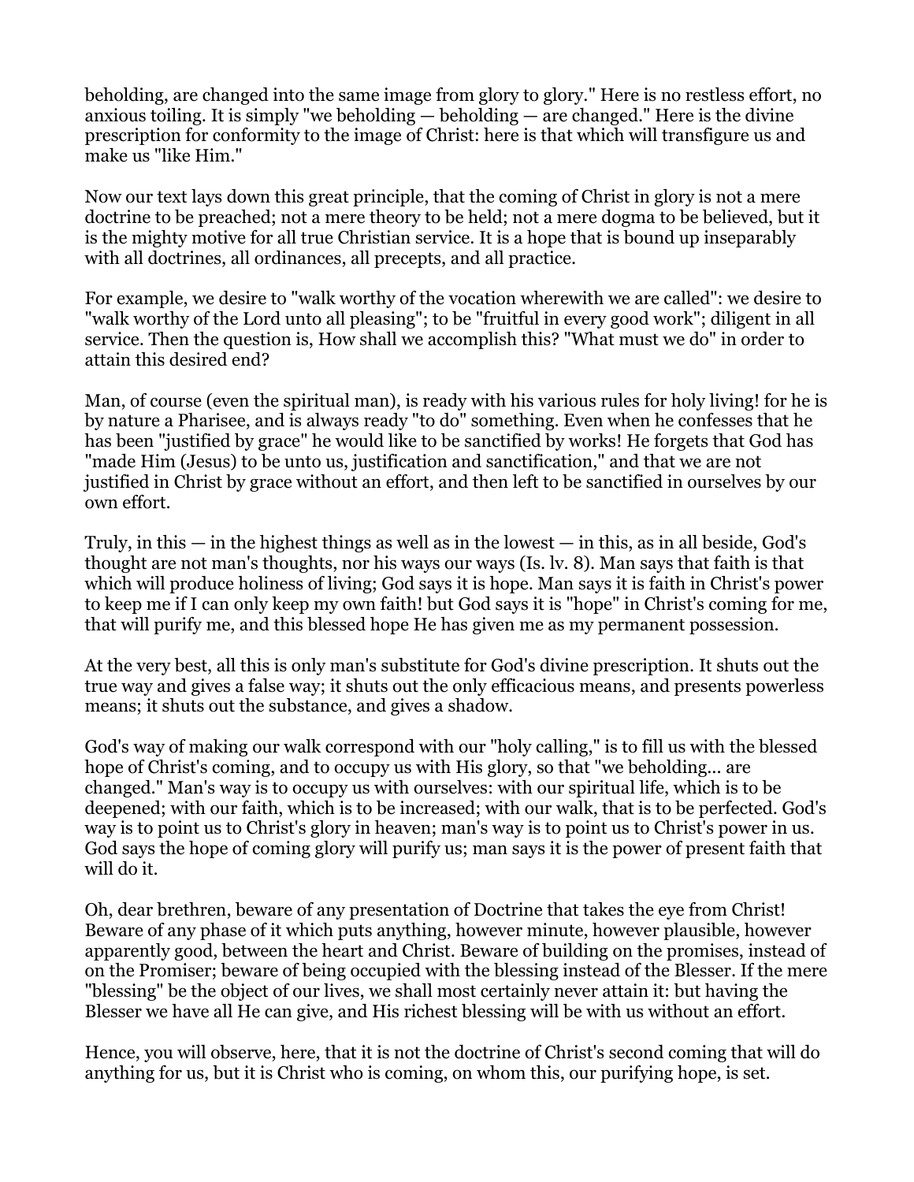beholding, are changed into the same image from glory to glory." Here is no restless effort, no anxious toiling. It is simply "we beholding — beholding — are changed." Here is the divine prescription for conformity to the image of Christ: here is that which will transfigure us and make us "like Him."

Now our text lays down this great principle, that the coming of Christ in glory is not a mere doctrine to be preached; not a mere theory to be held; not a mere dogma to be believed, but it is the mighty motive for all true Christian service. It is a hope that is bound up inseparably with all doctrines, all ordinances, all precepts, and all practice.

For example, we desire to "walk worthy of the vocation wherewith we are called": we desire to "walk worthy of the Lord unto all pleasing"; to be "fruitful in every good work"; diligent in all service. Then the question is, How shall we accomplish this? "What must we do" in order to attain this desired end?

Man, of course (even the spiritual man), is ready with his various rules for holy living! for he is by nature a Pharisee, and is always ready "to do" something. Even when he confesses that he has been "justified by grace" he would like to be sanctified by works! He forgets that God has "made Him (Jesus) to be unto us, justification and sanctification," and that we are not justified in Christ by grace without an effort, and then left to be sanctified in ourselves by our own effort.

Truly, in this — in the highest things as well as in the lowest — in this, as in all beside, God's thought are not man's thoughts, nor his ways our ways (Is. lv. 8). Man says that faith is that which will produce holiness of living; God says it is hope. Man says it is faith in Christ's power to keep me if I can only keep my own faith! but God says it is "hope" in Christ's coming for me, that will purify me, and this blessed hope He has given me as my permanent possession.

At the very best, all this is only man's substitute for God's divine prescription. It shuts out the true way and gives a false way; it shuts out the only efficacious means, and presents powerless means; it shuts out the substance, and gives a shadow.

God's way of making our walk correspond with our "holy calling," is to fill us with the blessed hope of Christ's coming, and to occupy us with His glory, so that "we beholding... are changed." Man's way is to occupy us with ourselves: with our spiritual life, which is to be deepened; with our faith, which is to be increased; with our walk, that is to be perfected. God's way is to point us to Christ's glory in heaven; man's way is to point us to Christ's power in us. God says the hope of coming glory will purify us; man says it is the power of present faith that will do it.

Oh, dear brethren, beware of any presentation of Doctrine that takes the eye from Christ! Beware of any phase of it which puts anything, however minute, however plausible, however apparently good, between the heart and Christ. Beware of building on the promises, instead of on the Promiser; beware of being occupied with the blessing instead of the Blesser. If the mere "blessing" be the object of our lives, we shall most certainly never attain it: but having the Blesser we have all He can give, and His richest blessing will be with us without an effort.

Hence, you will observe, here, that it is not the doctrine of Christ's second coming that will do anything for us, but it is Christ who is coming, on whom this, our purifying hope, is set.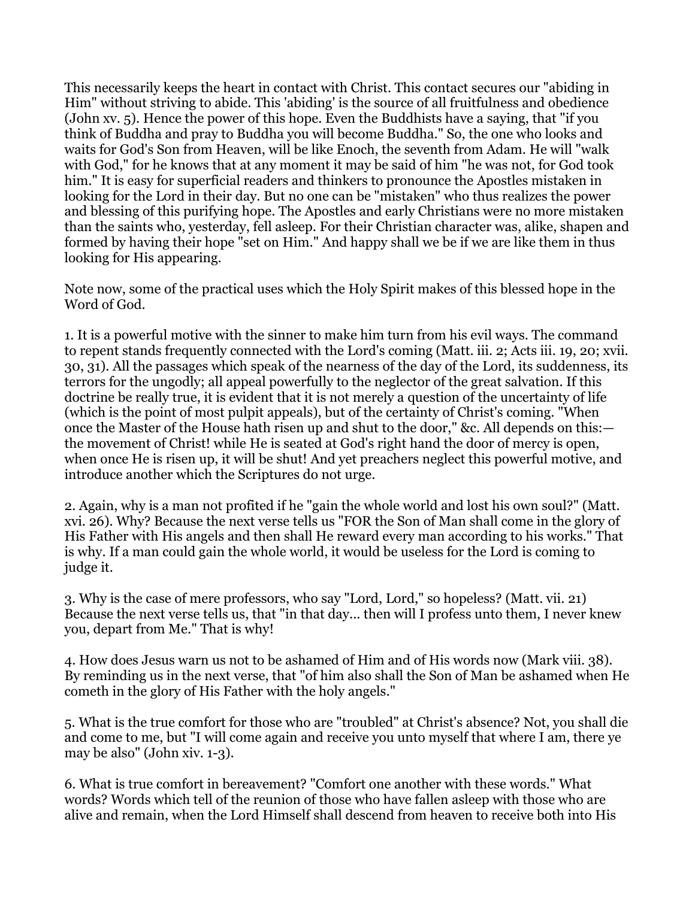This necessarily keeps the heart in contact with Christ. This contact secures our "abiding in Him" without striving to abide. This 'abiding' is the source of all fruitfulness and obedience (John xv. 5). Hence the power of this hope. Even the Buddhists have a saying, that "if you think of Buddha and pray to Buddha you will become Buddha." So, the one who looks and waits for God's Son from Heaven, will be like Enoch, the seventh from Adam. He will "walk with God," for he knows that at any moment it may be said of him "he was not, for God took him." It is easy for superficial readers and thinkers to pronounce the Apostles mistaken in looking for the Lord in their day. But no one can be "mistaken" who thus realizes the power and blessing of this purifying hope. The Apostles and early Christians were no more mistaken than the saints who, yesterday, fell asleep. For their Christian character was, alike, shapen and formed by having their hope "set on Him." And happy shall we be if we are like them in thus looking for His appearing.

Note now, some of the practical uses which the Holy Spirit makes of this blessed hope in the Word of God.

1. It is a powerful motive with the sinner to make him turn from his evil ways. The command to repent stands frequently connected with the Lord's coming (Matt. iii. 2; Acts iii. 19, 20; xvii. 30, 31). All the passages which speak of the nearness of the day of the Lord, its suddenness, its terrors for the ungodly; all appeal powerfully to the neglector of the great salvation. If this doctrine be really true, it is evident that it is not merely a question of the uncertainty of life (which is the point of most pulpit appeals), but of the certainty of Christ's coming. "When once the Master of the House hath risen up and shut to the door," &c. All depends on this:—the movement of Christ! while He is seated at God's right hand the door of mercy is open, when once He is risen up, it will be shut! And yet preachers neglect this powerful motive, and introduce another which the Scriptures do not urge.

2. Again, why is a man not profited if he "gain the whole world and lost his own soul?" (Matt. xvi. 26). Why? Because the next verse tells us "FOR the Son of Man shall come in the glory of His Father with His angels and then shall He reward every man according to his works." That is why. If a man could gain the whole world, it would be useless for the Lord is coming to judge it.

3. Why is the case of mere professors, who say "Lord, Lord," so hopeless? (Matt. vii. 21) Because the next verse tells us, that "in that day... then will I profess unto them, I never knew you, depart from Me." That is why!

4. How does Jesus warn us not to be ashamed of Him and of His words now (Mark viii. 38). By reminding us in the next verse, that "of him also shall the Son of Man be ashamed when He cometh in the glory of His Father with the holy angels."

5. What is the true comfort for those who are "troubled" at Christ's absence? Not, you shall die and come to me, but "I will come again and receive you unto myself that where I am, there ye may be also" (John xiv. 1-3).

6. What is true comfort in bereavement? "Comfort one another with these words." What words? Words which tell of the reunion of those who have fallen asleep with those who are alive and remain, when the Lord Himself shall descend from heaven to receive both into His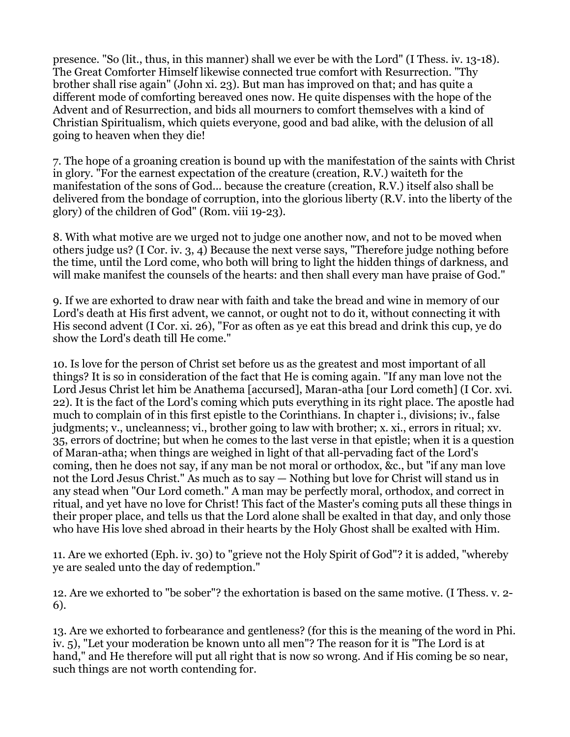presence. "So (lit., thus, in this manner) shall we ever be with the Lord" (I Thess. iv. 13-18). The Great Comforter Himself likewise connected true comfort with Resurrection. "Thy brother shall rise again" (John xi. 23). But man has improved on that; and has quite a different mode of comforting bereaved ones now. He quite dispenses with the hope of the Advent and of Resurrection, and bids all mourners to comfort themselves with a kind of Christian Spiritualism, which quiets everyone, good and bad alike, with the delusion of all going to heaven when they die!

7. The hope of a groaning creation is bound up with the manifestation of the saints with Christ in glory. "For the earnest expectation of the creature (creation, R.V.) waiteth for the manifestation of the sons of God... because the creature (creation, R.V.) itself also shall be delivered from the bondage of corruption, into the glorious liberty (R.V. into the liberty of the glory) of the children of God" (Rom. viii 19-23).

8. With what motive are we urged not to judge one another now, and not to be moved when others judge us? (I Cor. iv. 3, 4) Because the next verse says, "Therefore judge nothing before the time, until the Lord come, who both will bring to light the hidden things of darkness, and will make manifest the counsels of the hearts: and then shall every man have praise of God."

9. If we are exhorted to draw near with faith and take the bread and wine in memory of our Lord's death at His first advent, we cannot, or ought not to do it, without connecting it with His second advent (I Cor. xi. 26), "For as often as ye eat this bread and drink this cup, ye do show the Lord's death till He come."

10. Is love for the person of Christ set before us as the greatest and most important of all things? It is so in consideration of the fact that He is coming again. "If any man love not the Lord Jesus Christ let him be Anathema [accursed], Maran-atha [our Lord cometh] (I Cor. xvi. 22). It is the fact of the Lord's coming which puts everything in its right place. The apostle had much to complain of in this first epistle to the Corinthians. In chapter i., divisions; iv., false judgments; v., uncleanness; vi., brother going to law with brother; x. xi., errors in ritual; xv. 35, errors of doctrine; but when he comes to the last verse in that epistle; when it is a question of Maran-atha; when things are weighed in light of that all-pervading fact of the Lord's coming, then he does not say, if any man be not moral or orthodox, &c., but "if any man love not the Lord Jesus Christ." As much as to say — Nothing but love for Christ will stand us in any stead when "Our Lord cometh." A man may be perfectly moral, orthodox, and correct in ritual, and yet have no love for Christ! This fact of the Master's coming puts all these things in their proper place, and tells us that the Lord alone shall be exalted in that day, and only those who have His love shed abroad in their hearts by the Holy Ghost shall be exalted with Him.

11. Are we exhorted (Eph. iv. 30) to "grieve not the Holy Spirit of God"? it is added, "whereby ye are sealed unto the day of redemption."

12. Are we exhorted to "be sober"? the exhortation is based on the same motive. (I Thess. v. 2-6).

13. Are we exhorted to forbearance and gentleness? (for this is the meaning of the word in Phi. iv. 5), "Let your moderation be known unto all men"? The reason for it is "The Lord is at hand," and He therefore will put all right that is now so wrong. And if His coming be so near, such things are not worth contending for.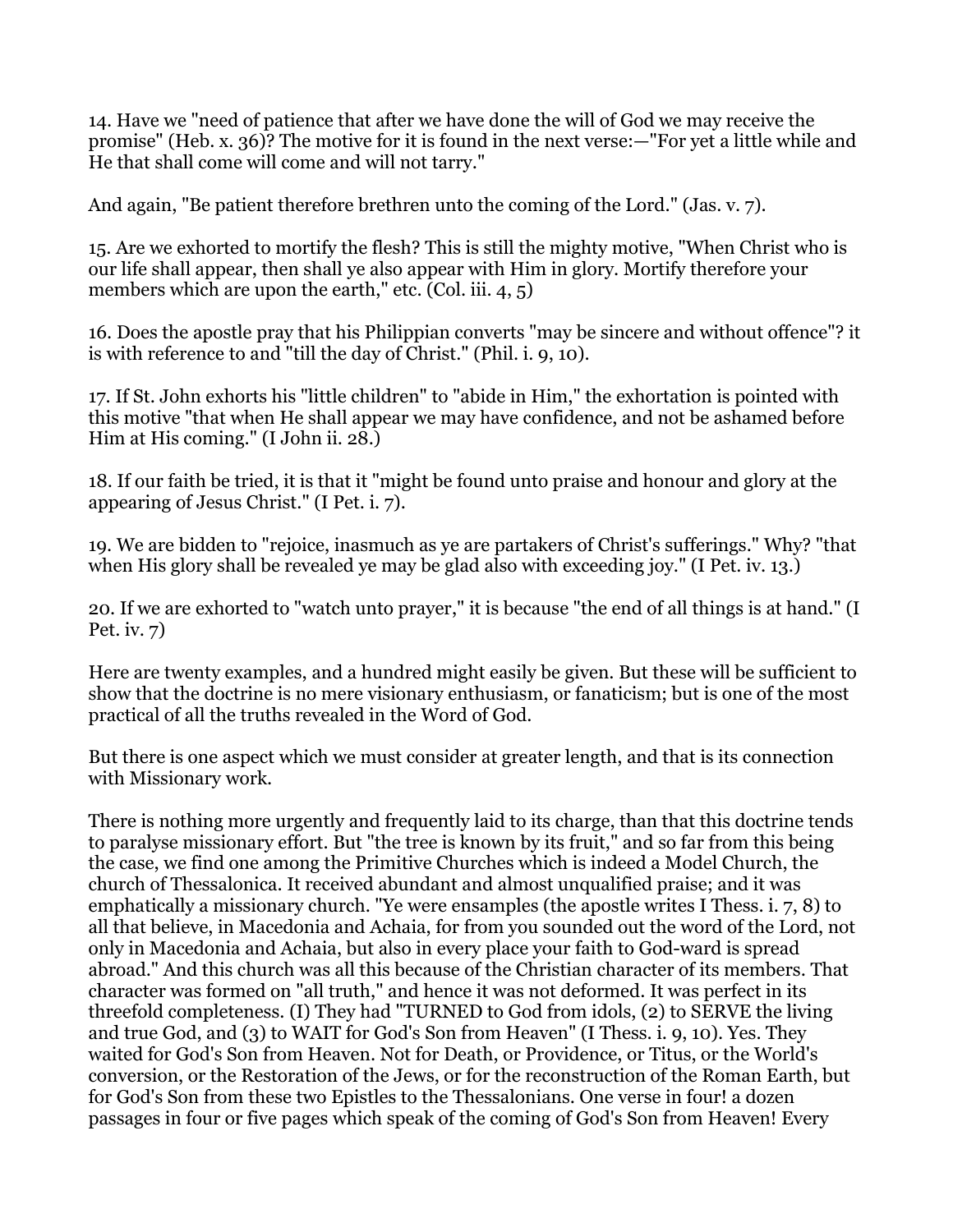14. Have we "need of patience that after we have done the will of God we may receive the promise" (Heb. x. 36)? The motive for it is found in the next verse:—"For yet a little while and He that shall come will come and will not tarry."

And again, "Be patient therefore brethren unto the coming of the Lord." (Jas. v. 7).

15. Are we exhorted to mortify the flesh? This is still the mighty motive, "When Christ who is our life shall appear, then shall ye also appear with Him in glory. Mortify therefore your members which are upon the earth," etc. (Col. iii. 4, 5)

16. Does the apostle pray that his Philippian converts "may be sincere and without offence"? it is with reference to and "till the day of Christ." (Phil. i. 9, 10).

17. If St. John exhorts his "little children" to "abide in Him," the exhortation is pointed with this motive "that when He shall appear we may have confidence, and not be ashamed before Him at His coming." (I John ii. 28.)

18. If our faith be tried, it is that it "might be found unto praise and honour and glory at the appearing of Jesus Christ." (I Pet. i. 7).

19. We are bidden to "rejoice, inasmuch as ye are partakers of Christ's sufferings." Why? "that when His glory shall be revealed ye may be glad also with exceeding joy." (I Pet. iv. 13.)

20. If we are exhorted to "watch unto prayer," it is because "the end of all things is at hand." (I Pet. iv. 7)

Here are twenty examples, and a hundred might easily be given. But these will be sufficient to show that the doctrine is no mere visionary enthusiasm, or fanaticism; but is one of the most practical of all the truths revealed in the Word of God.

But there is one aspect which we must consider at greater length, and that is its connection with Missionary work.

There is nothing more urgently and frequently laid to its charge, than that this doctrine tends to paralyse missionary effort. But "the tree is known by its fruit," and so far from this being the case, we find one among the Primitive Churches which is indeed a Model Church, the church of Thessalonica. It received abundant and almost unqualified praise; and it was emphatically a missionary church. "Ye were ensamples (the apostle writes I Thess. i. 7, 8) to all that believe, in Macedonia and Achaia, for from you sounded out the word of the Lord, not only in Macedonia and Achaia, but also in every place your faith to God-ward is spread abroad." And this church was all this because of the Christian character of its members. That character was formed on "all truth," and hence it was not deformed. It was perfect in its threefold completeness. (I) They had "TURNED to God from idols, (2) to SERVE the living and true God, and (3) to WAIT for God's Son from Heaven" (I Thess. i. 9, 10). Yes. They waited for God's Son from Heaven. Not for Death, or Providence, or Titus, or the World's conversion, or the Restoration of the Jews, or for the reconstruction of the Roman Earth, but for God's Son from these two Epistles to the Thessalonians. One verse in four! a dozen passages in four or five pages which speak of the coming of God's Son from Heaven! Every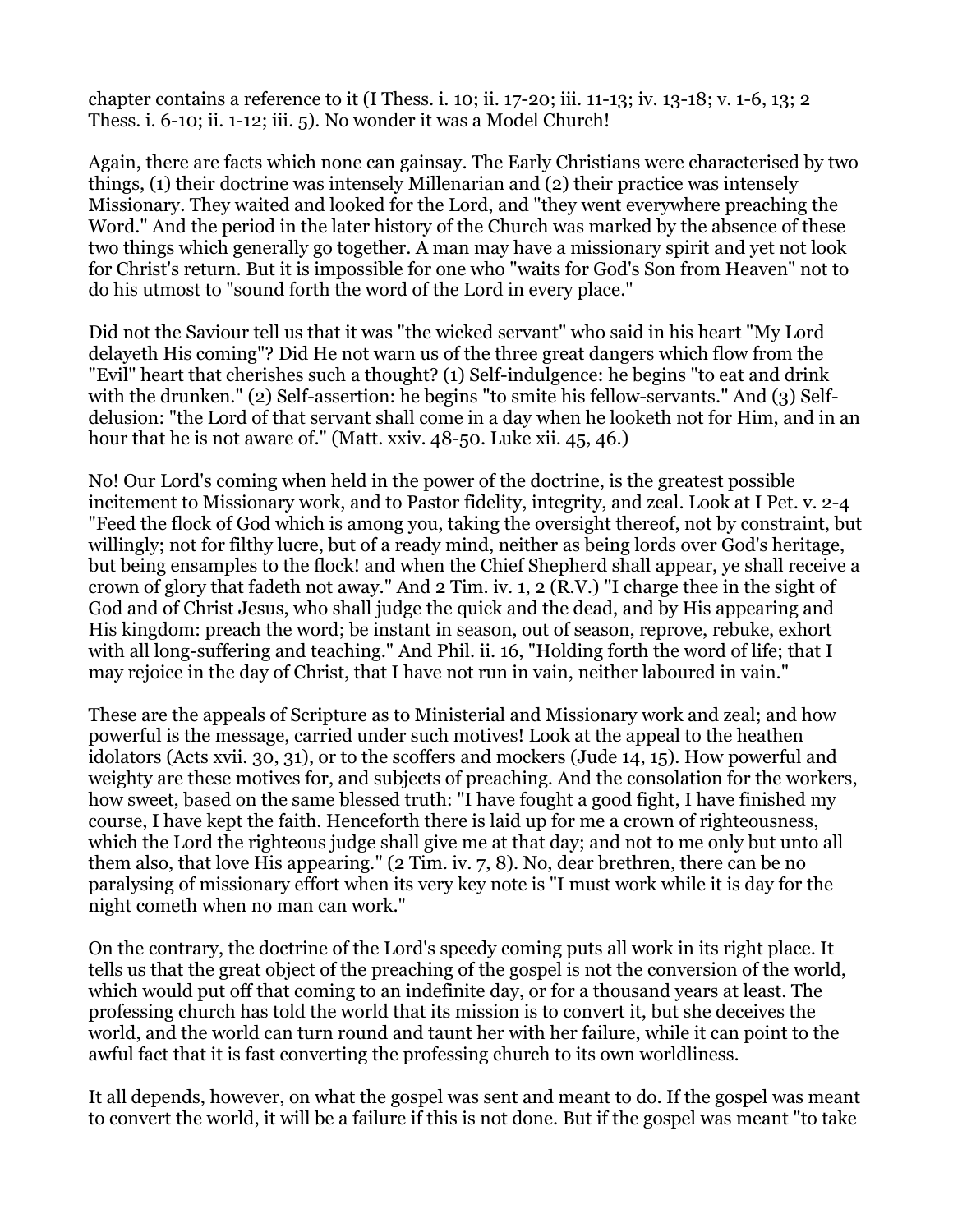chapter contains a reference to it (I Thess. i. 10; ii. 17-20; iii. 11-13; iv. 13-18; v. 1-6, 13; 2 Thess. i. 6-10; ii. 1-12; iii. 5). No wonder it was a Model Church!

Again, there are facts which none can gainsay. The Early Christians were characterised by two things, (1) their doctrine was intensely Millenarian and (2) their practice was intensely Missionary. They waited and looked for the Lord, and "they went everywhere preaching the Word." And the period in the later history of the Church was marked by the absence of these two things which generally go together. A man may have a missionary spirit and yet not look for Christ's return. But it is impossible for one who "waits for God's Son from Heaven" not to do his utmost to "sound forth the word of the Lord in every place."

Did not the Saviour tell us that it was "the wicked servant" who said in his heart "My Lord delayeth His coming"? Did He not warn us of the three great dangers which flow from the "Evil" heart that cherishes such a thought? (1) Self-indulgence: he begins "to eat and drink with the drunken." (2) Self-assertion: he begins "to smite his fellow-servants." And (3) Self-delusion: "the Lord of that servant shall come in a day when he looketh not for Him, and in an hour that he is not aware of." (Matt. xxiv. 48-50. Luke xii. 45, 46.)

No! Our Lord's coming when held in the power of the doctrine, is the greatest possible incitement to Missionary work, and to Pastor fidelity, integrity, and zeal. Look at I Pet. v. 2-4 "Feed the flock of God which is among you, taking the oversight thereof, not by constraint, but willingly; not for filthy lucre, but of a ready mind, neither as being lords over God's heritage, but being ensamples to the flock! and when the Chief Shepherd shall appear, ye shall receive a crown of glory that fadeth not away." And 2 Tim. iv. 1, 2 (R.V.) "I charge thee in the sight of God and of Christ Jesus, who shall judge the quick and the dead, and by His appearing and His kingdom: preach the word; be instant in season, out of season, reprove, rebuke, exhort with all long-suffering and teaching." And Phil. ii. 16, "Holding forth the word of life; that I may rejoice in the day of Christ, that I have not run in vain, neither laboured in vain."

These are the appeals of Scripture as to Ministerial and Missionary work and zeal; and how powerful is the message, carried under such motives! Look at the appeal to the heathen idolators (Acts xvii. 30, 31), or to the scoffers and mockers (Jude 14, 15). How powerful and weighty are these motives for, and subjects of preaching. And the consolation for the workers, how sweet, based on the same blessed truth: "I have fought a good fight, I have finished my course, I have kept the faith. Henceforth there is laid up for me a crown of righteousness, which the Lord the righteous judge shall give me at that day; and not to me only but unto all them also, that love His appearing." (2 Tim. iv. 7, 8). No, dear brethren, there can be no paralysing of missionary effort when its very key note is "I must work while it is day for the night cometh when no man can work."

On the contrary, the doctrine of the Lord's speedy coming puts all work in its right place. It tells us that the great object of the preaching of the gospel is not the conversion of the world, which would put off that coming to an indefinite day, or for a thousand years at least. The professing church has told the world that its mission is to convert it, but she deceives the world, and the world can turn round and taunt her with her failure, while it can point to the awful fact that it is fast converting the professing church to its own worldliness.

It all depends, however, on what the gospel was sent and meant to do. If the gospel was meant to convert the world, it will be a failure if this is not done. But if the gospel was meant "to take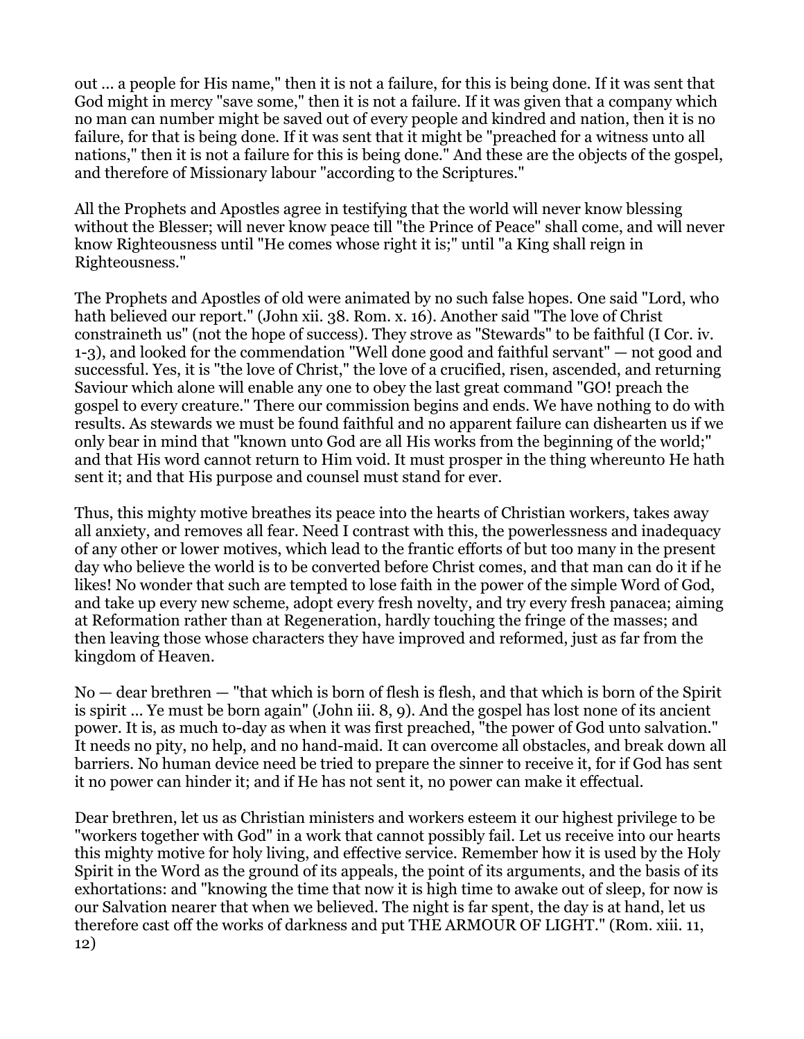out ... a people for His name," then it is not a failure, for this is being done. If it was sent that God might in mercy "save some," then it is not a failure. If it was given that a company which no man can number might be saved out of every people and kindred and nation, then it is no failure, for that is being done. If it was sent that it might be "preached for a witness unto all nations," then it is not a failure for this is being done." And these are the objects of the gospel, and therefore of Missionary labour "according to the Scriptures."

All the Prophets and Apostles agree in testifying that the world will never know blessing without the Blesser; will never know peace till "the Prince of Peace" shall come, and will never know Righteousness until "He comes whose right it is;" until "a King shall reign in Righteousness."

The Prophets and Apostles of old were animated by no such false hopes. One said "Lord, who hath believed our report." (John xii. 38. Rom. x. 16). Another said "The love of Christ constraineth us" (not the hope of success). They strove as "Stewards" to be faithful (I Cor. iv. 1-3), and looked for the commendation "Well done good and faithful servant" — not good and successful. Yes, it is "the love of Christ," the love of a crucified, risen, ascended, and returning Saviour which alone will enable any one to obey the last great command "GO! preach the gospel to every creature." There our commission begins and ends. We have nothing to do with results. As stewards we must be found faithful and no apparent failure can dishearten us if we only bear in mind that "known unto God are all His works from the beginning of the world;" and that His word cannot return to Him void. It must prosper in the thing whereunto He hath sent it; and that His purpose and counsel must stand for ever.

Thus, this mighty motive breathes its peace into the hearts of Christian workers, takes away all anxiety, and removes all fear. Need I contrast with this, the powerlessness and inadequacy of any other or lower motives, which lead to the frantic efforts of but too many in the present day who believe the world is to be converted before Christ comes, and that man can do it if he likes! No wonder that such are tempted to lose faith in the power of the simple Word of God, and take up every new scheme, adopt every fresh novelty, and try every fresh panacea; aiming at Reformation rather than at Regeneration, hardly touching the fringe of the masses; and then leaving those whose characters they have improved and reformed, just as far from the kingdom of Heaven.

No — dear brethren — "that which is born of flesh is flesh, and that which is born of the Spirit is spirit ... Ye must be born again" (John iii. 8, 9). And the gospel has lost none of its ancient power. It is, as much to-day as when it was first preached, "the power of God unto salvation." It needs no pity, no help, and no hand-maid. It can overcome all obstacles, and break down all barriers. No human device need be tried to prepare the sinner to receive it, for if God has sent it no power can hinder it; and if He has not sent it, no power can make it effectual.

Dear brethren, let us as Christian ministers and workers esteem it our highest privilege to be "workers together with God" in a work that cannot possibly fail. Let us receive into our hearts this mighty motive for holy living, and effective service. Remember how it is used by the Holy Spirit in the Word as the ground of its appeals, the point of its arguments, and the basis of its exhortations: and "knowing the time that now it is high time to awake out of sleep, for now is our Salvation nearer that when we believed. The night is far spent, the day is at hand, let us therefore cast off the works of darkness and put THE ARMOUR OF LIGHT." (Rom. xiii. 11, 12)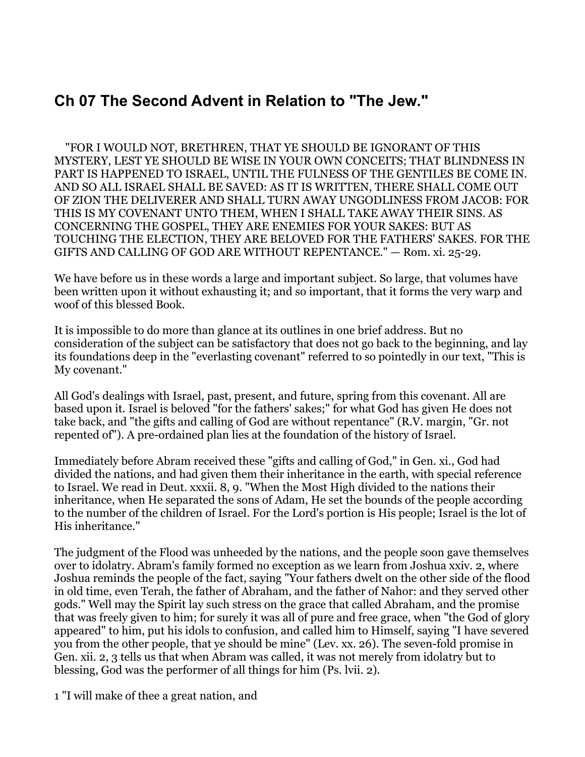## Ch 07 The Second Advent in Relation to "The Jew."

"FOR I WOULD NOT, BRETHREN, THAT YE SHOULD BE IGNORANT OF THIS MYSTERY, LEST YE SHOULD BE WISE IN YOUR OWN CONCEITS; THAT BLINDNESS IN PART IS HAPPENED TO ISRAEL, UNTIL THE FULNESS OF THE GENTILES BE COME IN. AND SO ALL ISRAEL SHALL BE SAVED: AS IT IS WRITTEN, THERE SHALL COME OUT OF ZION THE DELIVERER AND SHALL TURN AWAY UNGODLINESS FROM JACOB: FOR THIS IS MY COVENANT UNTO THEM, WHEN I SHALL TAKE AWAY THEIR SINS. AS CONCERNING THE GOSPEL, THEY ARE ENEMIES FOR YOUR SAKES: BUT AS TOUCHING THE ELECTION, THEY ARE BELOVED FOR THE FATHERS' SAKES. FOR THE GIFTS AND CALLING OF GOD ARE WITHOUT REPENTANCE." — Rom. xi. 25-29.

We have before us in these words a large and important subject. So large, that volumes have been written upon it without exhausting it; and so important, that it forms the very warp and woof of this blessed Book.

It is impossible to do more than glance at its outlines in one brief address. But no consideration of the subject can be satisfactory that does not go back to the beginning, and lay its foundations deep in the "everlasting covenant" referred to so pointedly in our text, "This is My covenant."

All God's dealings with Israel, past, present, and future, spring from this covenant. All are based upon it. Israel is beloved "for the fathers' sakes;" for what God has given He does not take back, and "the gifts and calling of God are without repentance" (R.V. margin, "Gr. not repented of"). A pre-ordained plan lies at the foundation of the history of Israel.

Immediately before Abram received these "gifts and calling of God," in Gen. xi., God had divided the nations, and had given them their inheritance in the earth, with special reference to Israel. We read in Deut. xxxii. 8, 9. "When the Most High divided to the nations their inheritance, when He separated the sons of Adam, He set the bounds of the people according to the number of the children of Israel. For the Lord's portion is His people; Israel is the lot of His inheritance."

The judgment of the Flood was unheeded by the nations, and the people soon gave themselves over to idolatry. Abram's family formed no exception as we learn from Joshua xxiv. 2, where Joshua reminds the people of the fact, saying "Your fathers dwelt on the other side of the flood in old time, even Terah, the father of Abraham, and the father of Nahor: and they served other gods." Well may the Spirit lay such stress on the grace that called Abraham, and the promise that was freely given to him; for surely it was all of pure and free grace, when "the God of glory appeared" to him, put his idols to confusion, and called him to Himself, saying "I have severed you from the other people, that ye should be mine" (Lev. xx. 26). The seven-fold promise in Gen. xii. 2, 3 tells us that when Abram was called, it was not merely from idolatry but to blessing, God was the performer of all things for him (Ps. lvii. 2).

1 "I will make of thee a great nation, and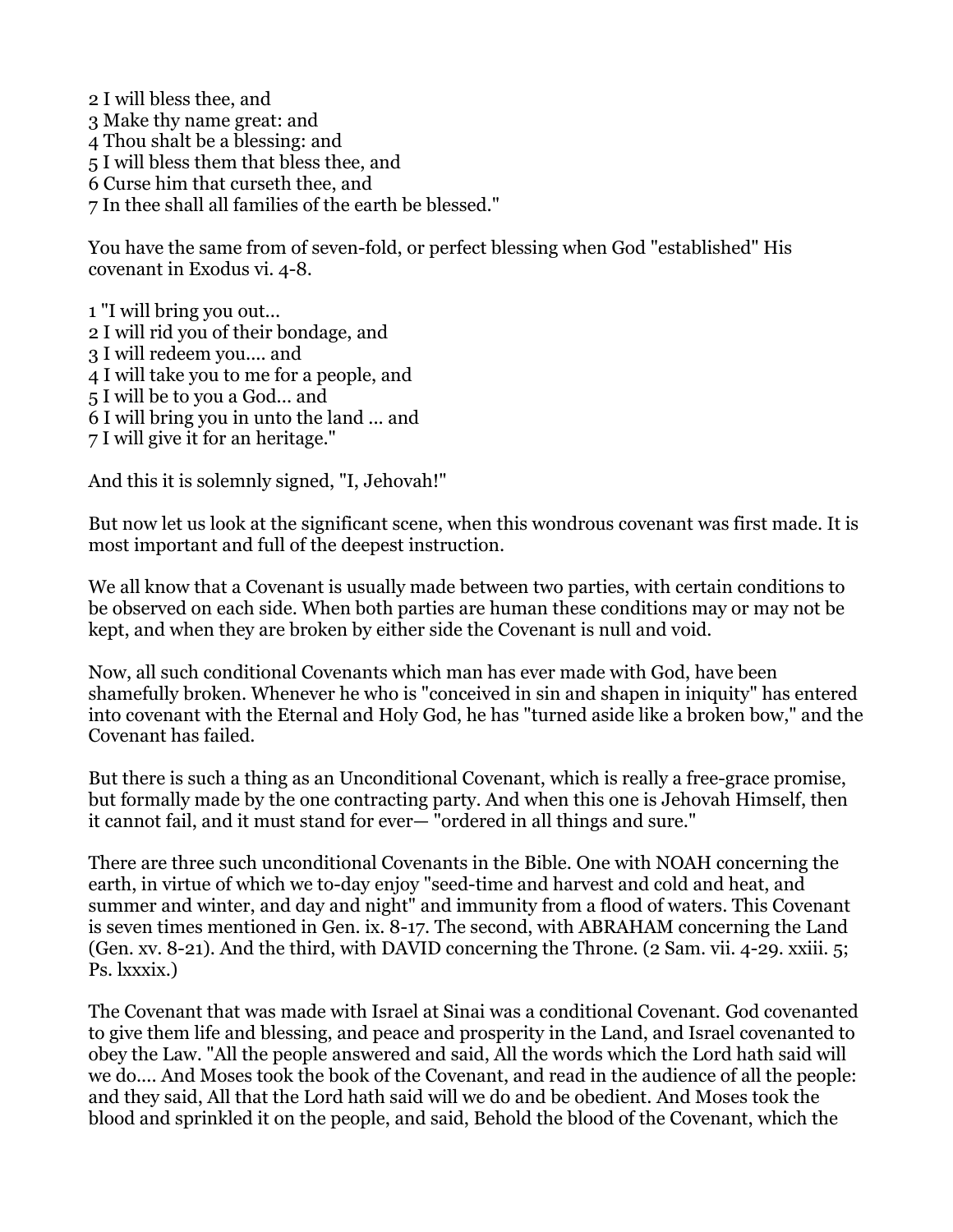2 I will bless thee, and
3 Make thy name great: and
4 Thou shalt be a blessing: and
5 I will bless them that bless thee, and
6 Curse him that curseth thee, and
7 In thee shall all families of the earth be blessed."

You have the same from of seven-fold, or perfect blessing when God "established" His covenant in Exodus vi. 4-8.

1 "I will bring you out...
2 I will rid you of their bondage, and
3 I will redeem you.... and
4 I will take you to me for a people, and
5 I will be to you a God... and
6 I will bring you in unto the land ... and
7 I will give it for an heritage."

And this it is solemnly signed, "I, Jehovah!"

But now let us look at the significant scene, when this wondrous covenant was first made. It is most important and full of the deepest instruction.

We all know that a Covenant is usually made between two parties, with certain conditions to be observed on each side. When both parties are human these conditions may or may not be kept, and when they are broken by either side the Covenant is null and void.

Now, all such conditional Covenants which man has ever made with God, have been shamefully broken. Whenever he who is "conceived in sin and shapen in iniquity" has entered into covenant with the Eternal and Holy God, he has "turned aside like a broken bow," and the Covenant has failed.

But there is such a thing as an Unconditional Covenant, which is really a free-grace promise, but formally made by the one contracting party. And when this one is Jehovah Himself, then it cannot fail, and it must stand for ever— "ordered in all things and sure."

There are three such unconditional Covenants in the Bible. One with NOAH concerning the earth, in virtue of which we to-day enjoy "seed-time and harvest and cold and heat, and summer and winter, and day and night" and immunity from a flood of waters. This Covenant is seven times mentioned in Gen. ix. 8-17. The second, with ABRAHAM concerning the Land (Gen. xv. 8-21). And the third, with DAVID concerning the Throne. (2 Sam. vii. 4-29. xxiii. 5; Ps. lxxxix.)

The Covenant that was made with Israel at Sinai was a conditional Covenant. God covenanted to give them life and blessing, and peace and prosperity in the Land, and Israel covenanted to obey the Law. "All the people answered and said, All the words which the Lord hath said will we do.... And Moses took the book of the Covenant, and read in the audience of all the people: and they said, All that the Lord hath said will we do and be obedient. And Moses took the blood and sprinkled it on the people, and said, Behold the blood of the Covenant, which the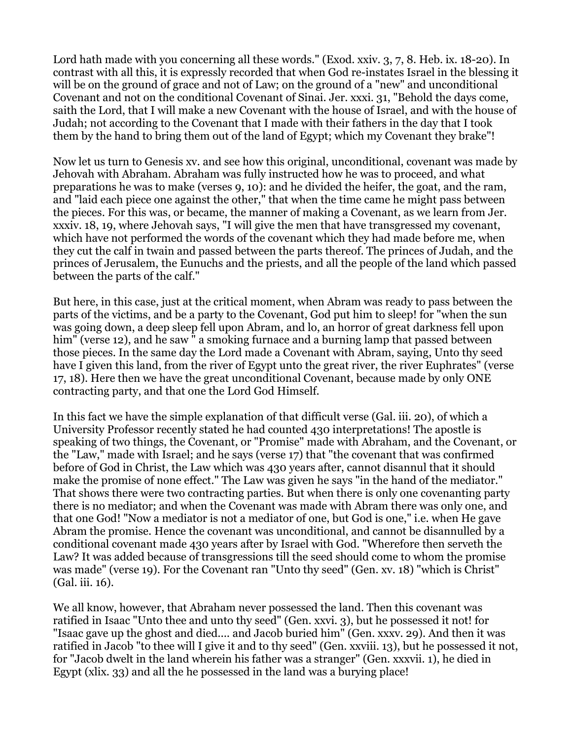Lord hath made with you concerning all these words." (Exod. xxiv. 3, 7, 8. Heb. ix. 18-20). In contrast with all this, it is expressly recorded that when God re-instates Israel in the blessing it will be on the ground of grace and not of Law; on the ground of a "new" and unconditional Covenant and not on the conditional Covenant of Sinai. Jer. xxxi. 31, "Behold the days come, saith the Lord, that I will make a new Covenant with the house of Israel, and with the house of Judah; not according to the Covenant that I made with their fathers in the day that I took them by the hand to bring them out of the land of Egypt; which my Covenant they brake"!

Now let us turn to Genesis xv. and see how this original, unconditional, covenant was made by Jehovah with Abraham. Abraham was fully instructed how he was to proceed, and what preparations he was to make (verses 9, 10): and he divided the heifer, the goat, and the ram, and "laid each piece one against the other," that when the time came he might pass between the pieces. For this was, or became, the manner of making a Covenant, as we learn from Jer. xxxiv. 18, 19, where Jehovah says, "I will give the men that have transgressed my covenant, which have not performed the words of the covenant which they had made before me, when they cut the calf in twain and passed between the parts thereof. The princes of Judah, and the princes of Jerusalem, the Eunuchs and the priests, and all the people of the land which passed between the parts of the calf."

But here, in this case, just at the critical moment, when Abram was ready to pass between the parts of the victims, and be a party to the Covenant, God put him to sleep! for "when the sun was going down, a deep sleep fell upon Abram, and lo, an horror of great darkness fell upon him" (verse 12), and he saw " a smoking furnace and a burning lamp that passed between those pieces. In the same day the Lord made a Covenant with Abram, saying, Unto thy seed have I given this land, from the river of Egypt unto the great river, the river Euphrates" (verse 17, 18). Here then we have the great unconditional Covenant, because made by only ONE contracting party, and that one the Lord God Himself.

In this fact we have the simple explanation of that difficult verse (Gal. iii. 20), of which a University Professor recently stated he had counted 430 interpretations! The apostle is speaking of two things, the Covenant, or "Promise" made with Abraham, and the Covenant, or the "Law," made with Israel; and he says (verse 17) that "the covenant that was confirmed before of God in Christ, the Law which was 430 years after, cannot disannul that it should make the promise of none effect." The Law was given he says "in the hand of the mediator." That shows there were two contracting parties. But when there is only one covenanting party there is no mediator; and when the Covenant was made with Abram there was only one, and that one God! "Now a mediator is not a mediator of one, but God is one," i.e. when He gave Abram the promise. Hence the covenant was unconditional, and cannot be disannulled by a conditional covenant made 430 years after by Israel with God. "Wherefore then serveth the Law? It was added because of transgressions till the seed should come to whom the promise was made" (verse 19). For the Covenant ran "Unto thy seed" (Gen. xv. 18) "which is Christ" (Gal. iii. 16).

We all know, however, that Abraham never possessed the land. Then this covenant was ratified in Isaac "Unto thee and unto thy seed" (Gen. xxvi. 3), but he possessed it not! for "Isaac gave up the ghost and died.... and Jacob buried him" (Gen. xxxv. 29). And then it was ratified in Jacob "to thee will I give it and to thy seed" (Gen. xxviii. 13), but he possessed it not, for "Jacob dwelt in the land wherein his father was a stranger" (Gen. xxxvii. 1), he died in Egypt (xlix. 33) and all the he possessed in the land was a burying place!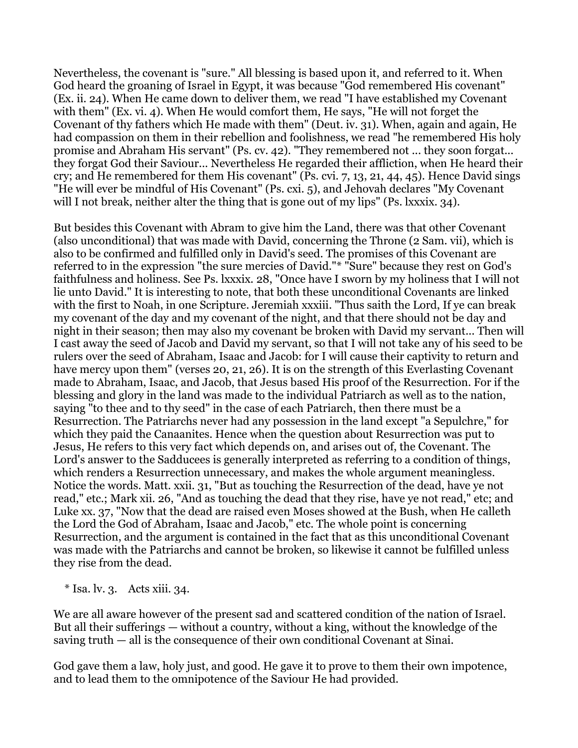Nevertheless, the covenant is "sure." All blessing is based upon it, and referred to it. When God heard the groaning of Israel in Egypt, it was because "God remembered His covenant" (Ex. ii. 24). When He came down to deliver them, we read "I have established my Covenant with them" (Ex. vi. 4). When He would comfort them, He says, "He will not forget the Covenant of thy fathers which He made with them" (Deut. iv. 31). When, again and again, He had compassion on them in their rebellion and foolishness, we read "he remembered His holy promise and Abraham His servant" (Ps. cv. 42). "They remembered not ... they soon forgat... they forgat God their Saviour... Nevertheless He regarded their affliction, when He heard their cry; and He remembered for them His covenant" (Ps. cvi. 7, 13, 21, 44, 45). Hence David sings "He will ever be mindful of His Covenant" (Ps. cxi. 5), and Jehovah declares "My Covenant will I not break, neither alter the thing that is gone out of my lips" (Ps. lxxxix. 34).

But besides this Covenant with Abram to give him the Land, there was that other Covenant (also unconditional) that was made with David, concerning the Throne (2 Sam. vii), which is also to be confirmed and fulfilled only in David's seed. The promises of this Covenant are referred to in the expression "the sure mercies of David."* "Sure" because they rest on God's faithfulness and holiness. See Ps. lxxxix. 28, "Once have I sworn by my holiness that I will not lie unto David." It is interesting to note, that both these unconditional Covenants are linked with the first to Noah, in one Scripture. Jeremiah xxxiii. "Thus saith the Lord, If ye can break my covenant of the day and my covenant of the night, and that there should not be day and night in their season; then may also my covenant be broken with David my servant... Then will I cast away the seed of Jacob and David my servant, so that I will not take any of his seed to be rulers over the seed of Abraham, Isaac and Jacob: for I will cause their captivity to return and have mercy upon them" (verses 20, 21, 26). It is on the strength of this Everlasting Covenant made to Abraham, Isaac, and Jacob, that Jesus based His proof of the Resurrection. For if the blessing and glory in the land was made to the individual Patriarch as well as to the nation, saying "to thee and to thy seed" in the case of each Patriarch, then there must be a Resurrection. The Patriarchs never had any possession in the land except "a Sepulchre," for which they paid the Canaanites. Hence when the question about Resurrection was put to Jesus, He refers to this very fact which depends on, and arises out of, the Covenant. The Lord's answer to the Sadducees is generally interpreted as referring to a condition of things, which renders a Resurrection unnecessary, and makes the whole argument meaningless. Notice the words. Matt. xxii. 31, "But as touching the Resurrection of the dead, have ye not read," etc.; Mark xii. 26, "And as touching the dead that they rise, have ye not read," etc; and Luke xx. 37, "Now that the dead are raised even Moses showed at the Bush, when He calleth the Lord the God of Abraham, Isaac and Jacob," etc. The whole point is concerning Resurrection, and the argument is contained in the fact that as this unconditional Covenant was made with the Patriarchs and cannot be broken, so likewise it cannot be fulfilled unless they rise from the dead.

* Isa. lv. 3. Acts xiii. 34.

We are all aware however of the present sad and scattered condition of the nation of Israel. But all their sufferings — without a country, without a king, without the knowledge of the saving truth — all is the consequence of their own conditional Covenant at Sinai.

God gave them a law, holy just, and good. He gave it to prove to them their own impotence, and to lead them to the omnipotence of the Saviour He had provided.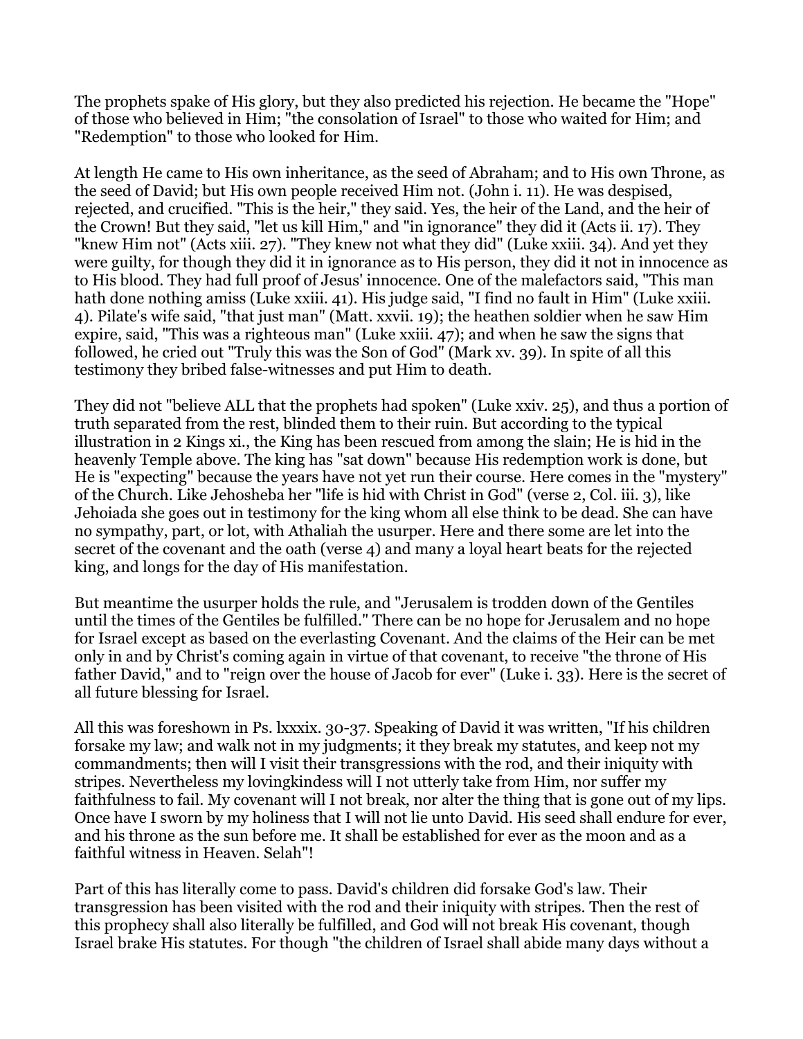The prophets spake of His glory, but they also predicted his rejection. He became the "Hope" of those who believed in Him; "the consolation of Israel" to those who waited for Him; and "Redemption" to those who looked for Him.

At length He came to His own inheritance, as the seed of Abraham; and to His own Throne, as the seed of David; but His own people received Him not. (John i. 11). He was despised, rejected, and crucified. "This is the heir," they said. Yes, the heir of the Land, and the heir of the Crown! But they said, "let us kill Him," and "in ignorance" they did it (Acts ii. 17). They "knew Him not" (Acts xiii. 27). "They knew not what they did" (Luke xxiii. 34). And yet they were guilty, for though they did it in ignorance as to His person, they did it not in innocence as to His blood. They had full proof of Jesus' innocence. One of the malefactors said, "This man hath done nothing amiss (Luke xxiii. 41). His judge said, "I find no fault in Him" (Luke xxiii. 4). Pilate's wife said, "that just man" (Matt. xxvii. 19); the heathen soldier when he saw Him expire, said, "This was a righteous man" (Luke xxiii. 47); and when he saw the signs that followed, he cried out "Truly this was the Son of God" (Mark xv. 39). In spite of all this testimony they bribed false-witnesses and put Him to death.

They did not "believe ALL that the prophets had spoken" (Luke xxiv. 25), and thus a portion of truth separated from the rest, blinded them to their ruin. But according to the typical illustration in 2 Kings xi., the King has been rescued from among the slain; He is hid in the heavenly Temple above. The king has "sat down" because His redemption work is done, but He is "expecting" because the years have not yet run their course. Here comes in the "mystery" of the Church. Like Jehosheba her "life is hid with Christ in God" (verse 2, Col. iii. 3), like Jehoiada she goes out in testimony for the king whom all else think to be dead. She can have no sympathy, part, or lot, with Athaliah the usurper. Here and there some are let into the secret of the covenant and the oath (verse 4) and many a loyal heart beats for the rejected king, and longs for the day of His manifestation.

But meantime the usurper holds the rule, and "Jerusalem is trodden down of the Gentiles until the times of the Gentiles be fulfilled." There can be no hope for Jerusalem and no hope for Israel except as based on the everlasting Covenant. And the claims of the Heir can be met only in and by Christ's coming again in virtue of that covenant, to receive "the throne of His father David," and to "reign over the house of Jacob for ever" (Luke i. 33). Here is the secret of all future blessing for Israel.

All this was foreshown in Ps. lxxxix. 30-37. Speaking of David it was written, "If his children forsake my law; and walk not in my judgments; it they break my statutes, and keep not my commandments; then will I visit their transgressions with the rod, and their iniquity with stripes. Nevertheless my lovingkindess will I not utterly take from Him, nor suffer my faithfulness to fail. My covenant will I not break, nor alter the thing that is gone out of my lips. Once have I sworn by my holiness that I will not lie unto David. His seed shall endure for ever, and his throne as the sun before me. It shall be established for ever as the moon and as a faithful witness in Heaven. Selah"!

Part of this has literally come to pass. David's children did forsake God's law. Their transgression has been visited with the rod and their iniquity with stripes. Then the rest of this prophecy shall also literally be fulfilled, and God will not break His covenant, though Israel brake His statutes. For though "the children of Israel shall abide many days without a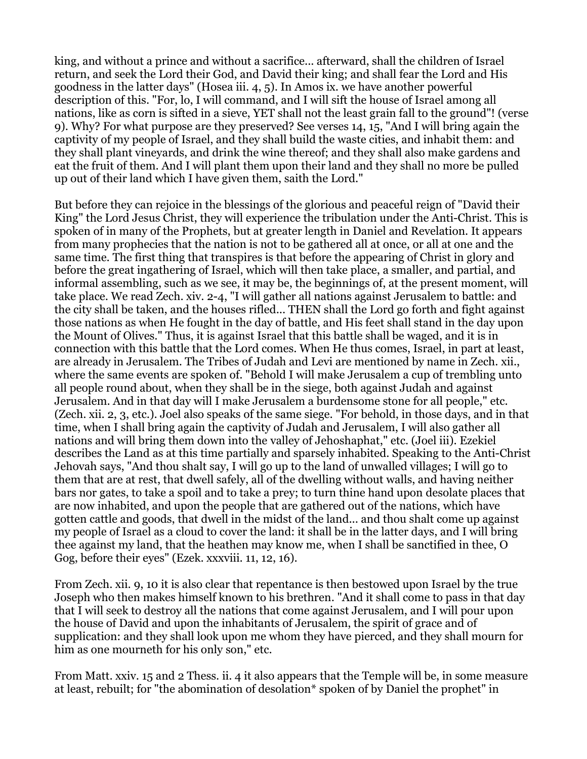king, and without a prince and without a sacrifice... afterward, shall the children of Israel return, and seek the Lord their God, and David their king; and shall fear the Lord and His goodness in the latter days" (Hosea iii. 4, 5). In Amos ix. we have another powerful description of this. "For, lo, I will command, and I will sift the house of Israel among all nations, like as corn is sifted in a sieve, YET shall not the least grain fall to the ground"! (verse 9). Why? For what purpose are they preserved? See verses 14, 15, "And I will bring again the captivity of my people of Israel, and they shall build the waste cities, and inhabit them: and they shall plant vineyards, and drink the wine thereof; and they shall also make gardens and eat the fruit of them. And I will plant them upon their land and they shall no more be pulled up out of their land which I have given them, saith the Lord."

But before they can rejoice in the blessings of the glorious and peaceful reign of "David their King" the Lord Jesus Christ, they will experience the tribulation under the Anti-Christ. This is spoken of in many of the Prophets, but at greater length in Daniel and Revelation. It appears from many prophecies that the nation is not to be gathered all at once, or all at one and the same time. The first thing that transpires is that before the appearing of Christ in glory and before the great ingathering of Israel, which will then take place, a smaller, and partial, and informal assembling, such as we see, it may be, the beginnings of, at the present moment, will take place. We read Zech. xiv. 2-4, "I will gather all nations against Jerusalem to battle: and the city shall be taken, and the houses rifled... THEN shall the Lord go forth and fight against those nations as when He fought in the day of battle, and His feet shall stand in the day upon the Mount of Olives." Thus, it is against Israel that this battle shall be waged, and it is in connection with this battle that the Lord comes. When He thus comes, Israel, in part at least, are already in Jerusalem. The Tribes of Judah and Levi are mentioned by name in Zech. xii., where the same events are spoken of. "Behold I will make Jerusalem a cup of trembling unto all people round about, when they shall be in the siege, both against Judah and against Jerusalem. And in that day will I make Jerusalem a burdensome stone for all people," etc. (Zech. xii. 2, 3, etc.). Joel also speaks of the same siege. "For behold, in those days, and in that time, when I shall bring again the captivity of Judah and Jerusalem, I will also gather all nations and will bring them down into the valley of Jehoshaphat," etc. (Joel iii). Ezekiel describes the Land as at this time partially and sparsely inhabited. Speaking to the Anti-Christ Jehovah says, "And thou shalt say, I will go up to the land of unwalled villages; I will go to them that are at rest, that dwell safely, all of the dwelling without walls, and having neither bars nor gates, to take a spoil and to take a prey; to turn thine hand upon desolate places that are now inhabited, and upon the people that are gathered out of the nations, which have gotten cattle and goods, that dwell in the midst of the land... and thou shalt come up against my people of Israel as a cloud to cover the land: it shall be in the latter days, and I will bring thee against my land, that the heathen may know me, when I shall be sanctified in thee, O Gog, before their eyes" (Ezek. xxxviii. 11, 12, 16).

From Zech. xii. 9, 10 it is also clear that repentance is then bestowed upon Israel by the true Joseph who then makes himself known to his brethren. "And it shall come to pass in that day that I will seek to destroy all the nations that come against Jerusalem, and I will pour upon the house of David and upon the inhabitants of Jerusalem, the spirit of grace and of supplication: and they shall look upon me whom they have pierced, and they shall mourn for him as one mourneth for his only son," etc.

From Matt. xxiv. 15 and 2 Thess. ii. 4 it also appears that the Temple will be, in some measure at least, rebuilt; for "the abomination of desolation* spoken of by Daniel the prophet" in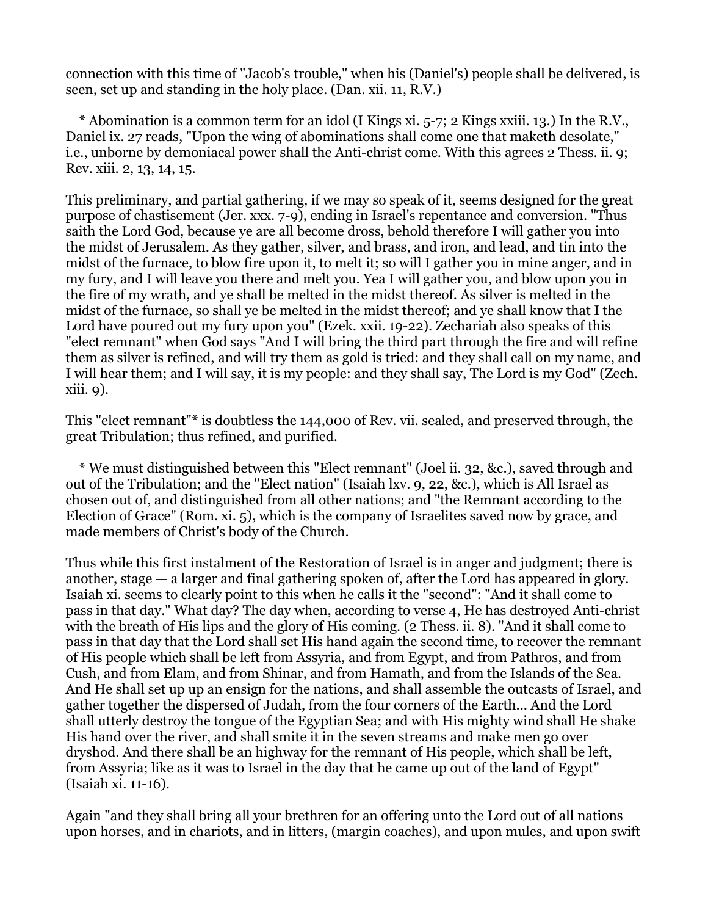connection with this time of "Jacob's trouble," when his (Daniel's) people shall be delivered, is seen, set up and standing in the holy place. (Dan. xii. 11, R.V.)

\* Abomination is a common term for an idol (I Kings xi. 5-7; 2 Kings xxiii. 13.) In the R.V., Daniel ix. 27 reads, "Upon the wing of abominations shall come one that maketh desolate," i.e., unborne by demoniacal power shall the Anti-christ come. With this agrees 2 Thess. ii. 9; Rev. xiii. 2, 13, 14, 15.

This preliminary, and partial gathering, if we may so speak of it, seems designed for the great purpose of chastisement (Jer. xxx. 7-9), ending in Israel's repentance and conversion. "Thus saith the Lord God, because ye are all become dross, behold therefore I will gather you into the midst of Jerusalem. As they gather, silver, and brass, and iron, and lead, and tin into the midst of the furnace, to blow fire upon it, to melt it; so will I gather you in mine anger, and in my fury, and I will leave you there and melt you. Yea I will gather you, and blow upon you in the fire of my wrath, and ye shall be melted in the midst thereof. As silver is melted in the midst of the furnace, so shall ye be melted in the midst thereof; and ye shall know that I the Lord have poured out my fury upon you" (Ezek. xxii. 19-22). Zechariah also speaks of this "elect remnant" when God says "And I will bring the third part through the fire and will refine them as silver is refined, and will try them as gold is tried: and they shall call on my name, and I will hear them; and I will say, it is my people: and they shall say, The Lord is my God" (Zech. xiii. 9).

This "elect remnant"* is doubtless the 144,000 of Rev. vii. sealed, and preserved through, the great Tribulation; thus refined, and purified.

\* We must distinguished between this "Elect remnant" (Joel ii. 32, &c.), saved through and out of the Tribulation; and the "Elect nation" (Isaiah lxv. 9, 22, &c.), which is All Israel as chosen out of, and distinguished from all other nations; and "the Remnant according to the Election of Grace" (Rom. xi. 5), which is the company of Israelites saved now by grace, and made members of Christ's body of the Church.

Thus while this first instalment of the Restoration of Israel is in anger and judgment; there is another, stage — a larger and final gathering spoken of, after the Lord has appeared in glory. Isaiah xi. seems to clearly point to this when he calls it the "second": "And it shall come to pass in that day." What day? The day when, according to verse 4, He has destroyed Anti-christ with the breath of His lips and the glory of His coming. (2 Thess. ii. 8). "And it shall come to pass in that day that the Lord shall set His hand again the second time, to recover the remnant of His people which shall be left from Assyria, and from Egypt, and from Pathros, and from Cush, and from Elam, and from Shinar, and from Hamath, and from the Islands of the Sea. And He shall set up up an ensign for the nations, and shall assemble the outcasts of Israel, and gather together the dispersed of Judah, from the four corners of the Earth... And the Lord shall utterly destroy the tongue of the Egyptian Sea; and with His mighty wind shall He shake His hand over the river, and shall smite it in the seven streams and make men go over dryshod. And there shall be an highway for the remnant of His people, which shall be left, from Assyria; like as it was to Israel in the day that he came up out of the land of Egypt" (Isaiah xi. 11-16).

Again "and they shall bring all your brethren for an offering unto the Lord out of all nations upon horses, and in chariots, and in litters, (margin coaches), and upon mules, and upon swift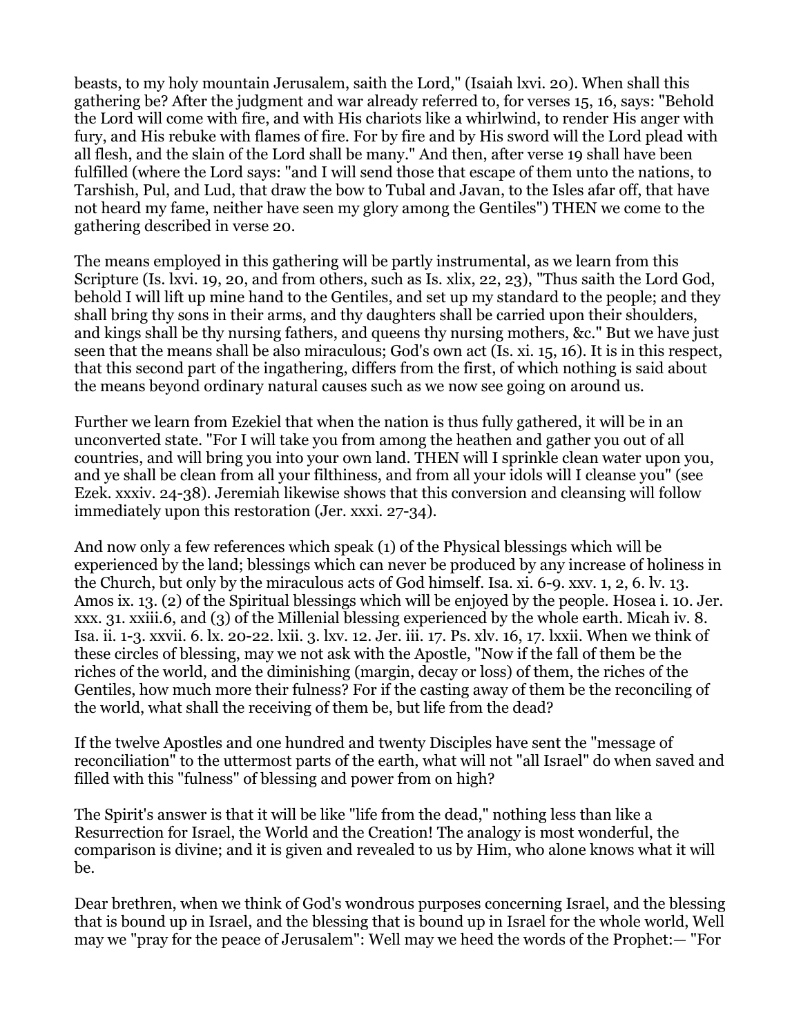beasts, to my holy mountain Jerusalem, saith the Lord," (Isaiah lxvi. 20). When shall this gathering be? After the judgment and war already referred to, for verses 15, 16, says: "Behold the Lord will come with fire, and with His chariots like a whirlwind, to render His anger with fury, and His rebuke with flames of fire. For by fire and by His sword will the Lord plead with all flesh, and the slain of the Lord shall be many." And then, after verse 19 shall have been fulfilled (where the Lord says: "and I will send those that escape of them unto the nations, to Tarshish, Pul, and Lud, that draw the bow to Tubal and Javan, to the Isles afar off, that have not heard my fame, neither have seen my glory among the Gentiles") THEN we come to the gathering described in verse 20.

The means employed in this gathering will be partly instrumental, as we learn from this Scripture (Is. lxvi. 19, 20, and from others, such as Is. xlix, 22, 23), "Thus saith the Lord God, behold I will lift up mine hand to the Gentiles, and set up my standard to the people; and they shall bring thy sons in their arms, and thy daughters shall be carried upon their shoulders, and kings shall be thy nursing fathers, and queens thy nursing mothers, &c." But we have just seen that the means shall be also miraculous; God's own act (Is. xi. 15, 16). It is in this respect, that this second part of the ingathering, differs from the first, of which nothing is said about the means beyond ordinary natural causes such as we now see going on around us.

Further we learn from Ezekiel that when the nation is thus fully gathered, it will be in an unconverted state. "For I will take you from among the heathen and gather you out of all countries, and will bring you into your own land. THEN will I sprinkle clean water upon you, and ye shall be clean from all your filthiness, and from all your idols will I cleanse you" (see Ezek. xxxiv. 24-38). Jeremiah likewise shows that this conversion and cleansing will follow immediately upon this restoration (Jer. xxxi. 27-34).

And now only a few references which speak (1) of the Physical blessings which will be experienced by the land; blessings which can never be produced by any increase of holiness in the Church, but only by the miraculous acts of God himself. Isa. xi. 6-9. xxv. 1, 2, 6. lv. 13. Amos ix. 13. (2) of the Spiritual blessings which will be enjoyed by the people. Hosea i. 10. Jer. xxx. 31. xxiii.6, and (3) of the Millenial blessing experienced by the whole earth. Micah iv. 8. Isa. ii. 1-3. xxvii. 6. lx. 20-22. lxii. 3. lxv. 12. Jer. iii. 17. Ps. xlv. 16, 17. lxxii. When we think of these circles of blessing, may we not ask with the Apostle, "Now if the fall of them be the riches of the world, and the diminishing (margin, decay or loss) of them, the riches of the Gentiles, how much more their fulness? For if the casting away of them be the reconciling of the world, what shall the receiving of them be, but life from the dead?

If the twelve Apostles and one hundred and twenty Disciples have sent the "message of reconciliation" to the uttermost parts of the earth, what will not "all Israel" do when saved and filled with this "fulness" of blessing and power from on high?

The Spirit's answer is that it will be like "life from the dead," nothing less than like a Resurrection for Israel, the World and the Creation! The analogy is most wonderful, the comparison is divine; and it is given and revealed to us by Him, who alone knows what it will be.

Dear brethren, when we think of God's wondrous purposes concerning Israel, and the blessing that is bound up in Israel, and the blessing that is bound up in Israel for the whole world, Well may we "pray for the peace of Jerusalem": Well may we heed the words of the Prophet:— "For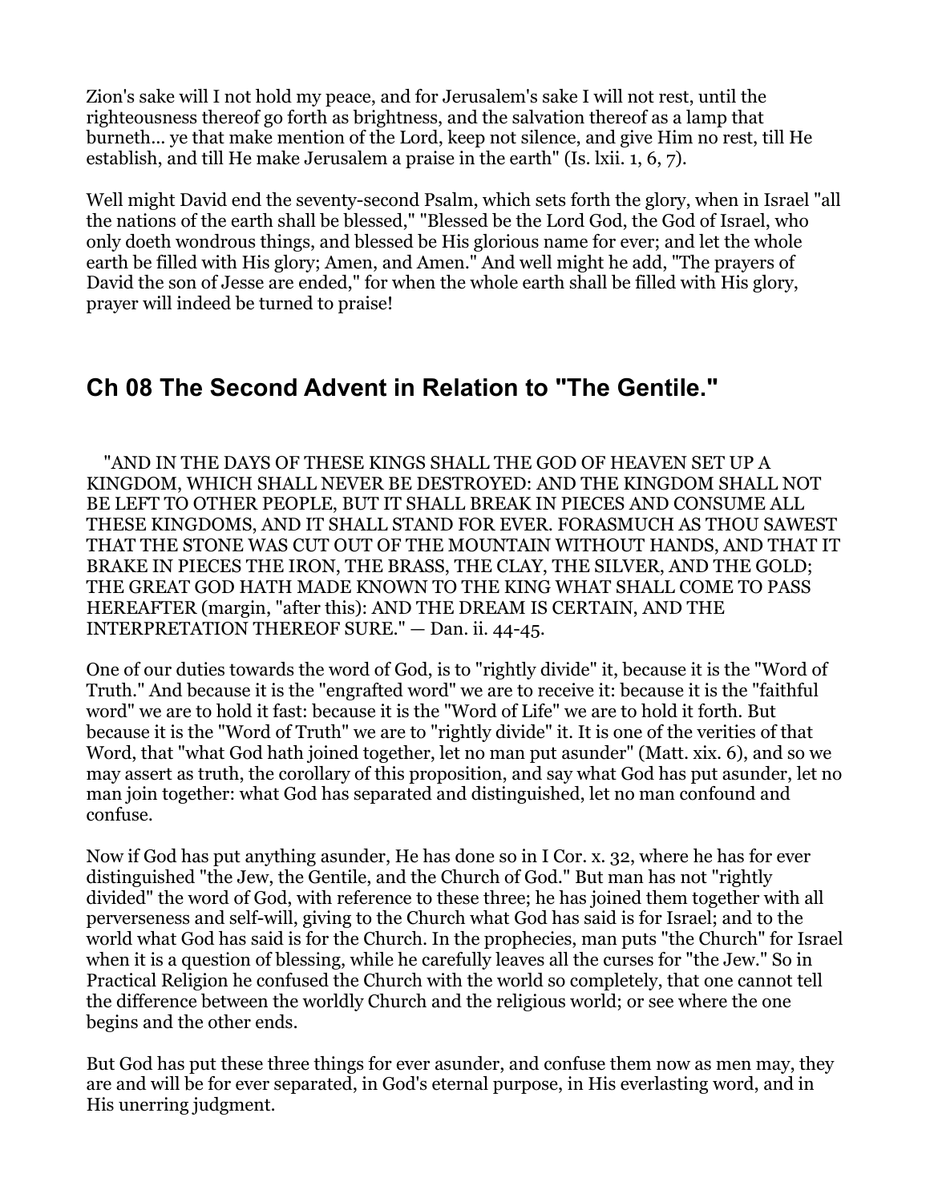Zion's sake will I not hold my peace, and for Jerusalem's sake I will not rest, until the righteousness thereof go forth as brightness, and the salvation thereof as a lamp that burneth... ye that make mention of the Lord, keep not silence, and give Him no rest, till He establish, and till He make Jerusalem a praise in the earth" (Is. lxii. 1, 6, 7).

Well might David end the seventy-second Psalm, which sets forth the glory, when in Israel "all the nations of the earth shall be blessed," "Blessed be the Lord God, the God of Israel, who only doeth wondrous things, and blessed be His glorious name for ever; and let the whole earth be filled with His glory; Amen, and Amen." And well might he add, "The prayers of David the son of Jesse are ended," for when the whole earth shall be filled with His glory, prayer will indeed be turned to praise!

## Ch 08 The Second Advent in Relation to "The Gentile."

"AND IN THE DAYS OF THESE KINGS SHALL THE GOD OF HEAVEN SET UP A KINGDOM, WHICH SHALL NEVER BE DESTROYED: AND THE KINGDOM SHALL NOT BE LEFT TO OTHER PEOPLE, BUT IT SHALL BREAK IN PIECES AND CONSUME ALL THESE KINGDOMS, AND IT SHALL STAND FOR EVER. FORASMUCH AS THOU SAWEST THAT THE STONE WAS CUT OUT OF THE MOUNTAIN WITHOUT HANDS, AND THAT IT BRAKE IN PIECES THE IRON, THE BRASS, THE CLAY, THE SILVER, AND THE GOLD; THE GREAT GOD HATH MADE KNOWN TO THE KING WHAT SHALL COME TO PASS HEREAFTER (margin, "after this): AND THE DREAM IS CERTAIN, AND THE INTERPRETATION THEREOF SURE." — Dan. ii. 44-45.

One of our duties towards the word of God, is to "rightly divide" it, because it is the "Word of Truth." And because it is the "engrafted word" we are to receive it: because it is the "faithful word" we are to hold it fast: because it is the "Word of Life" we are to hold it forth. But because it is the "Word of Truth" we are to "rightly divide" it. It is one of the verities of that Word, that "what God hath joined together, let no man put asunder" (Matt. xix. 6), and so we may assert as truth, the corollary of this proposition, and say what God has put asunder, let no man join together: what God has separated and distinguished, let no man confound and confuse.

Now if God has put anything asunder, He has done so in I Cor. x. 32, where he has for ever distinguished "the Jew, the Gentile, and the Church of God." But man has not "rightly divided" the word of God, with reference to these three; he has joined them together with all perverseness and self-will, giving to the Church what God has said is for Israel; and to the world what God has said is for the Church. In the prophecies, man puts "the Church" for Israel when it is a question of blessing, while he carefully leaves all the curses for "the Jew." So in Practical Religion he confused the Church with the world so completely, that one cannot tell the difference between the worldly Church and the religious world; or see where the one begins and the other ends.

But God has put these three things for ever asunder, and confuse them now as men may, they are and will be for ever separated, in God's eternal purpose, in His everlasting word, and in His unerring judgment.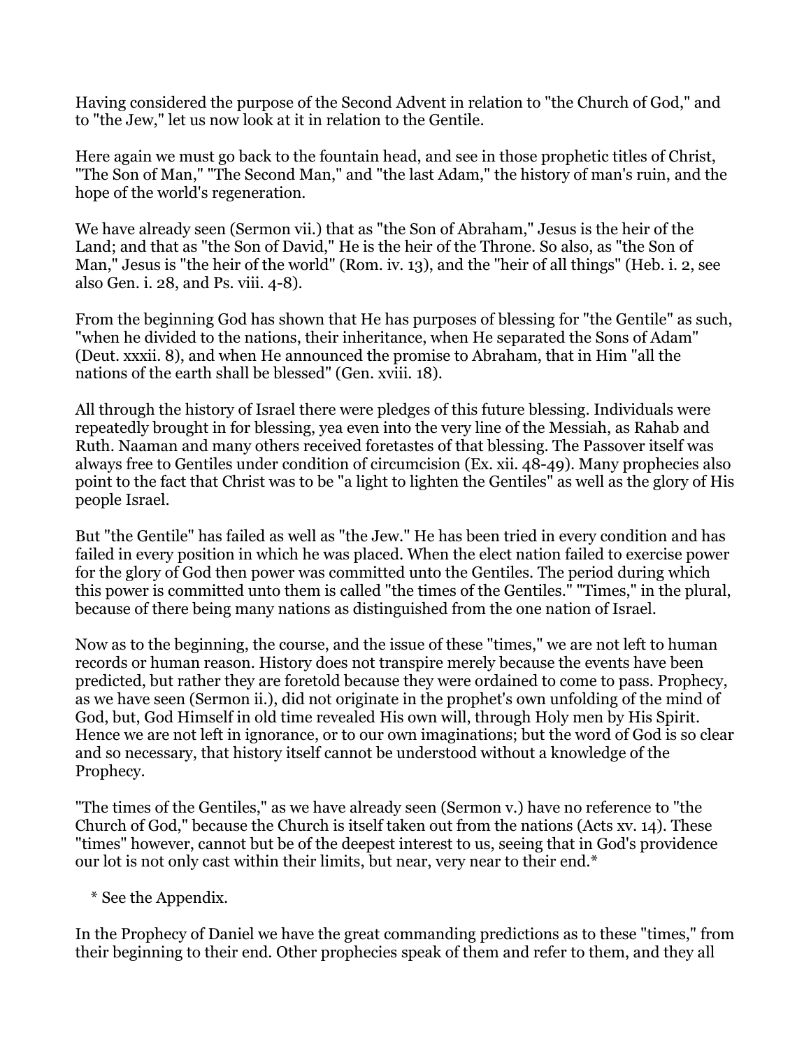Having considered the purpose of the Second Advent in relation to "the Church of God," and to "the Jew," let us now look at it in relation to the Gentile.

Here again we must go back to the fountain head, and see in those prophetic titles of Christ, "The Son of Man," "The Second Man," and "the last Adam," the history of man's ruin, and the hope of the world's regeneration.

We have already seen (Sermon vii.) that as "the Son of Abraham," Jesus is the heir of the Land; and that as "the Son of David," He is the heir of the Throne. So also, as "the Son of Man," Jesus is "the heir of the world" (Rom. iv. 13), and the "heir of all things" (Heb. i. 2, see also Gen. i. 28, and Ps. viii. 4-8).

From the beginning God has shown that He has purposes of blessing for "the Gentile" as such, "when he divided to the nations, their inheritance, when He separated the Sons of Adam" (Deut. xxxii. 8), and when He announced the promise to Abraham, that in Him "all the nations of the earth shall be blessed" (Gen. xviii. 18).

All through the history of Israel there were pledges of this future blessing. Individuals were repeatedly brought in for blessing, yea even into the very line of the Messiah, as Rahab and Ruth. Naaman and many others received foretastes of that blessing. The Passover itself was always free to Gentiles under condition of circumcision (Ex. xii. 48-49). Many prophecies also point to the fact that Christ was to be "a light to lighten the Gentiles" as well as the glory of His people Israel.

But "the Gentile" has failed as well as "the Jew." He has been tried in every condition and has failed in every position in which he was placed. When the elect nation failed to exercise power for the glory of God then power was committed unto the Gentiles. The period during which this power is committed unto them is called "the times of the Gentiles." "Times," in the plural, because of there being many nations as distinguished from the one nation of Israel.

Now as to the beginning, the course, and the issue of these "times," we are not left to human records or human reason. History does not transpire merely because the events have been predicted, but rather they are foretold because they were ordained to come to pass. Prophecy, as we have seen (Sermon ii.), did not originate in the prophet's own unfolding of the mind of God, but, God Himself in old time revealed His own will, through Holy men by His Spirit. Hence we are not left in ignorance, or to our own imaginations; but the word of God is so clear and so necessary, that history itself cannot be understood without a knowledge of the Prophecy.

"The times of the Gentiles," as we have already seen (Sermon v.) have no reference to "the Church of God," because the Church is itself taken out from the nations (Acts xv. 14). These "times" however, cannot but be of the deepest interest to us, seeing that in God's providence our lot is not only cast within their limits, but near, very near to their end.*

\* See the Appendix.

In the Prophecy of Daniel we have the great commanding predictions as to these "times," from their beginning to their end. Other prophecies speak of them and refer to them, and they all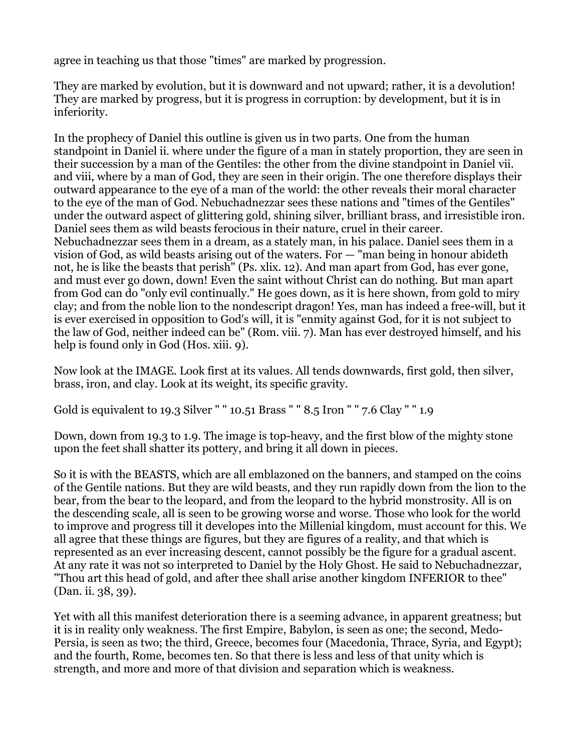agree in teaching us that those "times" are marked by progression.

They are marked by evolution, but it is downward and not upward; rather, it is a devolution! They are marked by progress, but it is progress in corruption: by development, but it is in inferiority.

In the prophecy of Daniel this outline is given us in two parts. One from the human standpoint in Daniel ii. where under the figure of a man in stately proportion, they are seen in their succession by a man of the Gentiles: the other from the divine standpoint in Daniel vii. and viii, where by a man of God, they are seen in their origin. The one therefore displays their outward appearance to the eye of a man of the world: the other reveals their moral character to the eye of the man of God. Nebuchadnezzar sees these nations and "times of the Gentiles" under the outward aspect of glittering gold, shining silver, brilliant brass, and irresistible iron. Daniel sees them as wild beasts ferocious in their nature, cruel in their career. Nebuchadnezzar sees them in a dream, as a stately man, in his palace. Daniel sees them in a vision of God, as wild beasts arising out of the waters. For — "man being in honour abideth not, he is like the beasts that perish" (Ps. xlix. 12). And man apart from God, has ever gone, and must ever go down, down! Even the saint without Christ can do nothing. But man apart from God can do "only evil continually." He goes down, as it is here shown, from gold to miry clay; and from the noble lion to the nondescript dragon! Yes, man has indeed a free-will, but it is ever exercised in opposition to God's will, it is "enmity against God, for it is not subject to the law of God, neither indeed can be" (Rom. viii. 7). Man has ever destroyed himself, and his help is found only in God (Hos. xiii. 9).

Now look at the IMAGE. Look first at its values. All tends downwards, first gold, then silver, brass, iron, and clay. Look at its weight, its specific gravity.

Gold is equivalent to 19.3 Silver " " 10.51 Brass " " 8.5 Iron " " 7.6 Clay " " 1.9

Down, down from 19.3 to 1.9. The image is top-heavy, and the first blow of the mighty stone upon the feet shall shatter its pottery, and bring it all down in pieces.

So it is with the BEASTS, which are all emblazoned on the banners, and stamped on the coins of the Gentile nations. But they are wild beasts, and they run rapidly down from the lion to the bear, from the bear to the leopard, and from the leopard to the hybrid monstrosity. All is on the descending scale, all is seen to be growing worse and worse. Those who look for the world to improve and progress till it developes into the Millenial kingdom, must account for this. We all agree that these things are figures, but they are figures of a reality, and that which is represented as an ever increasing descent, cannot possibly be the figure for a gradual ascent. At any rate it was not so interpreted to Daniel by the Holy Ghost. He said to Nebuchadnezzar, "Thou art this head of gold, and after thee shall arise another kingdom INFERIOR to thee" (Dan. ii. 38, 39).

Yet with all this manifest deterioration there is a seeming advance, in apparent greatness; but it is in reality only weakness. The first Empire, Babylon, is seen as one; the second, Medo-Persia, is seen as two; the third, Greece, becomes four (Macedonia, Thrace, Syria, and Egypt); and the fourth, Rome, becomes ten. So that there is less and less of that unity which is strength, and more and more of that division and separation which is weakness.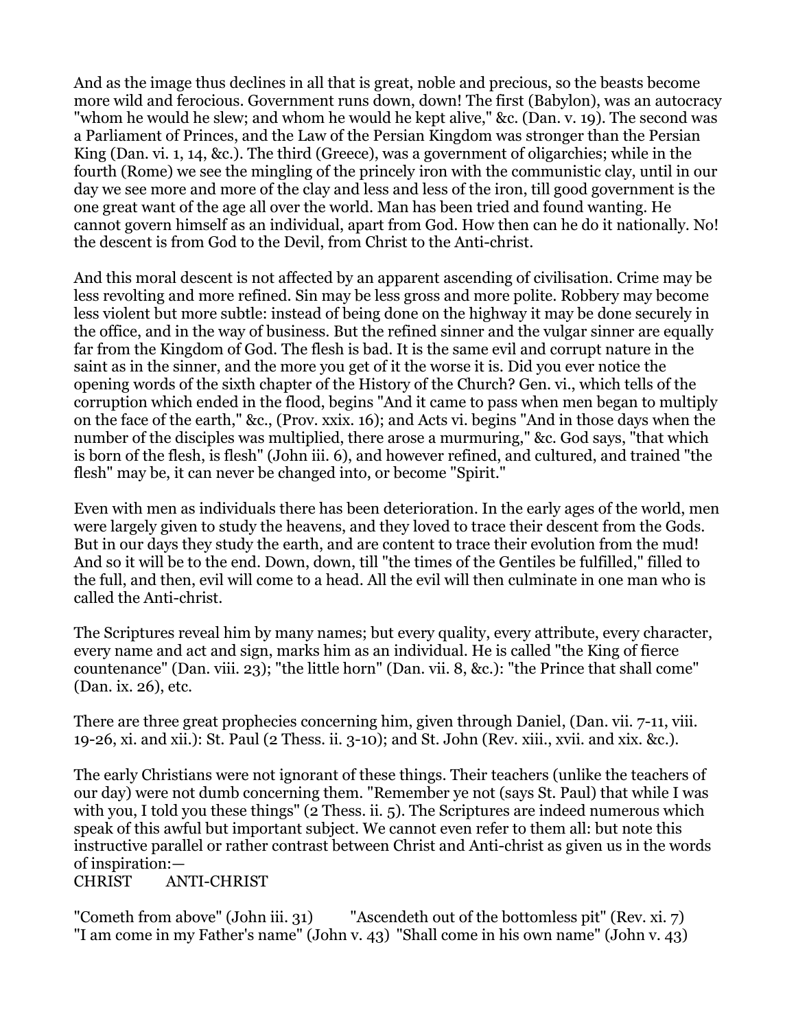And as the image thus declines in all that is great, noble and precious, so the beasts become more wild and ferocious. Government runs down, down! The first (Babylon), was an autocracy "whom he would he slew; and whom he would he kept alive," &c. (Dan. v. 19). The second was a Parliament of Princes, and the Law of the Persian Kingdom was stronger than the Persian King (Dan. vi. 1, 14, &c.). The third (Greece), was a government of oligarchies; while in the fourth (Rome) we see the mingling of the princely iron with the communistic clay, until in our day we see more and more of the clay and less and less of the iron, till good government is the one great want of the age all over the world. Man has been tried and found wanting. He cannot govern himself as an individual, apart from God. How then can he do it nationally. No! the descent is from God to the Devil, from Christ to the Anti-christ.

And this moral descent is not affected by an apparent ascending of civilisation. Crime may be less revolting and more refined. Sin may be less gross and more polite. Robbery may become less violent but more subtle: instead of being done on the highway it may be done securely in the office, and in the way of business. But the refined sinner and the vulgar sinner are equally far from the Kingdom of God. The flesh is bad. It is the same evil and corrupt nature in the saint as in the sinner, and the more you get of it the worse it is. Did you ever notice the opening words of the sixth chapter of the History of the Church? Gen. vi., which tells of the corruption which ended in the flood, begins "And it came to pass when men began to multiply on the face of the earth," &c., (Prov. xxix. 16); and Acts vi. begins "And in those days when the number of the disciples was multiplied, there arose a murmuring," &c. God says, "that which is born of the flesh, is flesh" (John iii. 6), and however refined, and cultured, and trained "the flesh" may be, it can never be changed into, or become "Spirit."

Even with men as individuals there has been deterioration. In the early ages of the world, men were largely given to study the heavens, and they loved to trace their descent from the Gods. But in our days they study the earth, and are content to trace their evolution from the mud! And so it will be to the end. Down, down, till "the times of the Gentiles be fulfilled," filled to the full, and then, evil will come to a head. All the evil will then culminate in one man who is called the Anti-christ.

The Scriptures reveal him by many names; but every quality, every attribute, every character, every name and act and sign, marks him as an individual. He is called "the King of fierce countenance" (Dan. viii. 23); "the little horn" (Dan. vii. 8, &c.): "the Prince that shall come" (Dan. ix. 26), etc.

There are three great prophecies concerning him, given through Daniel, (Dan. vii. 7-11, viii. 19-26, xi. and xii.): St. Paul (2 Thess. ii. 3-10); and St. John (Rev. xiii., xvii. and xix. &c.).

The early Christians were not ignorant of these things. Their teachers (unlike the teachers of our day) were not dumb concerning them. "Remember ye not (says St. Paul) that while I was with you, I told you these things" (2 Thess. ii. 5). The Scriptures are indeed numerous which speak of this awful but important subject. We cannot even refer to them all: but note this instructive parallel or rather contrast between Christ and Anti-christ as given us in the words of inspiration:—

| CHRIST | ANTI-CHRIST |
|---|---|
| "Cometh from above" (John iii. 31) | "Ascendeth out of the bottomless pit" (Rev. xi. 7) |
| "I am come in my Father's name" (John v. 43) | "Shall come in his own name" (John v. 43) |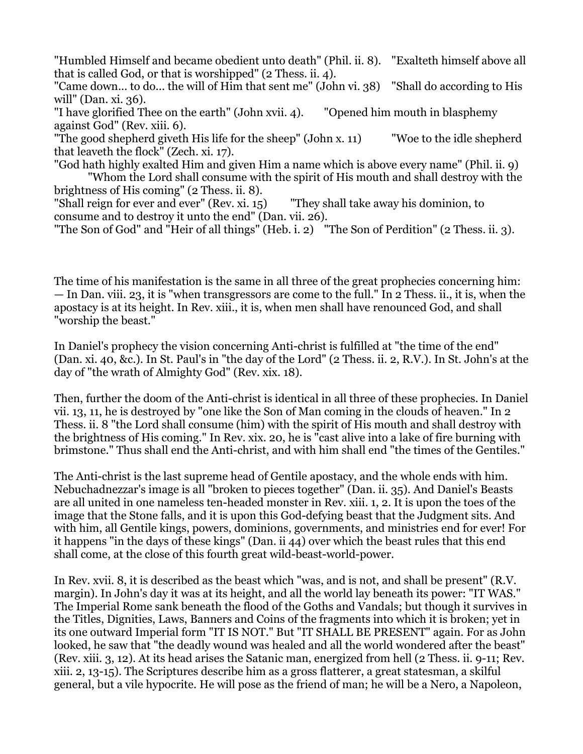"Humbled Himself and became obedient unto death" (Phil. ii. 8). "Exalteth himself above all that is called God, or that is worshipped" (2 Thess. ii. 4).
"Came down... to do... the will of Him that sent me" (John vi. 38) "Shall do according to His will" (Dan. xi. 36).
"I have glorified Thee on the earth" (John xvii. 4). "Opened him mouth in blasphemy against God" (Rev. xiii. 6).
"The good shepherd giveth His life for the sheep" (John x. 11) "Woe to the idle shepherd that leaveth the flock" (Zech. xi. 17).
"God hath highly exalted Him and given Him a name which is above every name" (Phil. ii. 9) "Whom the Lord shall consume with the spirit of His mouth and shall destroy with the brightness of His coming" (2 Thess. ii. 8).
"Shall reign for ever and ever" (Rev. xi. 15) "They shall take away his dominion, to consume and to destroy it unto the end" (Dan. vii. 26).
"The Son of God" and "Heir of all things" (Heb. i. 2) "The Son of Perdition" (2 Thess. ii. 3).

The time of his manifestation is the same in all three of the great prophecies concerning him: — In Dan. viii. 23, it is "when transgressors are come to the full." In 2 Thess. ii., it is, when the apostacy is at its height. In Rev. xiii., it is, when men shall have renounced God, and shall "worship the beast."

In Daniel's prophecy the vision concerning Anti-christ is fulfilled at "the time of the end" (Dan. xi. 40, &c.). In St. Paul's in "the day of the Lord" (2 Thess. ii. 2, R.V.). In St. John's at the day of "the wrath of Almighty God" (Rev. xix. 18).

Then, further the doom of the Anti-christ is identical in all three of these prophecies. In Daniel vii. 13, 11, he is destroyed by "one like the Son of Man coming in the clouds of heaven." In 2 Thess. ii. 8 "the Lord shall consume (him) with the spirit of His mouth and shall destroy with the brightness of His coming." In Rev. xix. 20, he is "cast alive into a lake of fire burning with brimstone." Thus shall end the Anti-christ, and with him shall end "the times of the Gentiles."

The Anti-christ is the last supreme head of Gentile apostacy, and the whole ends with him. Nebuchadnezzar's image is all "broken to pieces together" (Dan. ii. 35). And Daniel's Beasts are all united in one nameless ten-headed monster in Rev. xiii. 1, 2. It is upon the toes of the image that the Stone falls, and it is upon this God-defying beast that the Judgment sits. And with him, all Gentile kings, powers, dominions, governments, and ministries end for ever! For it happens "in the days of these kings" (Dan. ii 44) over which the beast rules that this end shall come, at the close of this fourth great wild-beast-world-power.

In Rev. xvii. 8, it is described as the beast which "was, and is not, and shall be present" (R.V. margin). In John's day it was at its height, and all the world lay beneath its power: "IT WAS." The Imperial Rome sank beneath the flood of the Goths and Vandals; but though it survives in the Titles, Dignities, Laws, Banners and Coins of the fragments into which it is broken; yet in its one outward Imperial form "IT IS NOT." But "IT SHALL BE PRESENT" again. For as John looked, he saw that "the deadly wound was healed and all the world wondered after the beast" (Rev. xiii. 3, 12). At its head arises the Satanic man, energized from hell (2 Thess. ii. 9-11; Rev. xiii. 2, 13-15). The Scriptures describe him as a gross flatterer, a great statesman, a skilful general, but a vile hypocrite. He will pose as the friend of man; he will be a Nero, a Napoleon,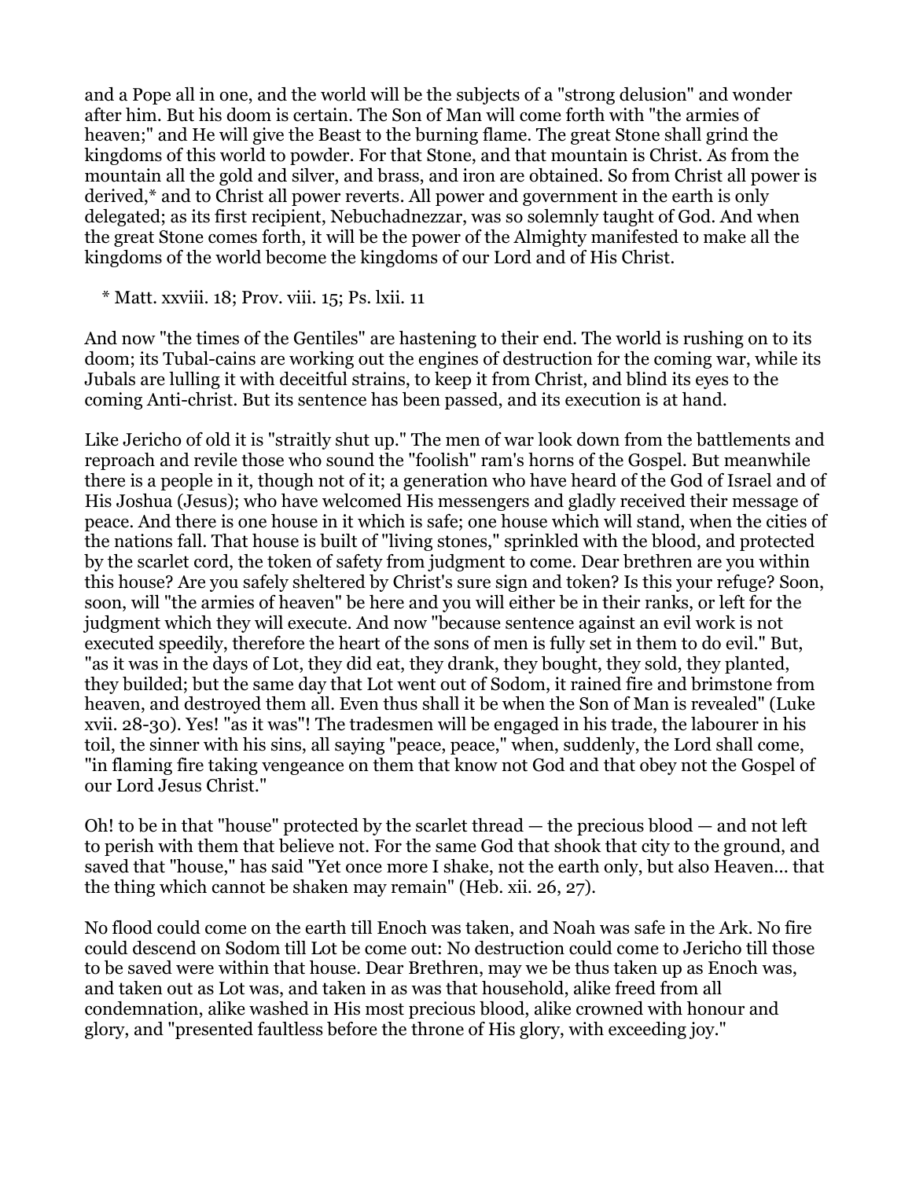and a Pope all in one, and the world will be the subjects of a "strong delusion" and wonder after him. But his doom is certain. The Son of Man will come forth with "the armies of heaven;" and He will give the Beast to the burning flame. The great Stone shall grind the kingdoms of this world to powder. For that Stone, and that mountain is Christ. As from the mountain all the gold and silver, and brass, and iron are obtained. So from Christ all power is derived,* and to Christ all power reverts. All power and government in the earth is only delegated; as its first recipient, Nebuchadnezzar, was so solemnly taught of God. And when the great Stone comes forth, it will be the power of the Almighty manifested to make all the kingdoms of the world become the kingdoms of our Lord and of His Christ.

\* Matt. xxviii. 18; Prov. viii. 15; Ps. lxii. 11

And now "the times of the Gentiles" are hastening to their end. The world is rushing on to its doom; its Tubal-cains are working out the engines of destruction for the coming war, while its Jubals are lulling it with deceitful strains, to keep it from Christ, and blind its eyes to the coming Anti-christ. But its sentence has been passed, and its execution is at hand.

Like Jericho of old it is "straitly shut up." The men of war look down from the battlements and reproach and revile those who sound the "foolish" ram's horns of the Gospel. But meanwhile there is a people in it, though not of it; a generation who have heard of the God of Israel and of His Joshua (Jesus); who have welcomed His messengers and gladly received their message of peace. And there is one house in it which is safe; one house which will stand, when the cities of the nations fall. That house is built of "living stones," sprinkled with the blood, and protected by the scarlet cord, the token of safety from judgment to come. Dear brethren are you within this house? Are you safely sheltered by Christ's sure sign and token? Is this your refuge? Soon, soon, will "the armies of heaven" be here and you will either be in their ranks, or left for the judgment which they will execute. And now "because sentence against an evil work is not executed speedily, therefore the heart of the sons of men is fully set in them to do evil." But, "as it was in the days of Lot, they did eat, they drank, they bought, they sold, they planted, they builded; but the same day that Lot went out of Sodom, it rained fire and brimstone from heaven, and destroyed them all. Even thus shall it be when the Son of Man is revealed" (Luke xvii. 28-30). Yes! "as it was"! The tradesmen will be engaged in his trade, the labourer in his toil, the sinner with his sins, all saying "peace, peace," when, suddenly, the Lord shall come, "in flaming fire taking vengeance on them that know not God and that obey not the Gospel of our Lord Jesus Christ."

Oh! to be in that "house" protected by the scarlet thread — the precious blood — and not left to perish with them that believe not. For the same God that shook that city to the ground, and saved that "house," has said "Yet once more I shake, not the earth only, but also Heaven... that the thing which cannot be shaken may remain" (Heb. xii. 26, 27).

No flood could come on the earth till Enoch was taken, and Noah was safe in the Ark. No fire could descend on Sodom till Lot be come out: No destruction could come to Jericho till those to be saved were within that house. Dear Brethren, may we be thus taken up as Enoch was, and taken out as Lot was, and taken in as was that household, alike freed from all condemnation, alike washed in His most precious blood, alike crowned with honour and glory, and "presented faultless before the throne of His glory, with exceeding joy."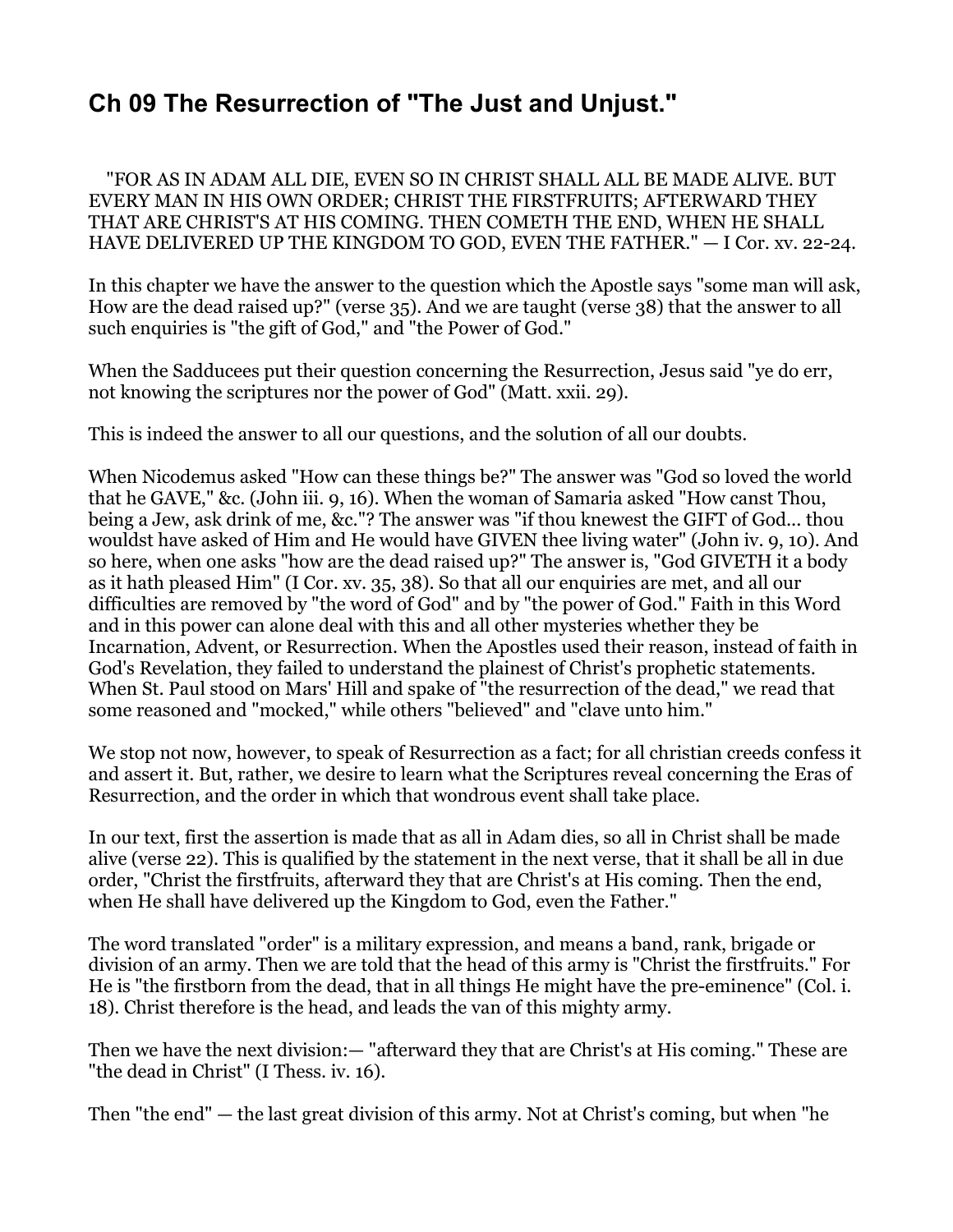## Ch 09 The Resurrection of "The Just and Unjust."

"FOR AS IN ADAM ALL DIE, EVEN SO IN CHRIST SHALL ALL BE MADE ALIVE. BUT EVERY MAN IN HIS OWN ORDER; CHRIST THE FIRSTFRUITS; AFTERWARD THEY THAT ARE CHRIST'S AT HIS COMING. THEN COMETH THE END, WHEN HE SHALL HAVE DELIVERED UP THE KINGDOM TO GOD, EVEN THE FATHER." — I Cor. xv. 22-24.

In this chapter we have the answer to the question which the Apostle says "some man will ask, How are the dead raised up?" (verse 35). And we are taught (verse 38) that the answer to all such enquiries is "the gift of God," and "the Power of God."

When the Sadducees put their question concerning the Resurrection, Jesus said "ye do err, not knowing the scriptures nor the power of God" (Matt. xxii. 29).

This is indeed the answer to all our questions, and the solution of all our doubts.

When Nicodemus asked "How can these things be?" The answer was "God so loved the world that he GAVE," &c. (John iii. 9, 16). When the woman of Samaria asked "How canst Thou, being a Jew, ask drink of me, &c."? The answer was "if thou knewest the GIFT of God... thou wouldst have asked of Him and He would have GIVEN thee living water" (John iv. 9, 10). And so here, when one asks "how are the dead raised up?" The answer is, "God GIVETH it a body as it hath pleased Him" (I Cor. xv. 35, 38). So that all our enquiries are met, and all our difficulties are removed by "the word of God" and by "the power of God." Faith in this Word and in this power can alone deal with this and all other mysteries whether they be Incarnation, Advent, or Resurrection. When the Apostles used their reason, instead of faith in God's Revelation, they failed to understand the plainest of Christ's prophetic statements. When St. Paul stood on Mars' Hill and spake of "the resurrection of the dead," we read that some reasoned and "mocked," while others "believed" and "clave unto him."

We stop not now, however, to speak of Resurrection as a fact; for all christian creeds confess it and assert it. But, rather, we desire to learn what the Scriptures reveal concerning the Eras of Resurrection, and the order in which that wondrous event shall take place.

In our text, first the assertion is made that as all in Adam dies, so all in Christ shall be made alive (verse 22). This is qualified by the statement in the next verse, that it shall be all in due order, "Christ the firstfruits, afterward they that are Christ's at His coming. Then the end, when He shall have delivered up the Kingdom to God, even the Father."

The word translated "order" is a military expression, and means a band, rank, brigade or division of an army. Then we are told that the head of this army is "Christ the firstfruits." For He is "the firstborn from the dead, that in all things He might have the pre-eminence" (Col. i. 18). Christ therefore is the head, and leads the van of this mighty army.

Then we have the next division:— "afterward they that are Christ's at His coming." These are "the dead in Christ" (I Thess. iv. 16).

Then "the end" — the last great division of this army. Not at Christ's coming, but when "he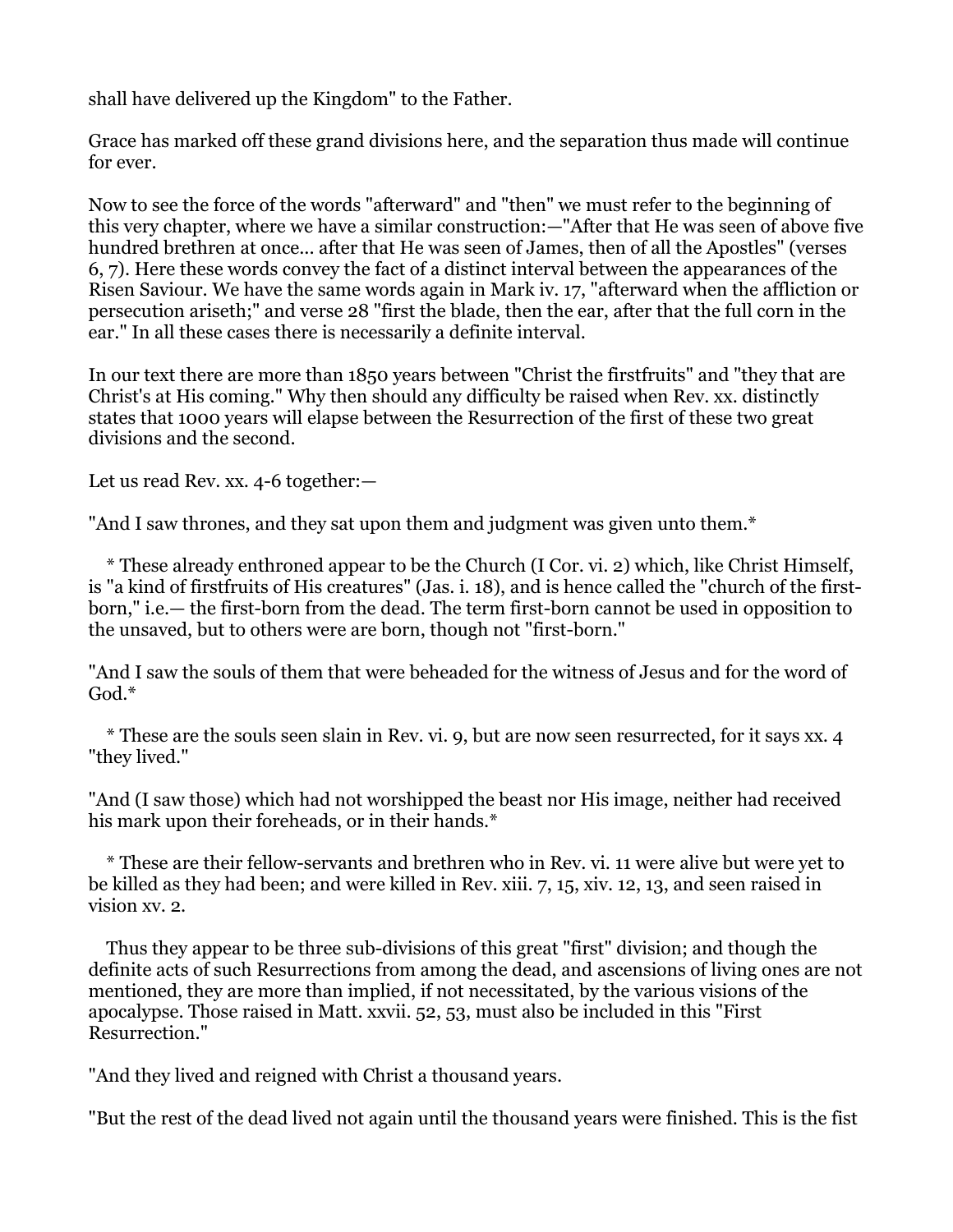shall have delivered up the Kingdom" to the Father.

Grace has marked off these grand divisions here, and the separation thus made will continue for ever.

Now to see the force of the words "afterward" and "then" we must refer to the beginning of this very chapter, where we have a similar construction:—"After that He was seen of above five hundred brethren at once... after that He was seen of James, then of all the Apostles" (verses 6, 7). Here these words convey the fact of a distinct interval between the appearances of the Risen Saviour. We have the same words again in Mark iv. 17, "afterward when the affliction or persecution ariseth;" and verse 28 "first the blade, then the ear, after that the full corn in the ear." In all these cases there is necessarily a definite interval.

In our text there are more than 1850 years between "Christ the firstfruits" and "they that are Christ's at His coming." Why then should any difficulty be raised when Rev. xx. distinctly states that 1000 years will elapse between the Resurrection of the first of these two great divisions and the second.

Let us read Rev. xx. 4-6 together:—

"And I saw thrones, and they sat upon them and judgment was given unto them.*

* These already enthroned appear to be the Church (I Cor. vi. 2) which, like Christ Himself, is "a kind of firstfruits of His creatures" (Jas. i. 18), and is hence called the "church of the first-born," i.e.— the first-born from the dead. The term first-born cannot be used in opposition to the unsaved, but to others were are born, though not "first-born."

"And I saw the souls of them that were beheaded for the witness of Jesus and for the word of God.*

* These are the souls seen slain in Rev. vi. 9, but are now seen resurrected, for it says xx. 4 "they lived."

"And (I saw those) which had not worshipped the beast nor His image, neither had received his mark upon their foreheads, or in their hands.*

* These are their fellow-servants and brethren who in Rev. vi. 11 were alive but were yet to be killed as they had been; and were killed in Rev. xiii. 7, 15, xiv. 12, 13, and seen raised in vision xv. 2.

Thus they appear to be three sub-divisions of this great "first" division; and though the definite acts of such Resurrections from among the dead, and ascensions of living ones are not mentioned, they are more than implied, if not necessitated, by the various visions of the apocalypse. Those raised in Matt. xxvii. 52, 53, must also be included in this "First Resurrection."

"And they lived and reigned with Christ a thousand years.

"But the rest of the dead lived not again until the thousand years were finished. This is the fist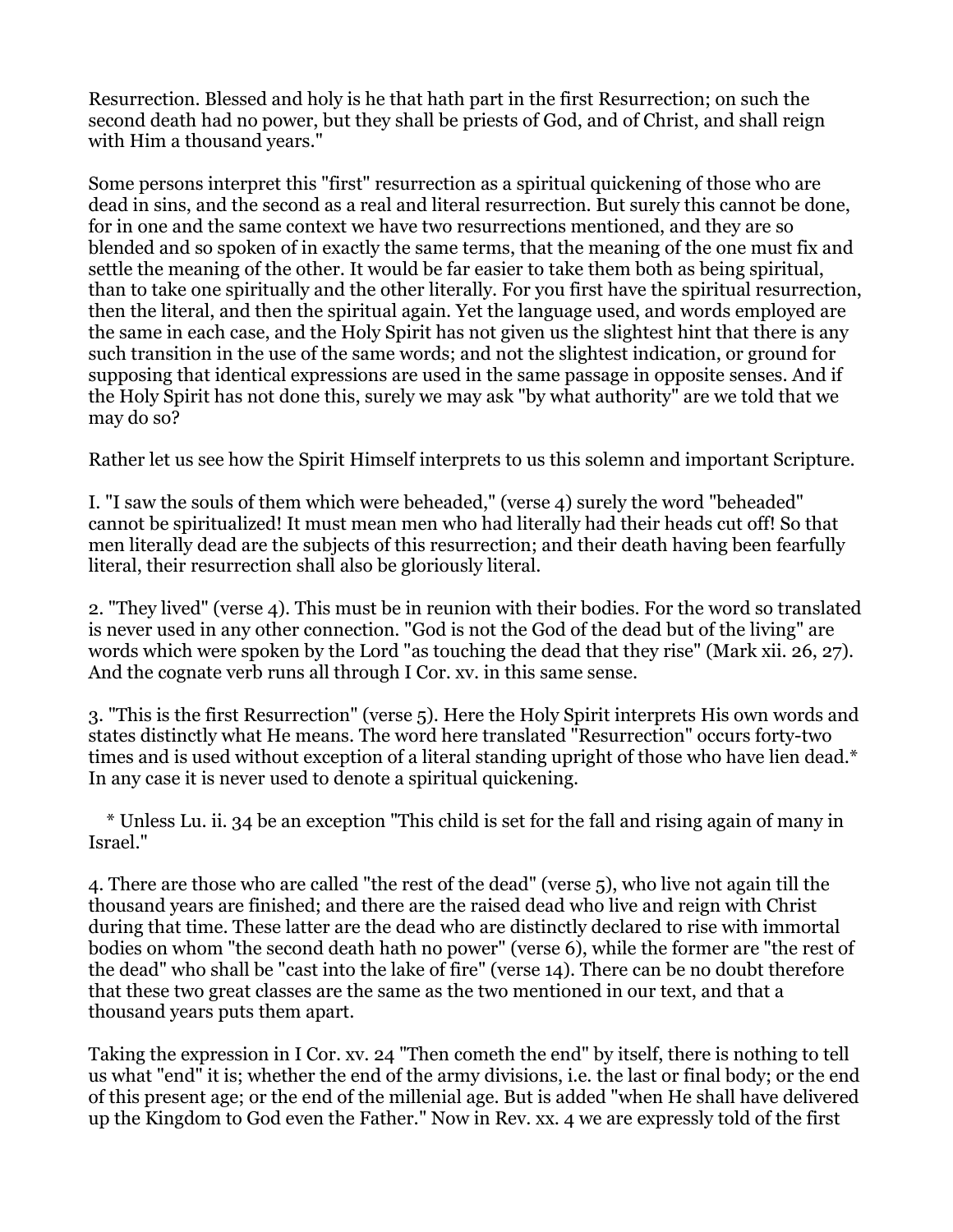Resurrection. Blessed and holy is he that hath part in the first Resurrection; on such the second death had no power, but they shall be priests of God, and of Christ, and shall reign with Him a thousand years."

Some persons interpret this "first" resurrection as a spiritual quickening of those who are dead in sins, and the second as a real and literal resurrection. But surely this cannot be done, for in one and the same context we have two resurrections mentioned, and they are so blended and so spoken of in exactly the same terms, that the meaning of the one must fix and settle the meaning of the other. It would be far easier to take them both as being spiritual, than to take one spiritually and the other literally. For you first have the spiritual resurrection, then the literal, and then the spiritual again. Yet the language used, and words employed are the same in each case, and the Holy Spirit has not given us the slightest hint that there is any such transition in the use of the same words; and not the slightest indication, or ground for supposing that identical expressions are used in the same passage in opposite senses. And if the Holy Spirit has not done this, surely we may ask "by what authority" are we told that we may do so?

Rather let us see how the Spirit Himself interprets to us this solemn and important Scripture.

I. "I saw the souls of them which were beheaded," (verse 4) surely the word "beheaded" cannot be spiritualized! It must mean men who had literally had their heads cut off! So that men literally dead are the subjects of this resurrection; and their death having been fearfully literal, their resurrection shall also be gloriously literal.

2. "They lived" (verse 4). This must be in reunion with their bodies. For the word so translated is never used in any other connection. "God is not the God of the dead but of the living" are words which were spoken by the Lord "as touching the dead that they rise" (Mark xii. 26, 27). And the cognate verb runs all through I Cor. xv. in this same sense.

3. "This is the first Resurrection" (verse 5). Here the Holy Spirit interprets His own words and states distinctly what He means. The word here translated "Resurrection" occurs forty-two times and is used without exception of a literal standing upright of those who have lien dead.* In any case it is never used to denote a spiritual quickening.

\* Unless Lu. ii. 34 be an exception "This child is set for the fall and rising again of many in Israel."

4. There are those who are called "the rest of the dead" (verse 5), who live not again till the thousand years are finished; and there are the raised dead who live and reign with Christ during that time. These latter are the dead who are distinctly declared to rise with immortal bodies on whom "the second death hath no power" (verse 6), while the former are "the rest of the dead" who shall be "cast into the lake of fire" (verse 14). There can be no doubt therefore that these two great classes are the same as the two mentioned in our text, and that a thousand years puts them apart.

Taking the expression in I Cor. xv. 24 "Then cometh the end" by itself, there is nothing to tell us what "end" it is; whether the end of the army divisions, i.e. the last or final body; or the end of this present age; or the end of the millenial age. But is added "when He shall have delivered up the Kingdom to God even the Father." Now in Rev. xx. 4 we are expressly told of the first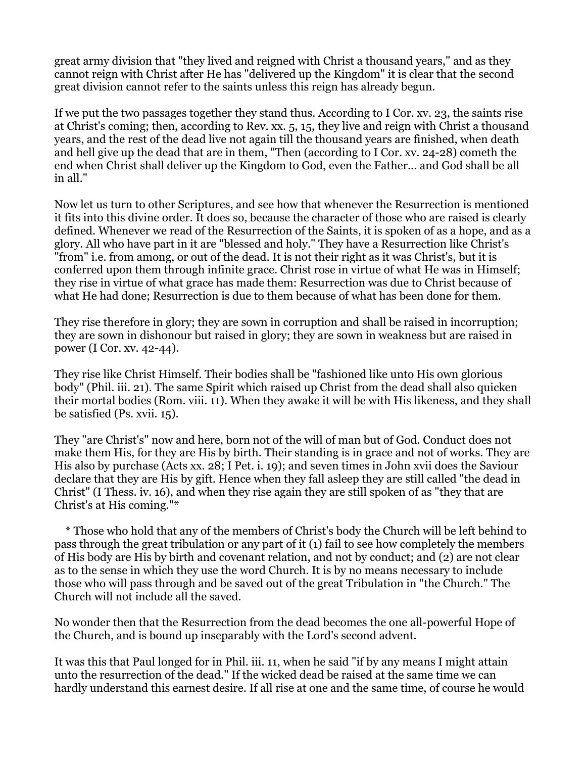great army division that "they lived and reigned with Christ a thousand years," and as they cannot reign with Christ after He has "delivered up the Kingdom" it is clear that the second great division cannot refer to the saints unless this reign has already begun.

If we put the two passages together they stand thus. According to I Cor. xv. 23, the saints rise at Christ's coming; then, according to Rev. xx. 5, 15, they live and reign with Christ a thousand years, and the rest of the dead live not again till the thousand years are finished, when death and hell give up the dead that are in them, "Then (according to I Cor. xv. 24-28) cometh the end when Christ shall deliver up the Kingdom to God, even the Father... and God shall be all in all."

Now let us turn to other Scriptures, and see how that whenever the Resurrection is mentioned it fits into this divine order. It does so, because the character of those who are raised is clearly defined. Whenever we read of the Resurrection of the Saints, it is spoken of as a hope, and as a glory. All who have part in it are "blessed and holy." They have a Resurrection like Christ's "from" i.e. from among, or out of the dead. It is not their right as it was Christ's, but it is conferred upon them through infinite grace. Christ rose in virtue of what He was in Himself; they rise in virtue of what grace has made them: Resurrection was due to Christ because of what He had done; Resurrection is due to them because of what has been done for them.

They rise therefore in glory; they are sown in corruption and shall be raised in incorruption; they are sown in dishonour but raised in glory; they are sown in weakness but are raised in power (I Cor. xv. 42-44).

They rise like Christ Himself. Their bodies shall be "fashioned like unto His own glorious body" (Phil. iii. 21). The same Spirit which raised up Christ from the dead shall also quicken their mortal bodies (Rom. viii. 11). When they awake it will be with His likeness, and they shall be satisfied (Ps. xvii. 15).

They "are Christ's" now and here, born not of the will of man but of God. Conduct does not make them His, for they are His by birth. Their standing is in grace and not of works. They are His also by purchase (Acts xx. 28; I Pet. i. 19); and seven times in John xvii does the Saviour declare that they are His by gift. Hence when they fall asleep they are still called "the dead in Christ" (I Thess. iv. 16), and when they rise again they are still spoken of as "they that are Christ's at His coming."*

\* Those who hold that any of the members of Christ's body the Church will be left behind to pass through the great tribulation or any part of it (1) fail to see how completely the members of His body are His by birth and covenant relation, and not by conduct; and (2) are not clear as to the sense in which they use the word Church. It is by no means necessary to include those who will pass through and be saved out of the great Tribulation in "the Church." The Church will not include all the saved.

No wonder then that the Resurrection from the dead becomes the one all-powerful Hope of the Church, and is bound up inseparably with the Lord's second advent.

It was this that Paul longed for in Phil. iii. 11, when he said "if by any means I might attain unto the resurrection of the dead." If the wicked dead be raised at the same time we can hardly understand this earnest desire. If all rise at one and the same time, of course he would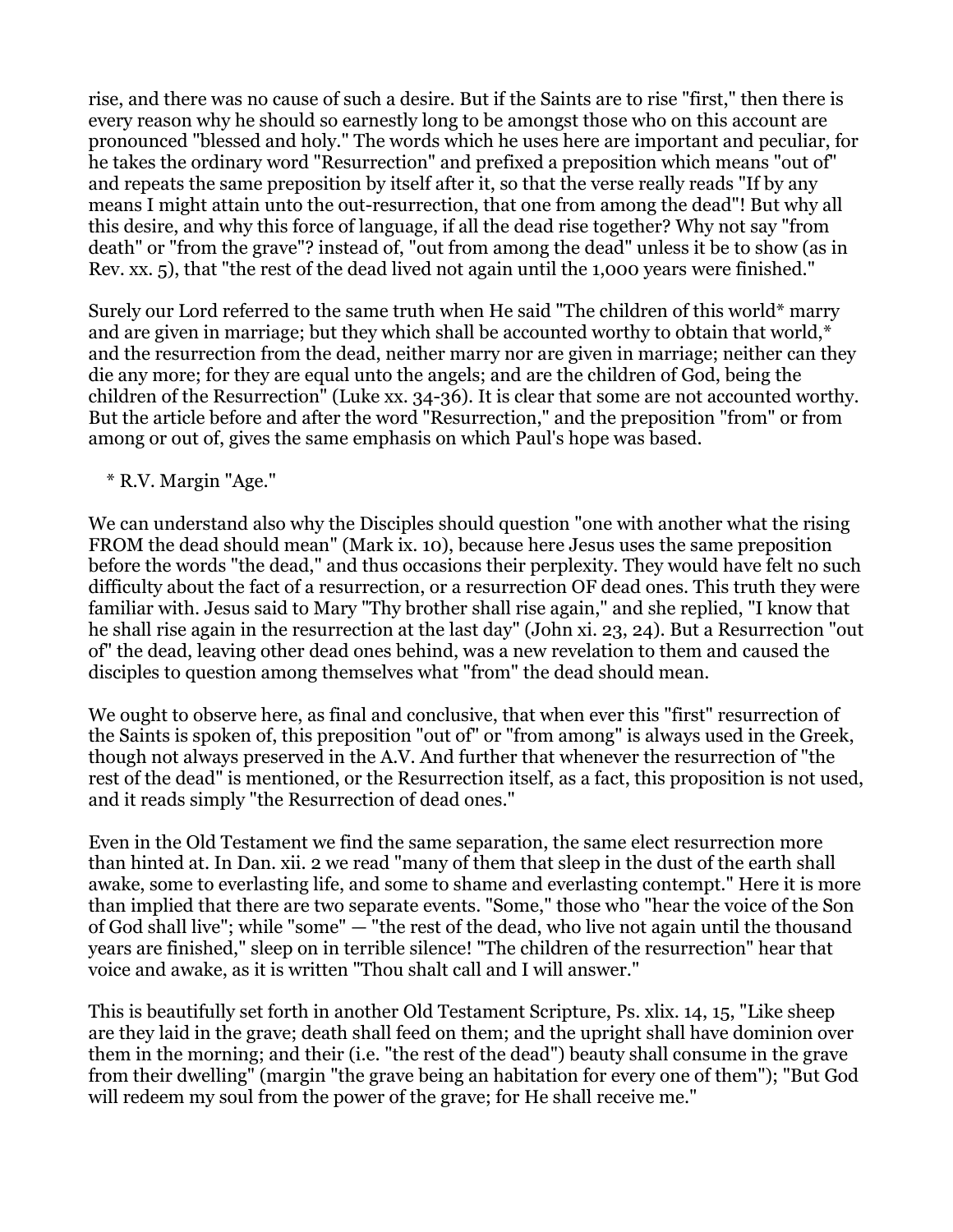rise, and there was no cause of such a desire. But if the Saints are to rise "first," then there is every reason why he should so earnestly long to be amongst those who on this account are pronounced "blessed and holy." The words which he uses here are important and peculiar, for he takes the ordinary word "Resurrection" and prefixed a preposition which means "out of" and repeats the same preposition by itself after it, so that the verse really reads "If by any means I might attain unto the out-resurrection, that one from among the dead"! But why all this desire, and why this force of language, if all the dead rise together? Why not say "from death" or "from the grave"? instead of, "out from among the dead" unless it be to show (as in Rev. xx. 5), that "the rest of the dead lived not again until the 1,000 years were finished."

Surely our Lord referred to the same truth when He said "The children of this world* marry and are given in marriage; but they which shall be accounted worthy to obtain that world,* and the resurrection from the dead, neither marry nor are given in marriage; neither can they die any more; for they are equal unto the angels; and are the children of God, being the children of the Resurrection" (Luke xx. 34-36). It is clear that some are not accounted worthy. But the article before and after the word "Resurrection," and the preposition "from" or from among or out of, gives the same emphasis on which Paul's hope was based.

\* R.V. Margin "Age."

We can understand also why the Disciples should question "one with another what the rising FROM the dead should mean" (Mark ix. 10), because here Jesus uses the same preposition before the words "the dead," and thus occasions their perplexity. They would have felt no such difficulty about the fact of a resurrection, or a resurrection OF dead ones. This truth they were familiar with. Jesus said to Mary "Thy brother shall rise again," and she replied, "I know that he shall rise again in the resurrection at the last day" (John xi. 23, 24). But a Resurrection "out of" the dead, leaving other dead ones behind, was a new revelation to them and caused the disciples to question among themselves what "from" the dead should mean.

We ought to observe here, as final and conclusive, that when ever this "first" resurrection of the Saints is spoken of, this preposition "out of" or "from among" is always used in the Greek, though not always preserved in the A.V. And further that whenever the resurrection of "the rest of the dead" is mentioned, or the Resurrection itself, as a fact, this proposition is not used, and it reads simply "the Resurrection of dead ones."

Even in the Old Testament we find the same separation, the same elect resurrection more than hinted at. In Dan. xii. 2 we read "many of them that sleep in the dust of the earth shall awake, some to everlasting life, and some to shame and everlasting contempt." Here it is more than implied that there are two separate events. "Some," those who "hear the voice of the Son of God shall live"; while "some" — "the rest of the dead, who live not again until the thousand years are finished," sleep on in terrible silence! "The children of the resurrection" hear that voice and awake, as it is written "Thou shalt call and I will answer."

This is beautifully set forth in another Old Testament Scripture, Ps. xlix. 14, 15, "Like sheep are they laid in the grave; death shall feed on them; and the upright shall have dominion over them in the morning; and their (i.e. "the rest of the dead") beauty shall consume in the grave from their dwelling" (margin "the grave being an habitation for every one of them"); "But God will redeem my soul from the power of the grave; for He shall receive me."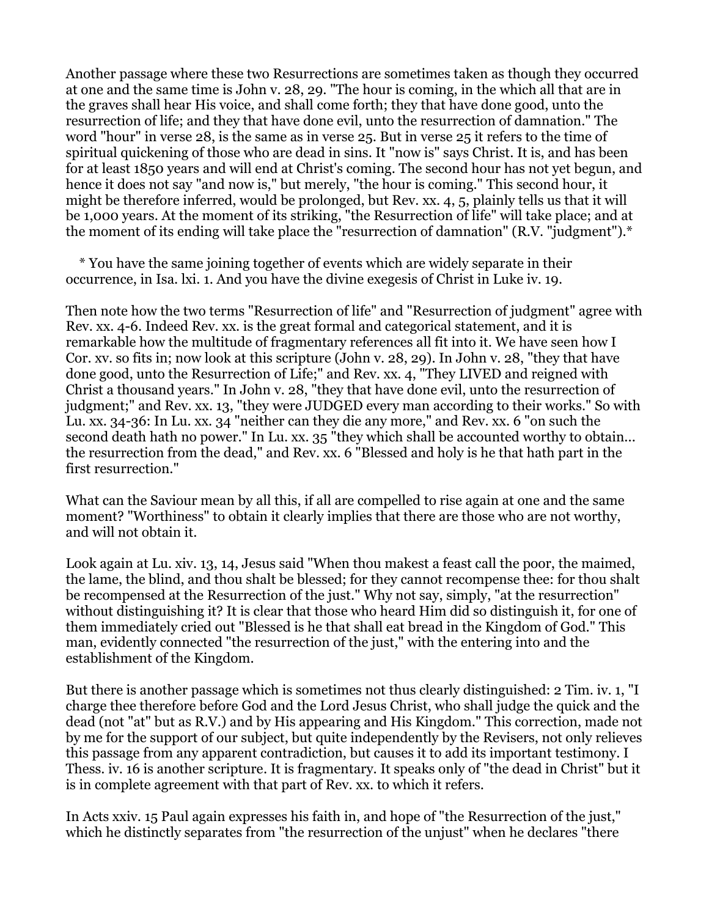Another passage where these two Resurrections are sometimes taken as though they occurred at one and the same time is John v. 28, 29. "The hour is coming, in the which all that are in the graves shall hear His voice, and shall come forth; they that have done good, unto the resurrection of life; and they that have done evil, unto the resurrection of damnation." The word "hour" in verse 28, is the same as in verse 25. But in verse 25 it refers to the time of spiritual quickening of those who are dead in sins. It "now is" says Christ. It is, and has been for at least 1850 years and will end at Christ's coming. The second hour has not yet begun, and hence it does not say "and now is," but merely, "the hour is coming." This second hour, it might be therefore inferred, would be prolonged, but Rev. xx. 4, 5, plainly tells us that it will be 1,000 years. At the moment of its striking, "the Resurrection of life" will take place; and at the moment of its ending will take place the "resurrection of damnation" (R.V. "judgment").*

 * You have the same joining together of events which are widely separate in their occurrence, in Isa. lxi. 1. And you have the divine exegesis of Christ in Luke iv. 19.

Then note how the two terms "Resurrection of life" and "Resurrection of judgment" agree with Rev. xx. 4-6. Indeed Rev. xx. is the great formal and categorical statement, and it is remarkable how the multitude of fragmentary references all fit into it. We have seen how I Cor. xv. so fits in; now look at this scripture (John v. 28, 29). In John v. 28, "they that have done good, unto the Resurrection of Life;" and Rev. xx. 4, "They LIVED and reigned with Christ a thousand years." In John v. 28, "they that have done evil, unto the resurrection of judgment;" and Rev. xx. 13, "they were JUDGED every man according to their works." So with Lu. xx. 34-36: In Lu. xx. 34 "neither can they die any more," and Rev. xx. 6 "on such the second death hath no power." In Lu. xx. 35 "they which shall be accounted worthy to obtain... the resurrection from the dead," and Rev. xx. 6 "Blessed and holy is he that hath part in the first resurrection."

What can the Saviour mean by all this, if all are compelled to rise again at one and the same moment? "Worthiness" to obtain it clearly implies that there are those who are not worthy, and will not obtain it.

Look again at Lu. xiv. 13, 14, Jesus said "When thou makest a feast call the poor, the maimed, the lame, the blind, and thou shalt be blessed; for they cannot recompense thee: for thou shalt be recompensed at the Resurrection of the just." Why not say, simply, "at the resurrection" without distinguishing it? It is clear that those who heard Him did so distinguish it, for one of them immediately cried out "Blessed is he that shall eat bread in the Kingdom of God." This man, evidently connected "the resurrection of the just," with the entering into and the establishment of the Kingdom.

But there is another passage which is sometimes not thus clearly distinguished: 2 Tim. iv. 1, "I charge thee therefore before God and the Lord Jesus Christ, who shall judge the quick and the dead (not "at" but as R.V.) and by His appearing and His Kingdom." This correction, made not by me for the support of our subject, but quite independently by the Revisers, not only relieves this passage from any apparent contradiction, but causes it to add its important testimony. I Thess. iv. 16 is another scripture. It is fragmentary. It speaks only of "the dead in Christ" but it is in complete agreement with that part of Rev. xx. to which it refers.

In Acts xxiv. 15 Paul again expresses his faith in, and hope of "the Resurrection of the just," which he distinctly separates from "the resurrection of the unjust" when he declares "there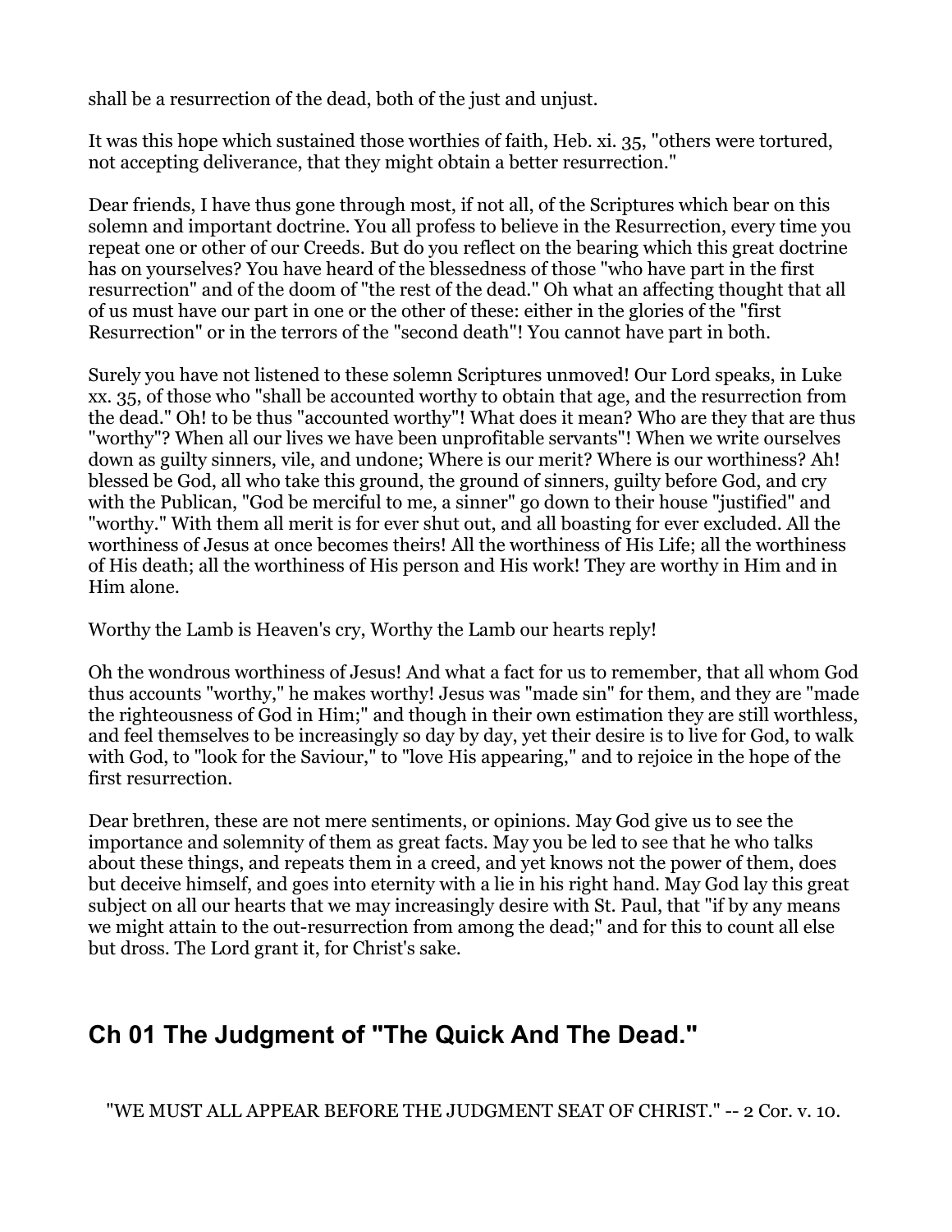shall be a resurrection of the dead, both of the just and unjust.

It was this hope which sustained those worthies of faith, Heb. xi. 35, "others were tortured, not accepting deliverance, that they might obtain a better resurrection."

Dear friends, I have thus gone through most, if not all, of the Scriptures which bear on this solemn and important doctrine. You all profess to believe in the Resurrection, every time you repeat one or other of our Creeds. But do you reflect on the bearing which this great doctrine has on yourselves? You have heard of the blessedness of those "who have part in the first resurrection" and of the doom of "the rest of the dead." Oh what an affecting thought that all of us must have our part in one or the other of these: either in the glories of the "first Resurrection" or in the terrors of the "second death"! You cannot have part in both.

Surely you have not listened to these solemn Scriptures unmoved! Our Lord speaks, in Luke xx. 35, of those who "shall be accounted worthy to obtain that age, and the resurrection from the dead." Oh! to be thus "accounted worthy"! What does it mean? Who are they that are thus "worthy"? When all our lives we have been unprofitable servants"! When we write ourselves down as guilty sinners, vile, and undone; Where is our merit? Where is our worthiness? Ah! blessed be God, all who take this ground, the ground of sinners, guilty before God, and cry with the Publican, "God be merciful to me, a sinner" go down to their house "justified" and "worthy." With them all merit is for ever shut out, and all boasting for ever excluded. All the worthiness of Jesus at once becomes theirs! All the worthiness of His Life; all the worthiness of His death; all the worthiness of His person and His work! They are worthy in Him and in Him alone.

Worthy the Lamb is Heaven's cry, Worthy the Lamb our hearts reply!

Oh the wondrous worthiness of Jesus! And what a fact for us to remember, that all whom God thus accounts "worthy," he makes worthy! Jesus was "made sin" for them, and they are "made the righteousness of God in Him;" and though in their own estimation they are still worthless, and feel themselves to be increasingly so day by day, yet their desire is to live for God, to walk with God, to "look for the Saviour," to "love His appearing," and to rejoice in the hope of the first resurrection.

Dear brethren, these are not mere sentiments, or opinions. May God give us to see the importance and solemnity of them as great facts. May you be led to see that he who talks about these things, and repeats them in a creed, and yet knows not the power of them, does but deceive himself, and goes into eternity with a lie in his right hand. May God lay this great subject on all our hearts that we may increasingly desire with St. Paul, that "if by any means we might attain to the out-resurrection from among the dead;" and for this to count all else but dross. The Lord grant it, for Christ's sake.

## Ch 01 The Judgment of "The Quick And The Dead."

"WE MUST ALL APPEAR BEFORE THE JUDGMENT SEAT OF CHRIST." -- 2 Cor. v. 10.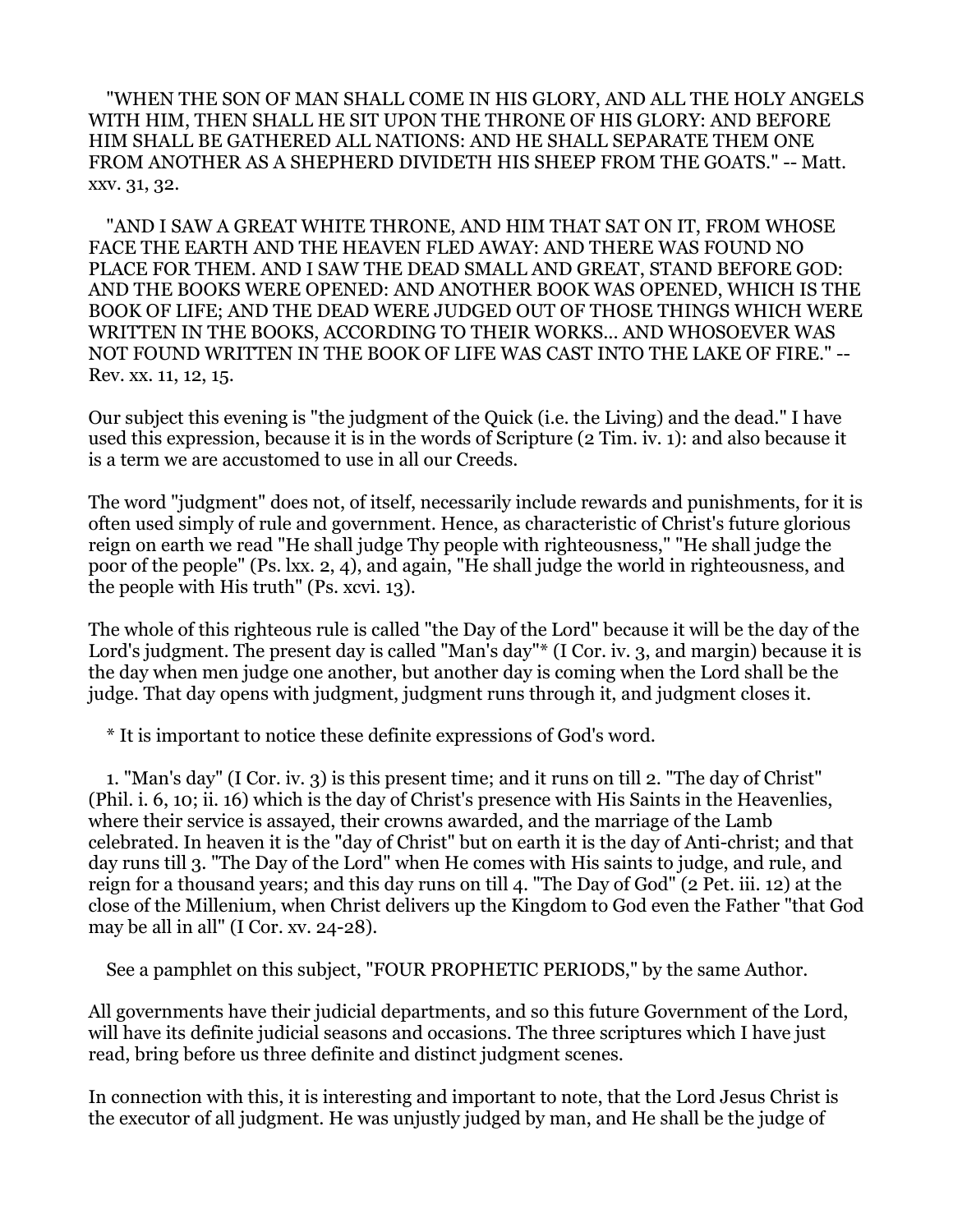"WHEN THE SON OF MAN SHALL COME IN HIS GLORY, AND ALL THE HOLY ANGELS WITH HIM, THEN SHALL HE SIT UPON THE THRONE OF HIS GLORY: AND BEFORE HIM SHALL BE GATHERED ALL NATIONS: AND HE SHALL SEPARATE THEM ONE FROM ANOTHER AS A SHEPHERD DIVIDETH HIS SHEEP FROM THE GOATS." -- Matt. xxv. 31, 32.

"AND I SAW A GREAT WHITE THRONE, AND HIM THAT SAT ON IT, FROM WHOSE FACE THE EARTH AND THE HEAVEN FLED AWAY: AND THERE WAS FOUND NO PLACE FOR THEM. AND I SAW THE DEAD SMALL AND GREAT, STAND BEFORE GOD: AND THE BOOKS WERE OPENED: AND ANOTHER BOOK WAS OPENED, WHICH IS THE BOOK OF LIFE; AND THE DEAD WERE JUDGED OUT OF THOSE THINGS WHICH WERE WRITTEN IN THE BOOKS, ACCORDING TO THEIR WORKS... AND WHOSOEVER WAS NOT FOUND WRITTEN IN THE BOOK OF LIFE WAS CAST INTO THE LAKE OF FIRE." -- Rev. xx. 11, 12, 15.

Our subject this evening is "the judgment of the Quick (i.e. the Living) and the dead." I have used this expression, because it is in the words of Scripture (2 Tim. iv. 1): and also because it is a term we are accustomed to use in all our Creeds.

The word "judgment" does not, of itself, necessarily include rewards and punishments, for it is often used simply of rule and government. Hence, as characteristic of Christ's future glorious reign on earth we read "He shall judge Thy people with righteousness," "He shall judge the poor of the people" (Ps. lxx. 2, 4), and again, "He shall judge the world in righteousness, and the people with His truth" (Ps. xcvi. 13).

The whole of this righteous rule is called "the Day of the Lord" because it will be the day of the Lord's judgment. The present day is called "Man's day"* (I Cor. iv. 3, and margin) because it is the day when men judge one another, but another day is coming when the Lord shall be the judge. That day opens with judgment, judgment runs through it, and judgment closes it.

\* It is important to notice these definite expressions of God's word.

1. "Man's day" (I Cor. iv. 3) is this present time; and it runs on till 2. "The day of Christ" (Phil. i. 6, 10; ii. 16) which is the day of Christ's presence with His Saints in the Heavenlies, where their service is assayed, their crowns awarded, and the marriage of the Lamb celebrated. In heaven it is the "day of Christ" but on earth it is the day of Anti-christ; and that day runs till 3. "The Day of the Lord" when He comes with His saints to judge, and rule, and reign for a thousand years; and this day runs on till 4. "The Day of God" (2 Pet. iii. 12) at the close of the Millenium, when Christ delivers up the Kingdom to God even the Father "that God may be all in all" (I Cor. xv. 24-28).

See a pamphlet on this subject, "FOUR PROPHETIC PERIODS," by the same Author.

All governments have their judicial departments, and so this future Government of the Lord, will have its definite judicial seasons and occasions. The three scriptures which I have just read, bring before us three definite and distinct judgment scenes.

In connection with this, it is interesting and important to note, that the Lord Jesus Christ is the executor of all judgment. He was unjustly judged by man, and He shall be the judge of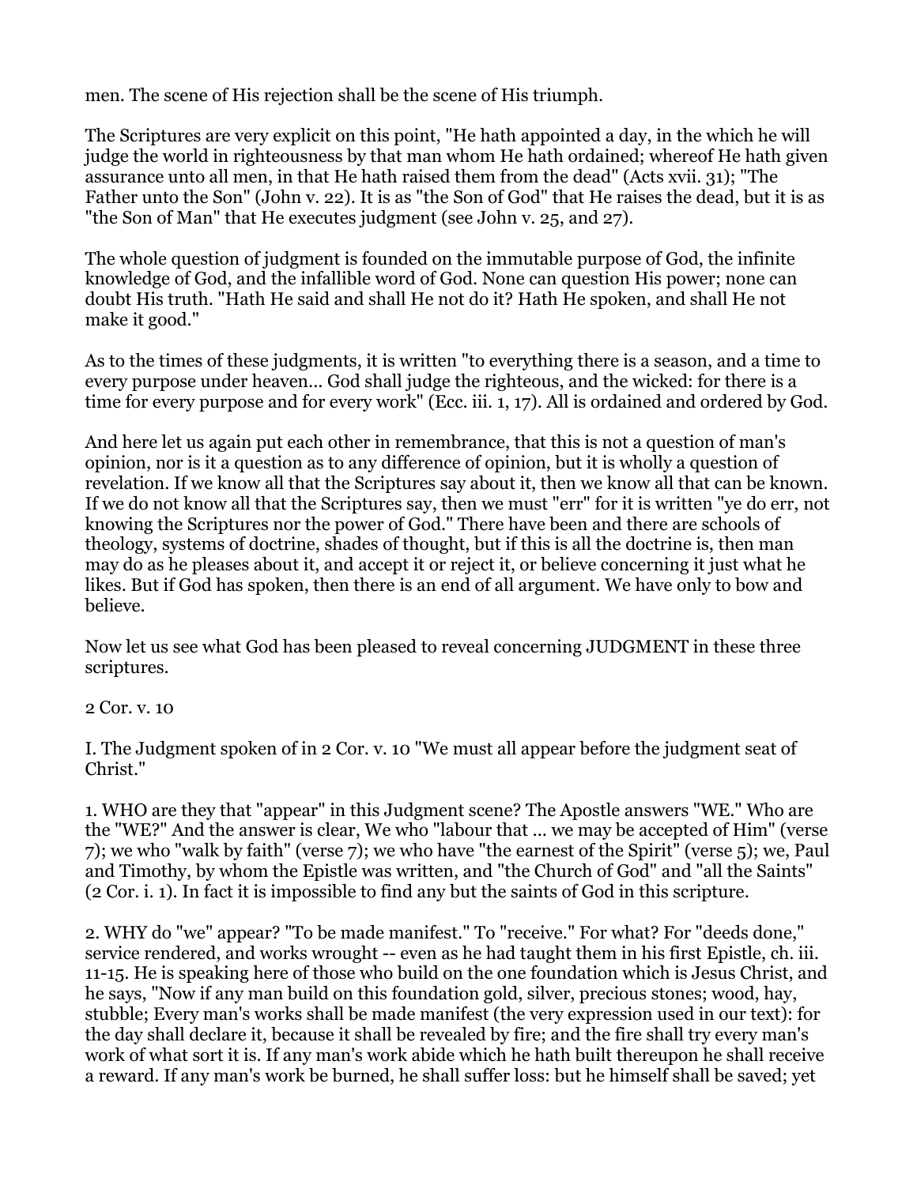men. The scene of His rejection shall be the scene of His triumph.

The Scriptures are very explicit on this point, "He hath appointed a day, in the which he will judge the world in righteousness by that man whom He hath ordained; whereof He hath given assurance unto all men, in that He hath raised them from the dead" (Acts xvii. 31); "The Father unto the Son" (John v. 22). It is as "the Son of God" that He raises the dead, but it is as "the Son of Man" that He executes judgment (see John v. 25, and 27).

The whole question of judgment is founded on the immutable purpose of God, the infinite knowledge of God, and the infallible word of God. None can question His power; none can doubt His truth. "Hath He said and shall He not do it? Hath He spoken, and shall He not make it good."

As to the times of these judgments, it is written "to everything there is a season, and a time to every purpose under heaven... God shall judge the righteous, and the wicked: for there is a time for every purpose and for every work" (Ecc. iii. 1, 17). All is ordained and ordered by God.

And here let us again put each other in remembrance, that this is not a question of man's opinion, nor is it a question as to any difference of opinion, but it is wholly a question of revelation. If we know all that the Scriptures say about it, then we know all that can be known. If we do not know all that the Scriptures say, then we must "err" for it is written "ye do err, not knowing the Scriptures nor the power of God." There have been and there are schools of theology, systems of doctrine, shades of thought, but if this is all the doctrine is, then man may do as he pleases about it, and accept it or reject it, or believe concerning it just what he likes. But if God has spoken, then there is an end of all argument. We have only to bow and believe.

Now let us see what God has been pleased to reveal concerning JUDGMENT in these three scriptures.

2 Cor. v. 10

I. The Judgment spoken of in 2 Cor. v. 10 "We must all appear before the judgment seat of Christ."

1. WHO are they that "appear" in this Judgment scene? The Apostle answers "WE." Who are the "WE?" And the answer is clear, We who "labour that ... we may be accepted of Him" (verse 7); we who "walk by faith" (verse 7); we who have "the earnest of the Spirit" (verse 5); we, Paul and Timothy, by whom the Epistle was written, and "the Church of God" and "all the Saints" (2 Cor. i. 1). In fact it is impossible to find any but the saints of God in this scripture.

2. WHY do "we" appear? "To be made manifest." To "receive." For what? For "deeds done," service rendered, and works wrought -- even as he had taught them in his first Epistle, ch. iii. 11-15. He is speaking here of those who build on the one foundation which is Jesus Christ, and he says, "Now if any man build on this foundation gold, silver, precious stones; wood, hay, stubble; Every man's works shall be made manifest (the very expression used in our text): for the day shall declare it, because it shall be revealed by fire; and the fire shall try every man's work of what sort it is. If any man's work abide which he hath built thereupon he shall receive a reward. If any man's work be burned, he shall suffer loss: but he himself shall be saved; yet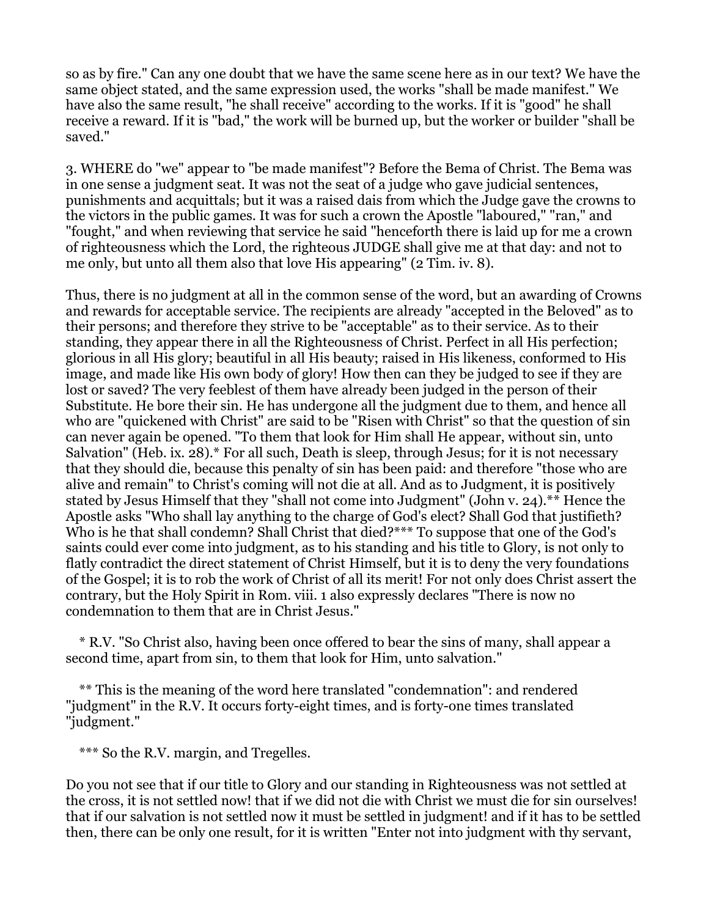so as by fire." Can any one doubt that we have the same scene here as in our text? We have the same object stated, and the same expression used, the works "shall be made manifest." We have also the same result, "he shall receive" according to the works. If it is "good" he shall receive a reward. If it is "bad," the work will be burned up, but the worker or builder "shall be saved."

3. WHERE do "we" appear to "be made manifest"? Before the Bema of Christ. The Bema was in one sense a judgment seat. It was not the seat of a judge who gave judicial sentences, punishments and acquittals; but it was a raised dais from which the Judge gave the crowns to the victors in the public games. It was for such a crown the Apostle "laboured," "ran," and "fought," and when reviewing that service he said "henceforth there is laid up for me a crown of righteousness which the Lord, the righteous JUDGE shall give me at that day: and not to me only, but unto all them also that love His appearing" (2 Tim. iv. 8).

Thus, there is no judgment at all in the common sense of the word, but an awarding of Crowns and rewards for acceptable service. The recipients are already "accepted in the Beloved" as to their persons; and therefore they strive to be "acceptable" as to their service. As to their standing, they appear there in all the Righteousness of Christ. Perfect in all His perfection; glorious in all His glory; beautiful in all His beauty; raised in His likeness, conformed to His image, and made like His own body of glory! How then can they be judged to see if they are lost or saved? The very feeblest of them have already been judged in the person of their Substitute. He bore their sin. He has undergone all the judgment due to them, and hence all who are "quickened with Christ" are said to be "Risen with Christ" so that the question of sin can never again be opened. "To them that look for Him shall He appear, without sin, unto Salvation" (Heb. ix. 28).* For all such, Death is sleep, through Jesus; for it is not necessary that they should die, because this penalty of sin has been paid: and therefore "those who are alive and remain" to Christ's coming will not die at all. And as to Judgment, it is positively stated by Jesus Himself that they "shall not come into Judgment" (John v. 24).** Hence the Apostle asks "Who shall lay anything to the charge of God's elect? Shall God that justifieth? Who is he that shall condemn? Shall Christ that died?*** To suppose that one of the God's saints could ever come into judgment, as to his standing and his title to Glory, is not only to flatly contradict the direct statement of Christ Himself, but it is to deny the very foundations of the Gospel; it is to rob the work of Christ of all its merit! For not only does Christ assert the contrary, but the Holy Spirit in Rom. viii. 1 also expressly declares "There is now no condemnation to them that are in Christ Jesus."

* R.V. "So Christ also, having been once offered to bear the sins of many, shall appear a second time, apart from sin, to them that look for Him, unto salvation."

** This is the meaning of the word here translated "condemnation": and rendered "judgment" in the R.V. It occurs forty-eight times, and is forty-one times translated "judgment."

*** So the R.V. margin, and Tregelles.

Do you not see that if our title to Glory and our standing in Righteousness was not settled at the cross, it is not settled now! that if we did not die with Christ we must die for sin ourselves! that if our salvation is not settled now it must be settled in judgment! and if it has to be settled then, there can be only one result, for it is written "Enter not into judgment with thy servant,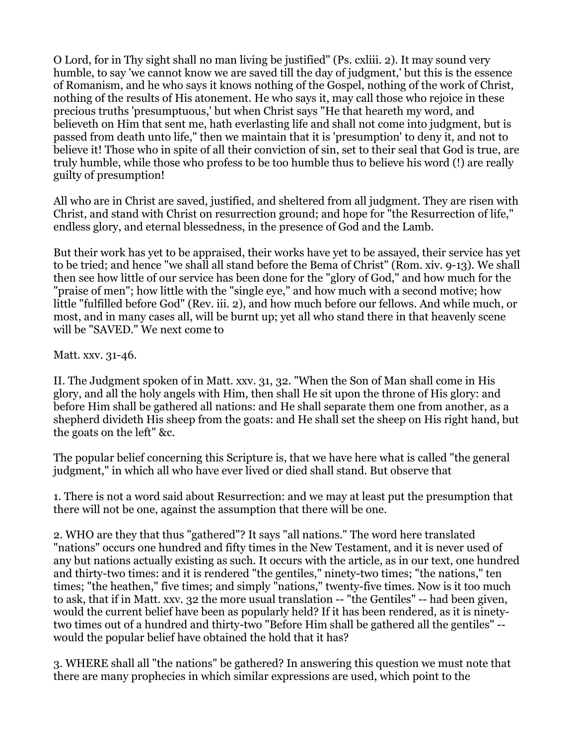O Lord, for in Thy sight shall no man living be justified" (Ps. cxliii. 2). It may sound very humble, to say 'we cannot know we are saved till the day of judgment,' but this is the essence of Romanism, and he who says it knows nothing of the Gospel, nothing of the work of Christ, nothing of the results of His atonement. He who says it, may call those who rejoice in these precious truths 'presumptuous,' but when Christ says "He that heareth my word, and believeth on Him that sent me, hath everlasting life and shall not come into judgment, but is passed from death unto life," then we maintain that it is 'presumption' to deny it, and not to believe it! Those who in spite of all their conviction of sin, set to their seal that God is true, are truly humble, while those who profess to be too humble thus to believe his word (!) are really guilty of presumption!

All who are in Christ are saved, justified, and sheltered from all judgment. They are risen with Christ, and stand with Christ on resurrection ground; and hope for "the Resurrection of life," endless glory, and eternal blessedness, in the presence of God and the Lamb.

But their work has yet to be appraised, their works have yet to be assayed, their service has yet to be tried; and hence "we shall all stand before the Bema of Christ" (Rom. xiv. 9-13). We shall then see how little of our service has been done for the "glory of God," and how much for the "praise of men"; how little with the "single eye," and how much with a second motive; how little "fulfilled before God" (Rev. iii. 2), and how much before our fellows. And while much, or most, and in many cases all, will be burnt up; yet all who stand there in that heavenly scene will be "SAVED." We next come to

Matt. xxv. 31-46.

II. The Judgment spoken of in Matt. xxv. 31, 32. "When the Son of Man shall come in His glory, and all the holy angels with Him, then shall He sit upon the throne of His glory: and before Him shall be gathered all nations: and He shall separate them one from another, as a shepherd divideth His sheep from the goats: and He shall set the sheep on His right hand, but the goats on the left" &c.

The popular belief concerning this Scripture is, that we have here what is called "the general judgment," in which all who have ever lived or died shall stand. But observe that

1. There is not a word said about Resurrection: and we may at least put the presumption that there will not be one, against the assumption that there will be one.

2. WHO are they that thus "gathered"? It says "all nations." The word here translated "nations" occurs one hundred and fifty times in the New Testament, and it is never used of any but nations actually existing as such. It occurs with the article, as in our text, one hundred and thirty-two times: and it is rendered "the gentiles," ninety-two times; "the nations," ten times; "the heathen," five times; and simply "nations," twenty-five times. Now is it too much to ask, that if in Matt. xxv. 32 the more usual translation -- "the Gentiles" -- had been given, would the current belief have been as popularly held? If it has been rendered, as it is ninety-two times out of a hundred and thirty-two "Before Him shall be gathered all the gentiles" -- would the popular belief have obtained the hold that it has?

3. WHERE shall all "the nations" be gathered? In answering this question we must note that there are many prophecies in which similar expressions are used, which point to the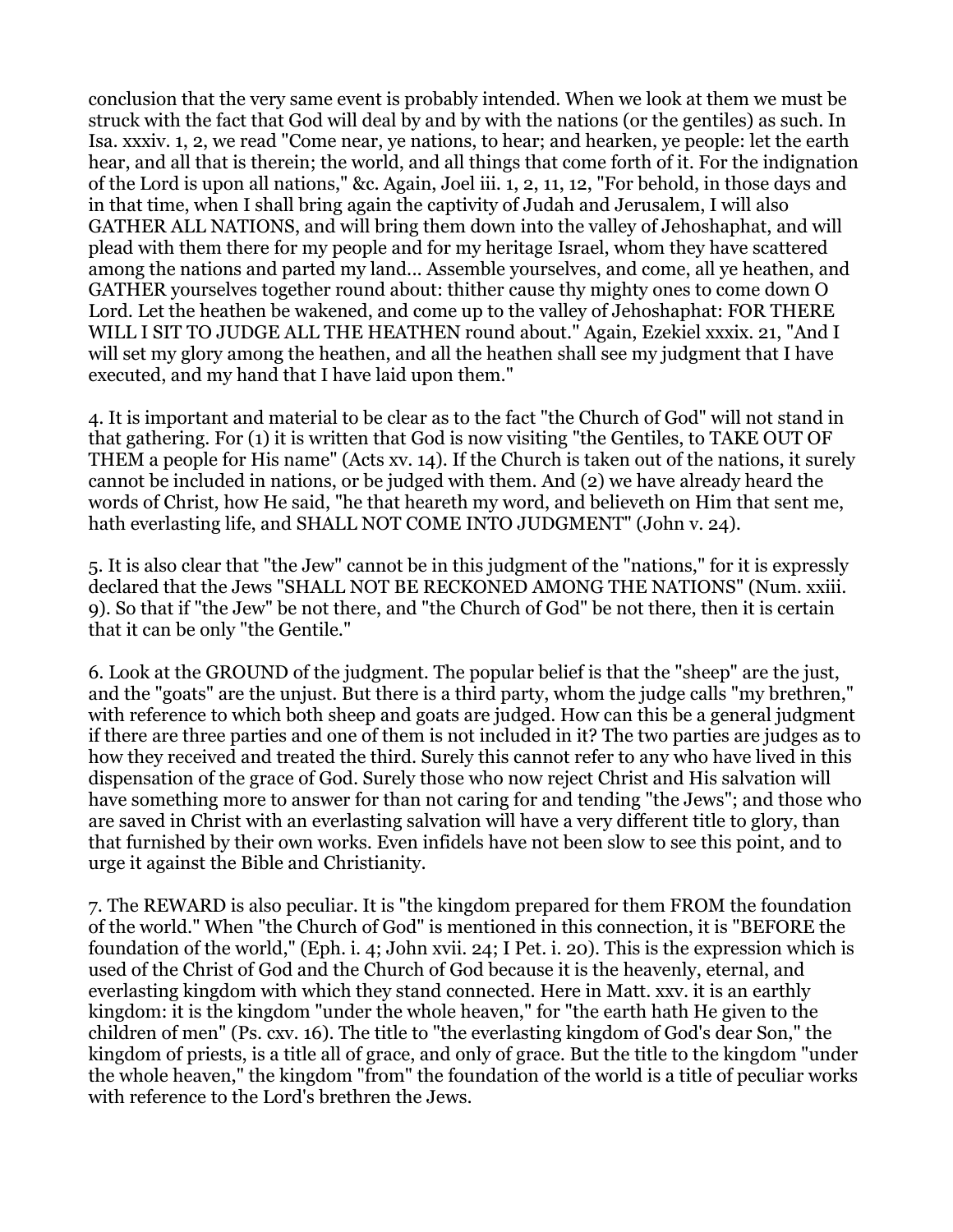conclusion that the very same event is probably intended. When we look at them we must be struck with the fact that God will deal by and by with the nations (or the gentiles) as such. In Isa. xxxiv. 1, 2, we read "Come near, ye nations, to hear; and hearken, ye people: let the earth hear, and all that is therein; the world, and all things that come forth of it. For the indignation of the Lord is upon all nations," &c. Again, Joel iii. 1, 2, 11, 12, "For behold, in those days and in that time, when I shall bring again the captivity of Judah and Jerusalem, I will also GATHER ALL NATIONS, and will bring them down into the valley of Jehoshaphat, and will plead with them there for my people and for my heritage Israel, whom they have scattered among the nations and parted my land... Assemble yourselves, and come, all ye heathen, and GATHER yourselves together round about: thither cause thy mighty ones to come down O Lord. Let the heathen be wakened, and come up to the valley of Jehoshaphat: FOR THERE WILL I SIT TO JUDGE ALL THE HEATHEN round about." Again, Ezekiel xxxix. 21, "And I will set my glory among the heathen, and all the heathen shall see my judgment that I have executed, and my hand that I have laid upon them."

4. It is important and material to be clear as to the fact "the Church of God" will not stand in that gathering. For (1) it is written that God is now visiting "the Gentiles, to TAKE OUT OF THEM a people for His name" (Acts xv. 14). If the Church is taken out of the nations, it surely cannot be included in nations, or be judged with them. And (2) we have already heard the words of Christ, how He said, "he that heareth my word, and believeth on Him that sent me, hath everlasting life, and SHALL NOT COME INTO JUDGMENT" (John v. 24).

5. It is also clear that "the Jew" cannot be in this judgment of the "nations," for it is expressly declared that the Jews "SHALL NOT BE RECKONED AMONG THE NATIONS" (Num. xxiii. 9). So that if "the Jew" be not there, and "the Church of God" be not there, then it is certain that it can be only "the Gentile."

6. Look at the GROUND of the judgment. The popular belief is that the "sheep" are the just, and the "goats" are the unjust. But there is a third party, whom the judge calls "my brethren," with reference to which both sheep and goats are judged. How can this be a general judgment if there are three parties and one of them is not included in it? The two parties are judges as to how they received and treated the third. Surely this cannot refer to any who have lived in this dispensation of the grace of God. Surely those who now reject Christ and His salvation will have something more to answer for than not caring for and tending "the Jews"; and those who are saved in Christ with an everlasting salvation will have a very different title to glory, than that furnished by their own works. Even infidels have not been slow to see this point, and to urge it against the Bible and Christianity.

7. The REWARD is also peculiar. It is "the kingdom prepared for them FROM the foundation of the world." When "the Church of God" is mentioned in this connection, it is "BEFORE the foundation of the world," (Eph. i. 4; John xvii. 24; I Pet. i. 20). This is the expression which is used of the Christ of God and the Church of God because it is the heavenly, eternal, and everlasting kingdom with which they stand connected. Here in Matt. xxv. it is an earthly kingdom: it is the kingdom "under the whole heaven," for "the earth hath He given to the children of men" (Ps. cxv. 16). The title to "the everlasting kingdom of God's dear Son," the kingdom of priests, is a title all of grace, and only of grace. But the title to the kingdom "under the whole heaven," the kingdom "from" the foundation of the world is a title of peculiar works with reference to the Lord's brethren the Jews.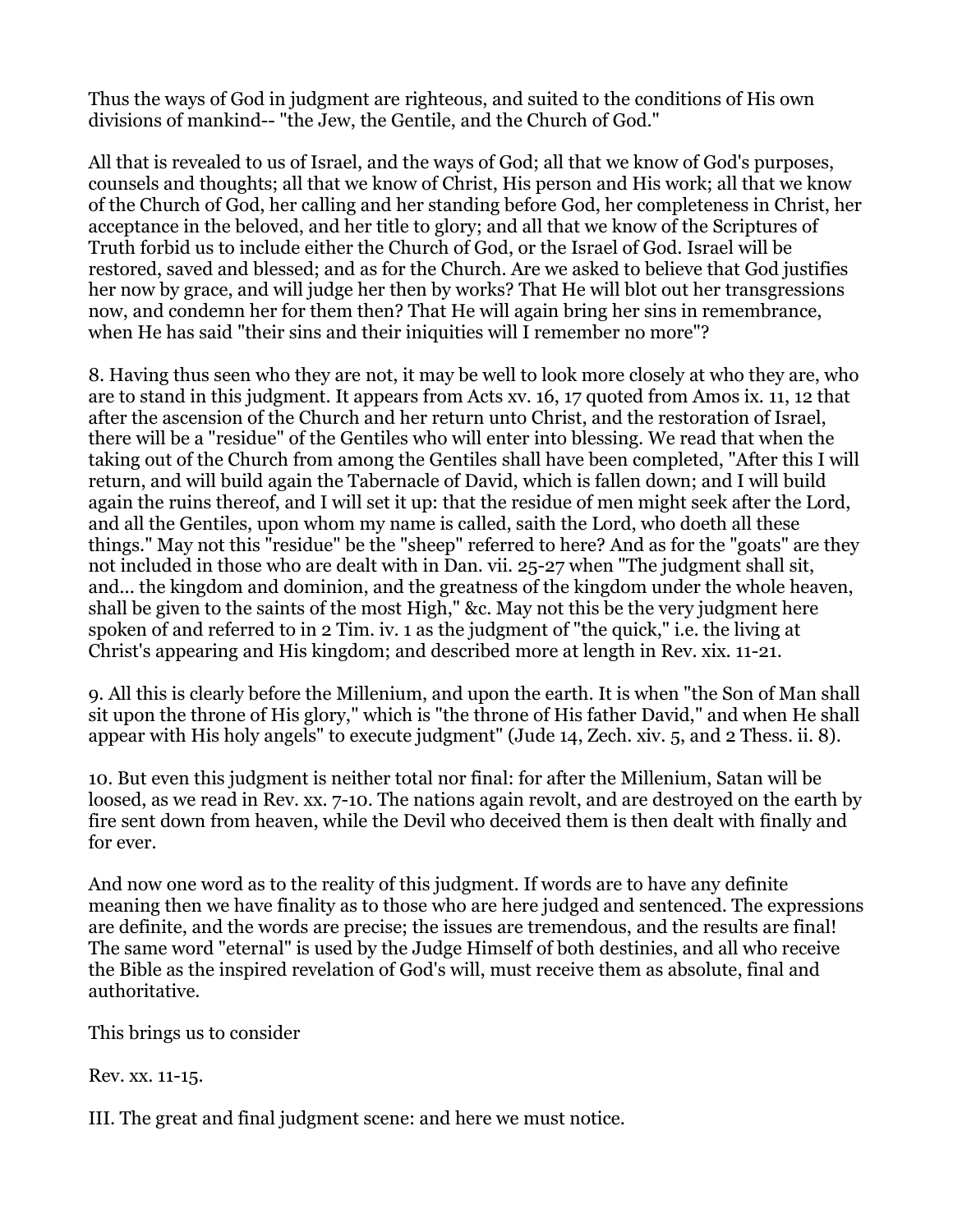Thus the ways of God in judgment are righteous, and suited to the conditions of His own divisions of mankind-- "the Jew, the Gentile, and the Church of God."

All that is revealed to us of Israel, and the ways of God; all that we know of God's purposes, counsels and thoughts; all that we know of Christ, His person and His work; all that we know of the Church of God, her calling and her standing before God, her completeness in Christ, her acceptance in the beloved, and her title to glory; and all that we know of the Scriptures of Truth forbid us to include either the Church of God, or the Israel of God. Israel will be restored, saved and blessed; and as for the Church. Are we asked to believe that God justifies her now by grace, and will judge her then by works? That He will blot out her transgressions now, and condemn her for them then? That He will again bring her sins in remembrance, when He has said "their sins and their iniquities will I remember no more"?

8. Having thus seen who they are not, it may be well to look more closely at who they are, who are to stand in this judgment. It appears from Acts xv. 16, 17 quoted from Amos ix. 11, 12 that after the ascension of the Church and her return unto Christ, and the restoration of Israel, there will be a "residue" of the Gentiles who will enter into blessing. We read that when the taking out of the Church from among the Gentiles shall have been completed, "After this I will return, and will build again the Tabernacle of David, which is fallen down; and I will build again the ruins thereof, and I will set it up: that the residue of men might seek after the Lord, and all the Gentiles, upon whom my name is called, saith the Lord, who doeth all these things." May not this "residue" be the "sheep" referred to here? And as for the "goats" are they not included in those who are dealt with in Dan. vii. 25-27 when "The judgment shall sit, and... the kingdom and dominion, and the greatness of the kingdom under the whole heaven, shall be given to the saints of the most High," &c. May not this be the very judgment here spoken of and referred to in 2 Tim. iv. 1 as the judgment of "the quick," i.e. the living at Christ's appearing and His kingdom; and described more at length in Rev. xix. 11-21.

9. All this is clearly before the Millenium, and upon the earth. It is when "the Son of Man shall sit upon the throne of His glory," which is "the throne of His father David," and when He shall appear with His holy angels" to execute judgment" (Jude 14, Zech. xiv. 5, and 2 Thess. ii. 8).

10. But even this judgment is neither total nor final: for after the Millenium, Satan will be loosed, as we read in Rev. xx. 7-10. The nations again revolt, and are destroyed on the earth by fire sent down from heaven, while the Devil who deceived them is then dealt with finally and for ever.

And now one word as to the reality of this judgment. If words are to have any definite meaning then we have finality as to those who are here judged and sentenced. The expressions are definite, and the words are precise; the issues are tremendous, and the results are final! The same word "eternal" is used by the Judge Himself of both destinies, and all who receive the Bible as the inspired revelation of God's will, must receive them as absolute, final and authoritative.

This brings us to consider

Rev. xx. 11-15.

III. The great and final judgment scene: and here we must notice.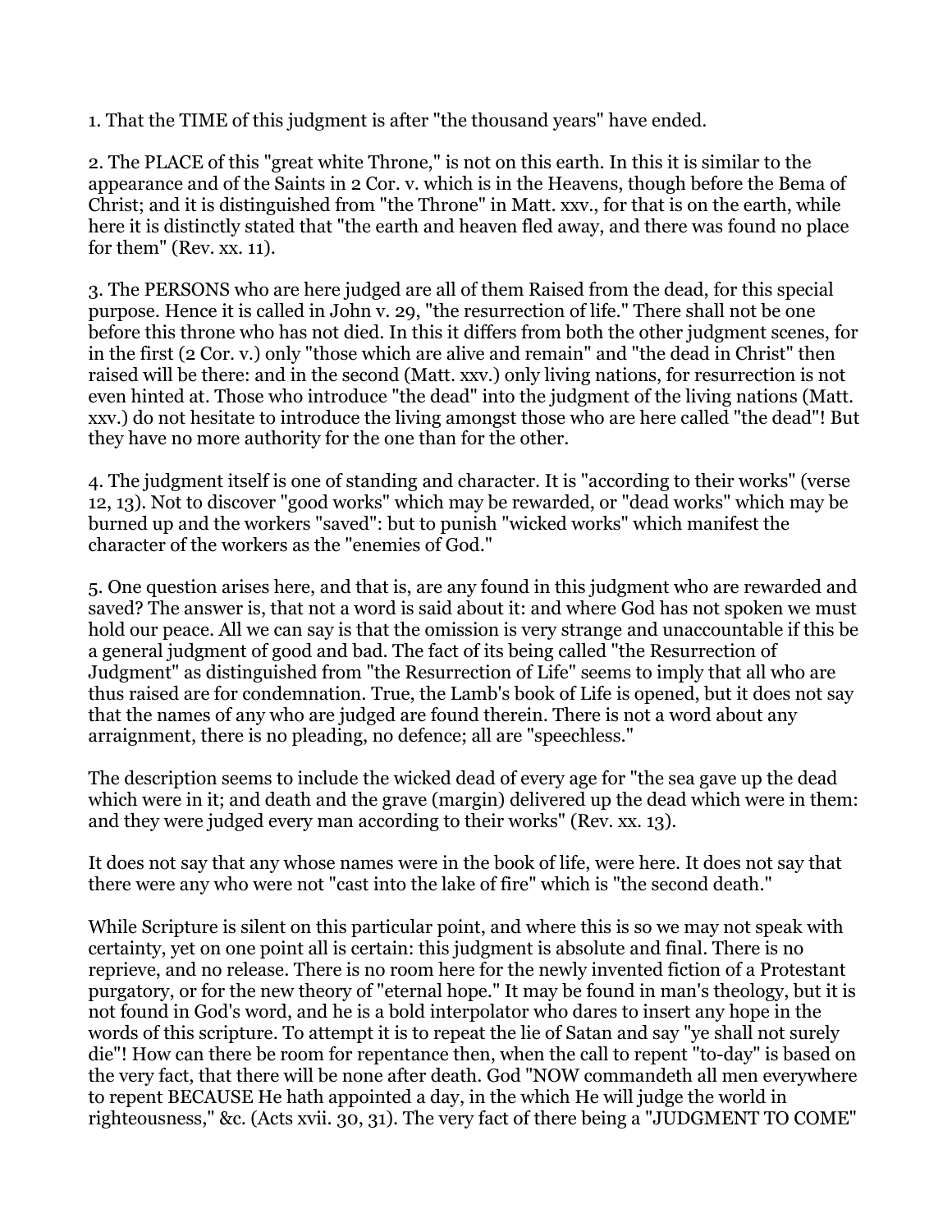1. That the TIME of this judgment is after "the thousand years" have ended.

2. The PLACE of this "great white Throne," is not on this earth. In this it is similar to the appearance and of the Saints in 2 Cor. v. which is in the Heavens, though before the Bema of Christ; and it is distinguished from "the Throne" in Matt. xxv., for that is on the earth, while here it is distinctly stated that "the earth and heaven fled away, and there was found no place for them" (Rev. xx. 11).

3. The PERSONS who are here judged are all of them Raised from the dead, for this special purpose. Hence it is called in John v. 29, "the resurrection of life." There shall not be one before this throne who has not died. In this it differs from both the other judgment scenes, for in the first (2 Cor. v.) only "those which are alive and remain" and "the dead in Christ" then raised will be there: and in the second (Matt. xxv.) only living nations, for resurrection is not even hinted at. Those who introduce "the dead" into the judgment of the living nations (Matt. xxv.) do not hesitate to introduce the living amongst those who are here called "the dead"! But they have no more authority for the one than for the other.

4. The judgment itself is one of standing and character. It is "according to their works" (verse 12, 13). Not to discover "good works" which may be rewarded, or "dead works" which may be burned up and the workers "saved": but to punish "wicked works" which manifest the character of the workers as the "enemies of God."

5. One question arises here, and that is, are any found in this judgment who are rewarded and saved? The answer is, that not a word is said about it: and where God has not spoken we must hold our peace. All we can say is that the omission is very strange and unaccountable if this be a general judgment of good and bad. The fact of its being called "the Resurrection of Judgment" as distinguished from "the Resurrection of Life" seems to imply that all who are thus raised are for condemnation. True, the Lamb's book of Life is opened, but it does not say that the names of any who are judged are found therein. There is not a word about any arraignment, there is no pleading, no defence; all are "speechless."

The description seems to include the wicked dead of every age for "the sea gave up the dead which were in it; and death and the grave (margin) delivered up the dead which were in them: and they were judged every man according to their works" (Rev. xx. 13).

It does not say that any whose names were in the book of life, were here. It does not say that there were any who were not "cast into the lake of fire" which is "the second death."

While Scripture is silent on this particular point, and where this is so we may not speak with certainty, yet on one point all is certain: this judgment is absolute and final. There is no reprieve, and no release. There is no room here for the newly invented fiction of a Protestant purgatory, or for the new theory of "eternal hope." It may be found in man's theology, but it is not found in God's word, and he is a bold interpolator who dares to insert any hope in the words of this scripture. To attempt it is to repeat the lie of Satan and say "ye shall not surely die"! How can there be room for repentance then, when the call to repent "to-day" is based on the very fact, that there will be none after death. God "NOW commandeth all men everywhere to repent BECAUSE He hath appointed a day, in the which He will judge the world in righteousness," &c. (Acts xvii. 30, 31). The very fact of there being a "JUDGMENT TO COME"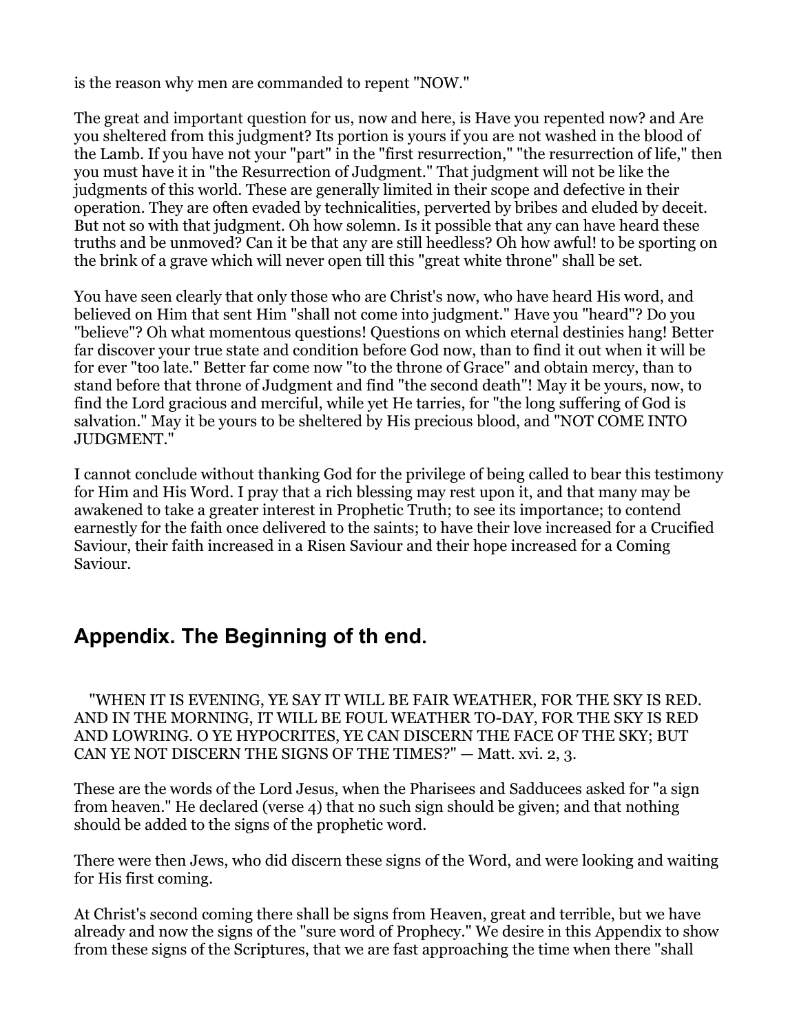is the reason why men are commanded to repent "NOW."

The great and important question for us, now and here, is Have you repented now? and Are you sheltered from this judgment? Its portion is yours if you are not washed in the blood of the Lamb. If you have not your "part" in the "first resurrection," "the resurrection of life," then you must have it in "the Resurrection of Judgment." That judgment will not be like the judgments of this world. These are generally limited in their scope and defective in their operation. They are often evaded by technicalities, perverted by bribes and eluded by deceit. But not so with that judgment. Oh how solemn. Is it possible that any can have heard these truths and be unmoved? Can it be that any are still heedless? Oh how awful! to be sporting on the brink of a grave which will never open till this "great white throne" shall be set.

You have seen clearly that only those who are Christ's now, who have heard His word, and believed on Him that sent Him "shall not come into judgment." Have you "heard"? Do you "believe"? Oh what momentous questions! Questions on which eternal destinies hang! Better far discover your true state and condition before God now, than to find it out when it will be for ever "too late." Better far come now "to the throne of Grace" and obtain mercy, than to stand before that throne of Judgment and find "the second death"! May it be yours, now, to find the Lord gracious and merciful, while yet He tarries, for "the long suffering of God is salvation." May it be yours to be sheltered by His precious blood, and "NOT COME INTO JUDGMENT."

I cannot conclude without thanking God for the privilege of being called to bear this testimony for Him and His Word. I pray that a rich blessing may rest upon it, and that many may be awakened to take a greater interest in Prophetic Truth; to see its importance; to contend earnestly for the faith once delivered to the saints; to have their love increased for a Crucified Saviour, their faith increased in a Risen Saviour and their hope increased for a Coming Saviour.

## Appendix. The Beginning of th end.

"WHEN IT IS EVENING, YE SAY IT WILL BE FAIR WEATHER, FOR THE SKY IS RED. AND IN THE MORNING, IT WILL BE FOUL WEATHER TO-DAY, FOR THE SKY IS RED AND LOWRING. O YE HYPOCRITES, YE CAN DISCERN THE FACE OF THE SKY; BUT CAN YE NOT DISCERN THE SIGNS OF THE TIMES?" — Matt. xvi. 2, 3.

These are the words of the Lord Jesus, when the Pharisees and Sadducees asked for "a sign from heaven." He declared (verse 4) that no such sign should be given; and that nothing should be added to the signs of the prophetic word.

There were then Jews, who did discern these signs of the Word, and were looking and waiting for His first coming.

At Christ's second coming there shall be signs from Heaven, great and terrible, but we have already and now the signs of the "sure word of Prophecy." We desire in this Appendix to show from these signs of the Scriptures, that we are fast approaching the time when there "shall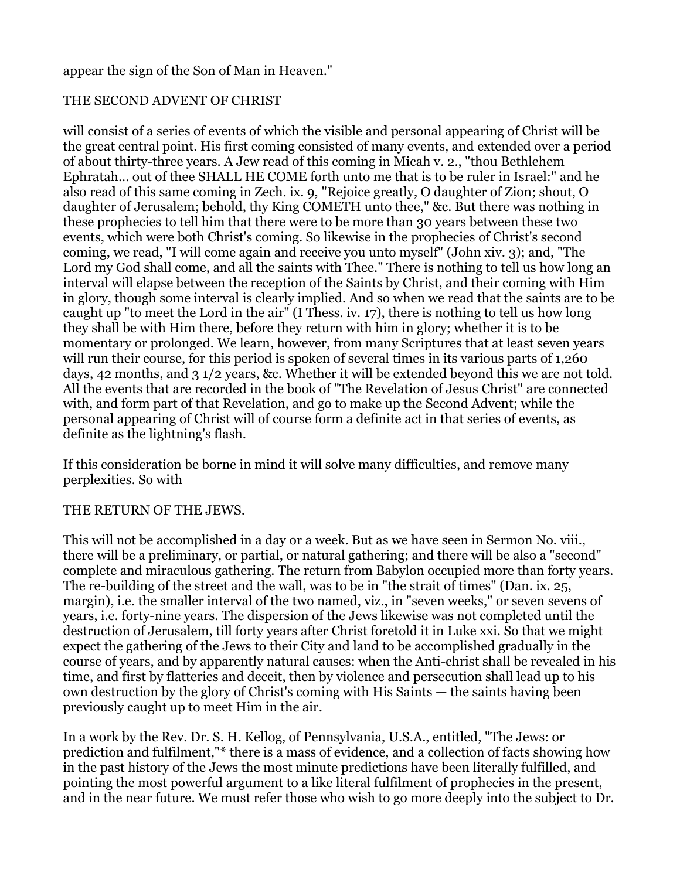appear the sign of the Son of Man in Heaven."

## THE SECOND ADVENT OF CHRIST

will consist of a series of events of which the visible and personal appearing of Christ will be the great central point. His first coming consisted of many events, and extended over a period of about thirty-three years. A Jew read of this coming in Micah v. 2., "thou Bethlehem Ephratah... out of thee SHALL HE COME forth unto me that is to be ruler in Israel:" and he also read of this same coming in Zech. ix. 9, "Rejoice greatly, O daughter of Zion; shout, O daughter of Jerusalem; behold, thy King COMETH unto thee," &c. But there was nothing in these prophecies to tell him that there were to be more than 30 years between these two events, which were both Christ's coming. So likewise in the prophecies of Christ's second coming, we read, "I will come again and receive you unto myself" (John xiv. 3); and, "The Lord my God shall come, and all the saints with Thee." There is nothing to tell us how long an interval will elapse between the reception of the Saints by Christ, and their coming with Him in glory, though some interval is clearly implied. And so when we read that the saints are to be caught up "to meet the Lord in the air" (I Thess. iv. 17), there is nothing to tell us how long they shall be with Him there, before they return with him in glory; whether it is to be momentary or prolonged. We learn, however, from many Scriptures that at least seven years will run their course, for this period is spoken of several times in its various parts of 1,260 days, 42 months, and 3 1/2 years, &c. Whether it will be extended beyond this we are not told. All the events that are recorded in the book of "The Revelation of Jesus Christ" are connected with, and form part of that Revelation, and go to make up the Second Advent; while the personal appearing of Christ will of course form a definite act in that series of events, as definite as the lightning's flash.

If this consideration be borne in mind it will solve many difficulties, and remove many perplexities. So with

## THE RETURN OF THE JEWS.

This will not be accomplished in a day or a week. But as we have seen in Sermon No. viii., there will be a preliminary, or partial, or natural gathering; and there will be also a "second" complete and miraculous gathering. The return from Babylon occupied more than forty years. The re-building of the street and the wall, was to be in "the strait of times" (Dan. ix. 25, margin), i.e. the smaller interval of the two named, viz., in "seven weeks," or seven sevens of years, i.e. forty-nine years. The dispersion of the Jews likewise was not completed until the destruction of Jerusalem, till forty years after Christ foretold it in Luke xxi. So that we might expect the gathering of the Jews to their City and land to be accomplished gradually in the course of years, and by apparently natural causes: when the Anti-christ shall be revealed in his time, and first by flatteries and deceit, then by violence and persecution shall lead up to his own destruction by the glory of Christ's coming with His Saints — the saints having been previously caught up to meet Him in the air.

In a work by the Rev. Dr. S. H. Kellog, of Pennsylvania, U.S.A., entitled, "The Jews: or prediction and fulfilment,"* there is a mass of evidence, and a collection of facts showing how in the past history of the Jews the most minute predictions have been literally fulfilled, and pointing the most powerful argument to a like literal fulfilment of prophecies in the present, and in the near future. We must refer those who wish to go more deeply into the subject to Dr.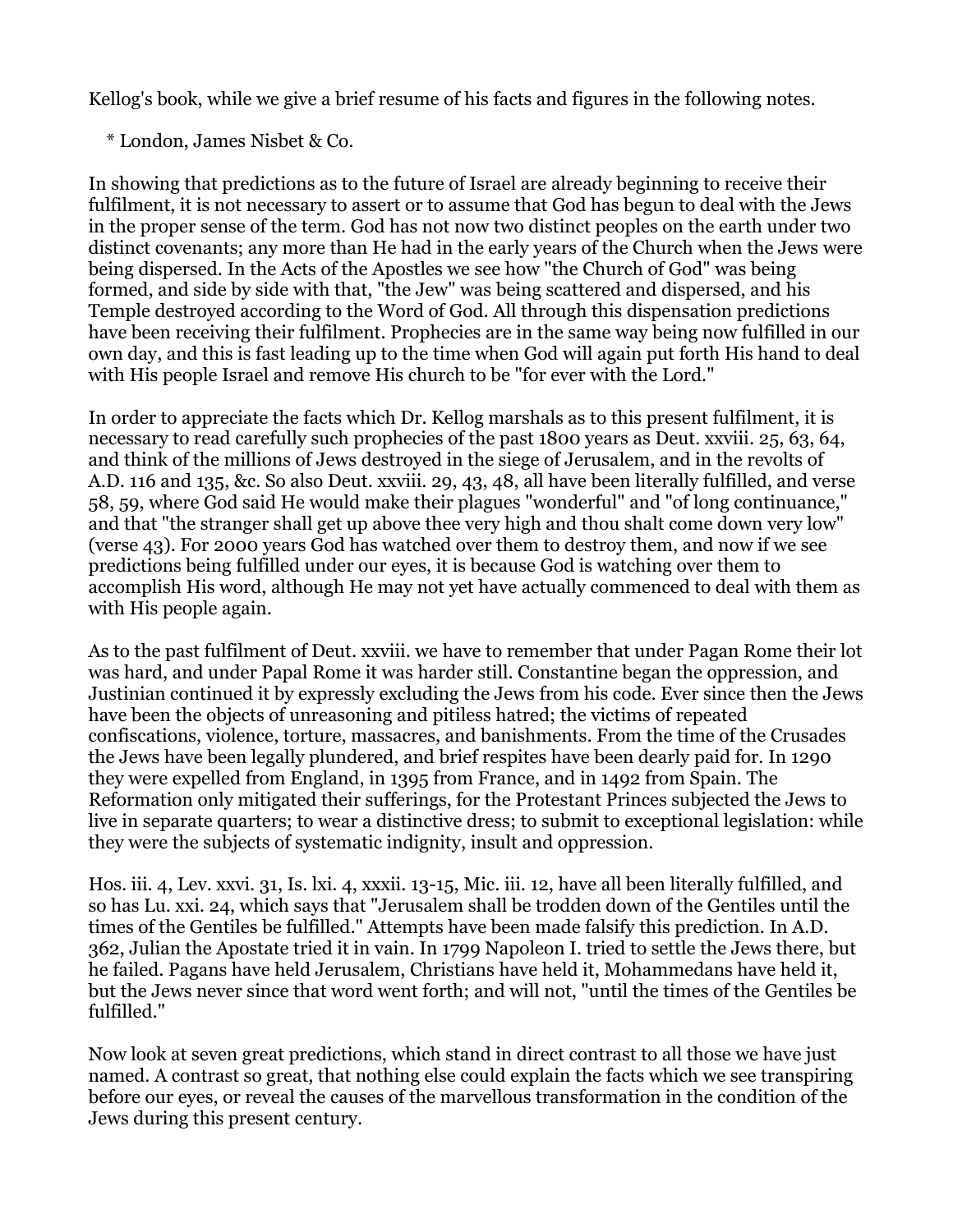Kellog's book, while we give a brief resume of his facts and figures in the following notes.

* London, James Nisbet & Co.

In showing that predictions as to the future of Israel are already beginning to receive their fulfilment, it is not necessary to assert or to assume that God has begun to deal with the Jews in the proper sense of the term. God has not now two distinct peoples on the earth under two distinct covenants; any more than He had in the early years of the Church when the Jews were being dispersed. In the Acts of the Apostles we see how "the Church of God" was being formed, and side by side with that, "the Jew" was being scattered and dispersed, and his Temple destroyed according to the Word of God. All through this dispensation predictions have been receiving their fulfilment. Prophecies are in the same way being now fulfilled in our own day, and this is fast leading up to the time when God will again put forth His hand to deal with His people Israel and remove His church to be "for ever with the Lord."

In order to appreciate the facts which Dr. Kellog marshals as to this present fulfilment, it is necessary to read carefully such prophecies of the past 1800 years as Deut. xxviii. 25, 63, 64, and think of the millions of Jews destroyed in the siege of Jerusalem, and in the revolts of A.D. 116 and 135, &c. So also Deut. xxviii. 29, 43, 48, all have been literally fulfilled, and verse 58, 59, where God said He would make their plagues "wonderful" and "of long continuance," and that "the stranger shall get up above thee very high and thou shalt come down very low" (verse 43). For 2000 years God has watched over them to destroy them, and now if we see predictions being fulfilled under our eyes, it is because God is watching over them to accomplish His word, although He may not yet have actually commenced to deal with them as with His people again.

As to the past fulfilment of Deut. xxviii. we have to remember that under Pagan Rome their lot was hard, and under Papal Rome it was harder still. Constantine began the oppression, and Justinian continued it by expressly excluding the Jews from his code. Ever since then the Jews have been the objects of unreasoning and pitiless hatred; the victims of repeated confiscations, violence, torture, massacres, and banishments. From the time of the Crusades the Jews have been legally plundered, and brief respites have been dearly paid for. In 1290 they were expelled from England, in 1395 from France, and in 1492 from Spain. The Reformation only mitigated their sufferings, for the Protestant Princes subjected the Jews to live in separate quarters; to wear a distinctive dress; to submit to exceptional legislation: while they were the subjects of systematic indignity, insult and oppression.

Hos. iii. 4, Lev. xxvi. 31, Is. lxi. 4, xxxii. 13-15, Mic. iii. 12, have all been literally fulfilled, and so has Lu. xxi. 24, which says that "Jerusalem shall be trodden down of the Gentiles until the times of the Gentiles be fulfilled." Attempts have been made falsify this prediction. In A.D. 362, Julian the Apostate tried it in vain. In 1799 Napoleon I. tried to settle the Jews there, but he failed. Pagans have held Jerusalem, Christians have held it, Mohammedans have held it, but the Jews never since that word went forth; and will not, "until the times of the Gentiles be fulfilled."

Now look at seven great predictions, which stand in direct contrast to all those we have just named. A contrast so great, that nothing else could explain the facts which we see transpiring before our eyes, or reveal the causes of the marvellous transformation in the condition of the Jews during this present century.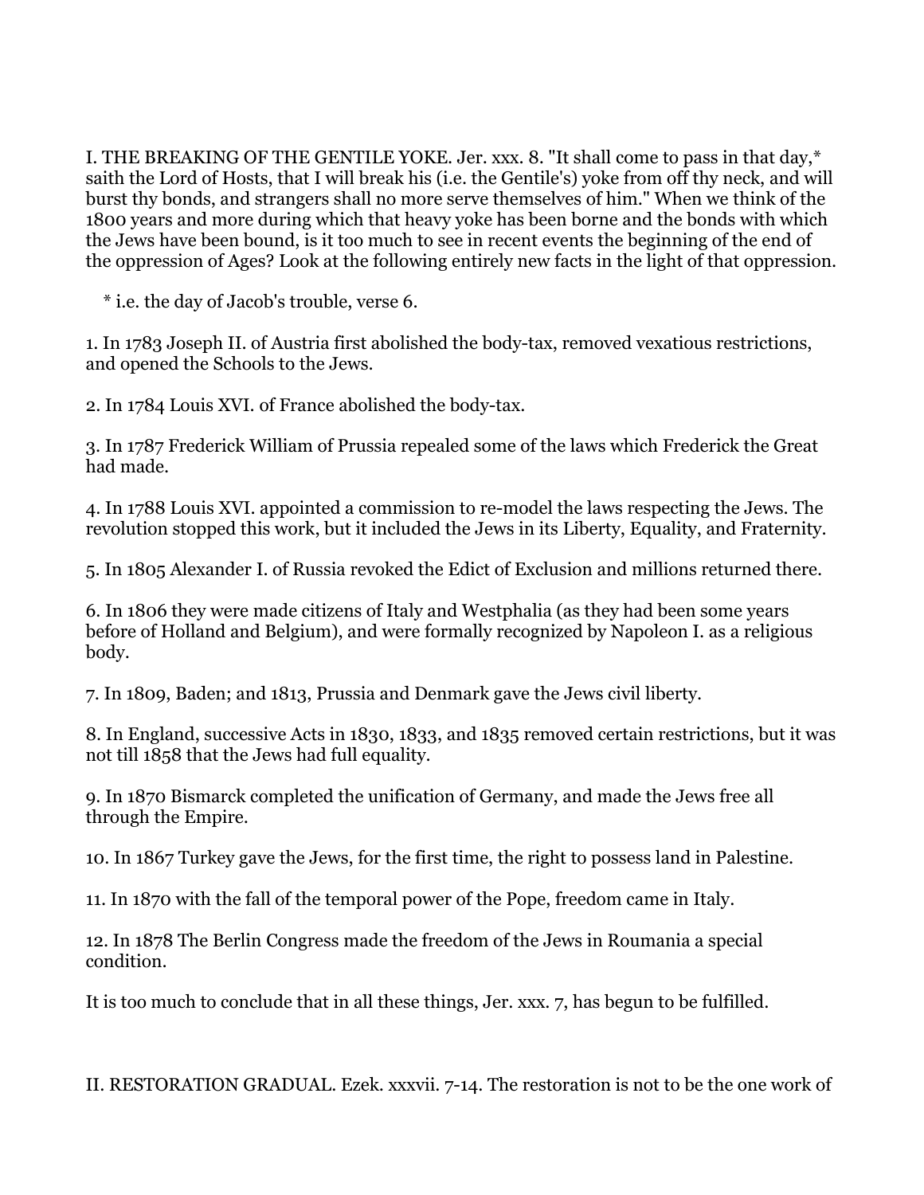I. THE BREAKING OF THE GENTILE YOKE. Jer. xxx. 8. "It shall come to pass in that day,* saith the Lord of Hosts, that I will break his (i.e. the Gentile's) yoke from off thy neck, and will burst thy bonds, and strangers shall no more serve themselves of him." When we think of the 1800 years and more during which that heavy yoke has been borne and the bonds with which the Jews have been bound, is it too much to see in recent events the beginning of the end of the oppression of Ages? Look at the following entirely new facts in the light of that oppression.

   * i.e. the day of Jacob's trouble, verse 6.

1. In 1783 Joseph II. of Austria first abolished the body-tax, removed vexatious restrictions, and opened the Schools to the Jews.

2. In 1784 Louis XVI. of France abolished the body-tax.

3. In 1787 Frederick William of Prussia repealed some of the laws which Frederick the Great had made.

4. In 1788 Louis XVI. appointed a commission to re-model the laws respecting the Jews. The revolution stopped this work, but it included the Jews in its Liberty, Equality, and Fraternity.

5. In 1805 Alexander I. of Russia revoked the Edict of Exclusion and millions returned there.

6. In 1806 they were made citizens of Italy and Westphalia (as they had been some years before of Holland and Belgium), and were formally recognized by Napoleon I. as a religious body.

7. In 1809, Baden; and 1813, Prussia and Denmark gave the Jews civil liberty.

8. In England, successive Acts in 1830, 1833, and 1835 removed certain restrictions, but it was not till 1858 that the Jews had full equality.

9. In 1870 Bismarck completed the unification of Germany, and made the Jews free all through the Empire.

10. In 1867 Turkey gave the Jews, for the first time, the right to possess land in Palestine.

11. In 1870 with the fall of the temporal power of the Pope, freedom came in Italy.

12. In 1878 The Berlin Congress made the freedom of the Jews in Roumania a special condition.

It is too much to conclude that in all these things, Jer. xxx. 7, has begun to be fulfilled.

II. RESTORATION GRADUAL. Ezek. xxxvii. 7-14. The restoration is not to be the one work of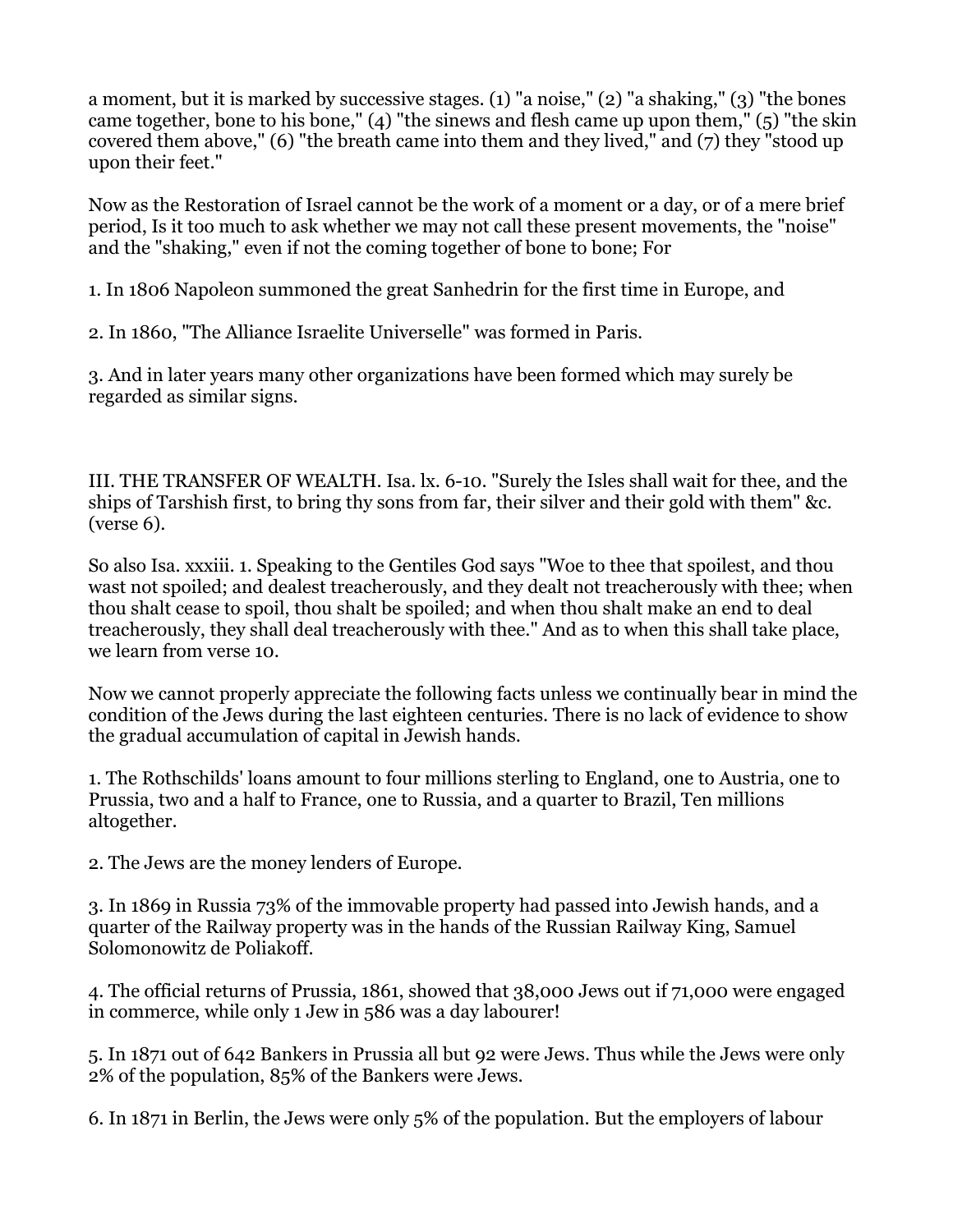a moment, but it is marked by successive stages. (1) "a noise," (2) "a shaking," (3) "the bones came together, bone to his bone," (4) "the sinews and flesh came up upon them," (5) "the skin covered them above," (6) "the breath came into them and they lived," and (7) they "stood up upon their feet."

Now as the Restoration of Israel cannot be the work of a moment or a day, or of a mere brief period, Is it too much to ask whether we may not call these present movements, the "noise" and the "shaking," even if not the coming together of bone to bone; For

1. In 1806 Napoleon summoned the great Sanhedrin for the first time in Europe, and

2. In 1860, "The Alliance Israelite Universelle" was formed in Paris.

3. And in later years many other organizations have been formed which may surely be regarded as similar signs.

III. THE TRANSFER OF WEALTH. Isa. lx. 6-10. "Surely the Isles shall wait for thee, and the ships of Tarshish first, to bring thy sons from far, their silver and their gold with them" &c. (verse 6).

So also Isa. xxxiii. 1. Speaking to the Gentiles God says "Woe to thee that spoilest, and thou wast not spoiled; and dealest treacherously, and they dealt not treacherously with thee; when thou shalt cease to spoil, thou shalt be spoiled; and when thou shalt make an end to deal treacherously, they shall deal treacherously with thee." And as to when this shall take place, we learn from verse 10.

Now we cannot properly appreciate the following facts unless we continually bear in mind the condition of the Jews during the last eighteen centuries. There is no lack of evidence to show the gradual accumulation of capital in Jewish hands.

1. The Rothschilds' loans amount to four millions sterling to England, one to Austria, one to Prussia, two and a half to France, one to Russia, and a quarter to Brazil, Ten millions altogether.

2. The Jews are the money lenders of Europe.

3. In 1869 in Russia 73% of the immovable property had passed into Jewish hands, and a quarter of the Railway property was in the hands of the Russian Railway King, Samuel Solomonowitz de Poliakoff.

4. The official returns of Prussia, 1861, showed that 38,000 Jews out if 71,000 were engaged in commerce, while only 1 Jew in 586 was a day labourer!

5. In 1871 out of 642 Bankers in Prussia all but 92 were Jews. Thus while the Jews were only 2% of the population, 85% of the Bankers were Jews.

6. In 1871 in Berlin, the Jews were only 5% of the population. But the employers of labour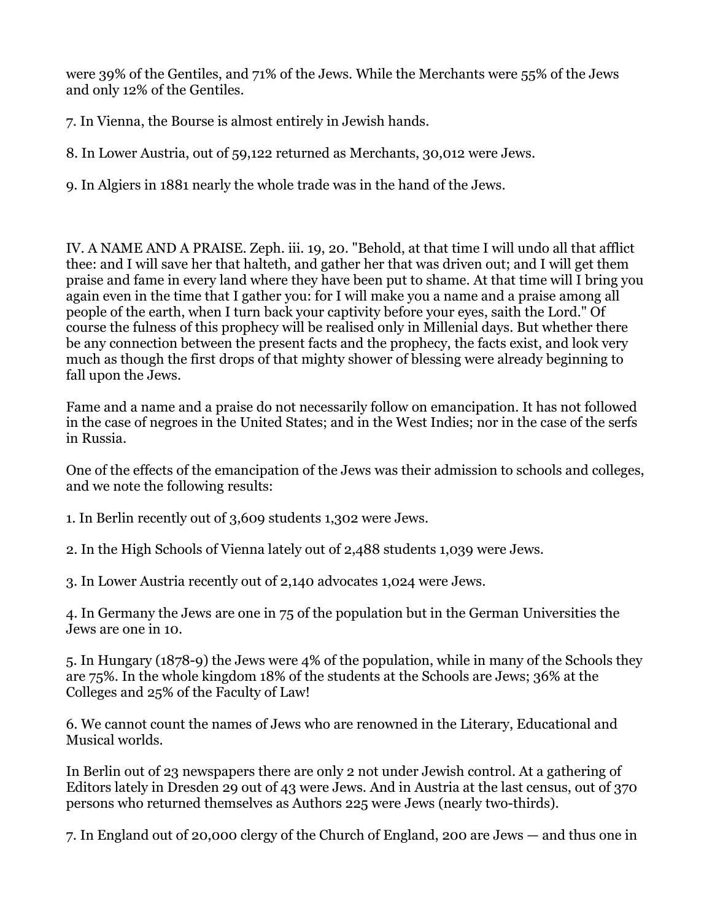were 39% of the Gentiles, and 71% of the Jews. While the Merchants were 55% of the Jews and only 12% of the Gentiles.

7. In Vienna, the Bourse is almost entirely in Jewish hands.

8. In Lower Austria, out of 59,122 returned as Merchants, 30,012 were Jews.

9. In Algiers in 1881 nearly the whole trade was in the hand of the Jews.

IV. A NAME AND A PRAISE. Zeph. iii. 19, 20. "Behold, at that time I will undo all that afflict thee: and I will save her that halteth, and gather her that was driven out; and I will get them praise and fame in every land where they have been put to shame. At that time will I bring you again even in the time that I gather you: for I will make you a name and a praise among all people of the earth, when I turn back your captivity before your eyes, saith the Lord." Of course the fulness of this prophecy will be realised only in Millenial days. But whether there be any connection between the present facts and the prophecy, the facts exist, and look very much as though the first drops of that mighty shower of blessing were already beginning to fall upon the Jews.

Fame and a name and a praise do not necessarily follow on emancipation. It has not followed in the case of negroes in the United States; and in the West Indies; nor in the case of the serfs in Russia.

One of the effects of the emancipation of the Jews was their admission to schools and colleges, and we note the following results:

1. In Berlin recently out of 3,609 students 1,302 were Jews.

2. In the High Schools of Vienna lately out of 2,488 students 1,039 were Jews.

3. In Lower Austria recently out of 2,140 advocates 1,024 were Jews.

4. In Germany the Jews are one in 75 of the population but in the German Universities the Jews are one in 10.

5. In Hungary (1878-9) the Jews were 4% of the population, while in many of the Schools they are 75%. In the whole kingdom 18% of the students at the Schools are Jews; 36% at the Colleges and 25% of the Faculty of Law!

6. We cannot count the names of Jews who are renowned in the Literary, Educational and Musical worlds.

In Berlin out of 23 newspapers there are only 2 not under Jewish control. At a gathering of Editors lately in Dresden 29 out of 43 were Jews. And in Austria at the last census, out of 370 persons who returned themselves as Authors 225 were Jews (nearly two-thirds).

7. In England out of 20,000 clergy of the Church of England, 200 are Jews — and thus one in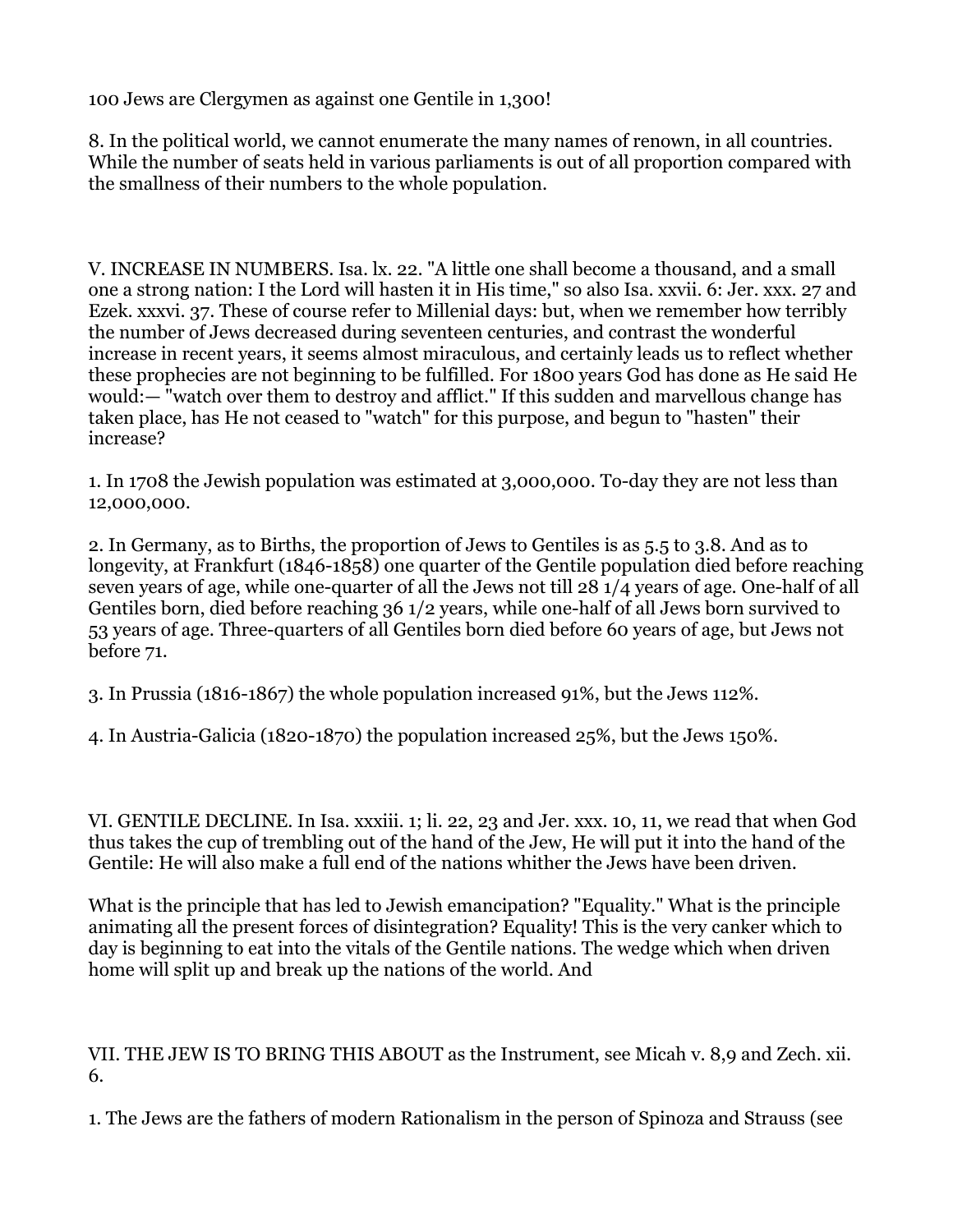100 Jews are Clergymen as against one Gentile in 1,300!

8. In the political world, we cannot enumerate the many names of renown, in all countries. While the number of seats held in various parliaments is out of all proportion compared with the smallness of their numbers to the whole population.

V. INCREASE IN NUMBERS. Isa. lx. 22. "A little one shall become a thousand, and a small one a strong nation: I the Lord will hasten it in His time," so also Isa. xxvii. 6: Jer. xxx. 27 and Ezek. xxxvi. 37. These of course refer to Millenial days: but, when we remember how terribly the number of Jews decreased during seventeen centuries, and contrast the wonderful increase in recent years, it seems almost miraculous, and certainly leads us to reflect whether these prophecies are not beginning to be fulfilled. For 1800 years God has done as He said He would:— "watch over them to destroy and afflict." If this sudden and marvellous change has taken place, has He not ceased to "watch" for this purpose, and begun to "hasten" their increase?

1. In 1708 the Jewish population was estimated at 3,000,000. To-day they are not less than 12,000,000.

2. In Germany, as to Births, the proportion of Jews to Gentiles is as 5.5 to 3.8. And as to longevity, at Frankfurt (1846-1858) one quarter of the Gentile population died before reaching seven years of age, while one-quarter of all the Jews not till 28 1/4 years of age. One-half of all Gentiles born, died before reaching 36 1/2 years, while one-half of all Jews born survived to 53 years of age. Three-quarters of all Gentiles born died before 60 years of age, but Jews not before 71.

3. In Prussia (1816-1867) the whole population increased 91%, but the Jews 112%.

4. In Austria-Galicia (1820-1870) the population increased 25%, but the Jews 150%.

VI. GENTILE DECLINE. In Isa. xxxiii. 1; li. 22, 23 and Jer. xxx. 10, 11, we read that when God thus takes the cup of trembling out of the hand of the Jew, He will put it into the hand of the Gentile: He will also make a full end of the nations whither the Jews have been driven.

What is the principle that has led to Jewish emancipation? "Equality." What is the principle animating all the present forces of disintegration? Equality! This is the very canker which to day is beginning to eat into the vitals of the Gentile nations. The wedge which when driven home will split up and break up the nations of the world. And

VII. THE JEW IS TO BRING THIS ABOUT as the Instrument, see Micah v. 8,9 and Zech. xii. 6.

1. The Jews are the fathers of modern Rationalism in the person of Spinoza and Strauss (see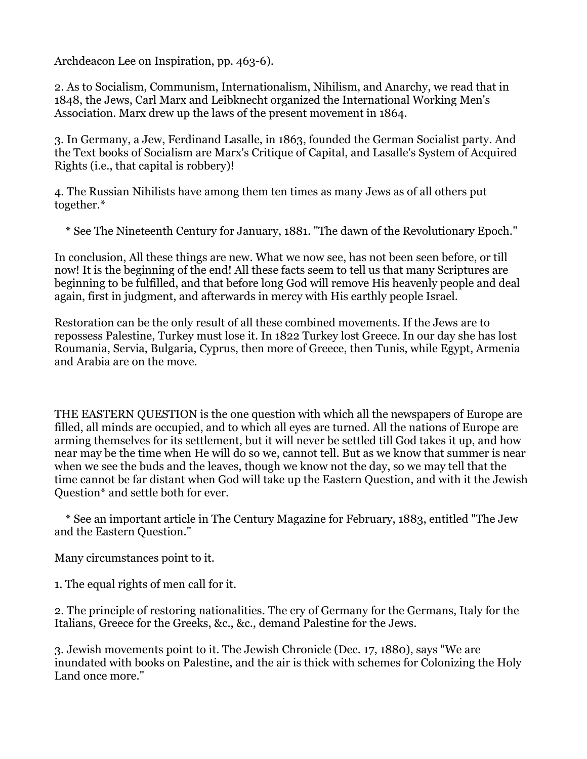Archdeacon Lee on Inspiration, pp. 463-6).

2. As to Socialism, Communism, Internationalism, Nihilism, and Anarchy, we read that in 1848, the Jews, Carl Marx and Leibknecht organized the International Working Men's Association. Marx drew up the laws of the present movement in 1864.

3. In Germany, a Jew, Ferdinand Lasalle, in 1863, founded the German Socialist party. And the Text books of Socialism are Marx's Critique of Capital, and Lasalle's System of Acquired Rights (i.e., that capital is robbery)!

4. The Russian Nihilists have among them ten times as many Jews as of all others put together.*

    * See The Nineteenth Century for January, 1881. "The dawn of the Revolutionary Epoch."

In conclusion, All these things are new. What we now see, has not been seen before, or till now! It is the beginning of the end! All these facts seem to tell us that many Scriptures are beginning to be fulfilled, and that before long God will remove His heavenly people and deal again, first in judgment, and afterwards in mercy with His earthly people Israel.

Restoration can be the only result of all these combined movements. If the Jews are to repossess Palestine, Turkey must lose it. In 1822 Turkey lost Greece. In our day she has lost Roumania, Servia, Bulgaria, Cyprus, then more of Greece, then Tunis, while Egypt, Armenia and Arabia are on the move.

THE EASTERN QUESTION is the one question with which all the newspapers of Europe are filled, all minds are occupied, and to which all eyes are turned. All the nations of Europe are arming themselves for its settlement, but it will never be settled till God takes it up, and how near may be the time when He will do so we, cannot tell. But as we know that summer is near when we see the buds and the leaves, though we know not the day, so we may tell that the time cannot be far distant when God will take up the Eastern Question, and with it the Jewish Question* and settle both for ever.

    * See an important article in The Century Magazine for February, 1883, entitled "The Jew and the Eastern Question."

Many circumstances point to it.

1. The equal rights of men call for it.

2. The principle of restoring nationalities. The cry of Germany for the Germans, Italy for the Italians, Greece for the Greeks, &c., &c., demand Palestine for the Jews.

3. Jewish movements point to it. The Jewish Chronicle (Dec. 17, 1880), says "We are inundated with books on Palestine, and the air is thick with schemes for Colonizing the Holy Land once more."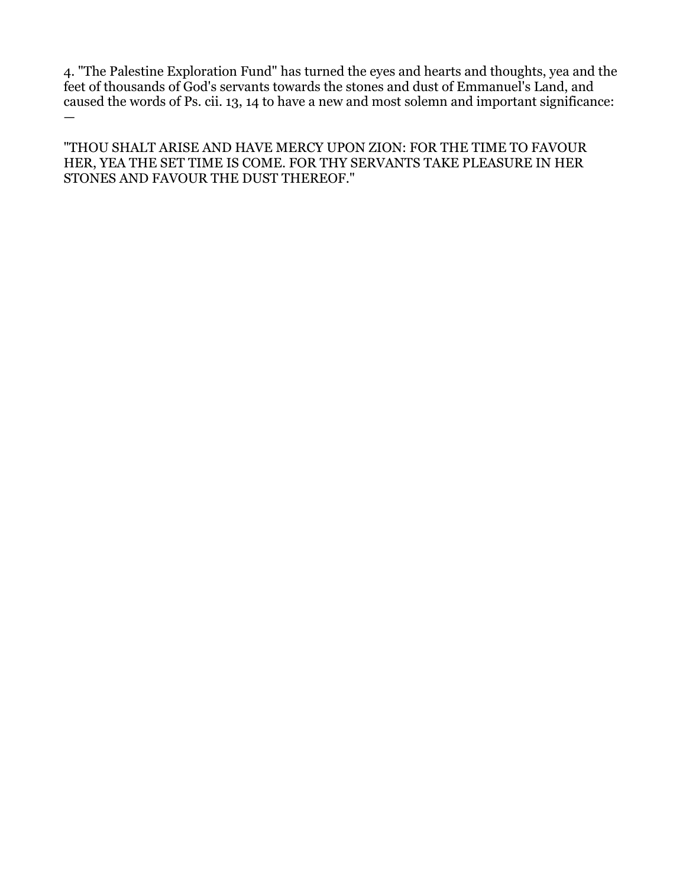4. "The Palestine Exploration Fund" has turned the eyes and hearts and thoughts, yea and the feet of thousands of God's servants towards the stones and dust of Emmanuel's Land, and caused the words of Ps. cii. 13, 14 to have a new and most solemn and important significance: —

"THOU SHALT ARISE AND HAVE MERCY UPON ZION: FOR THE TIME TO FAVOUR HER, YEA THE SET TIME IS COME. FOR THY SERVANTS TAKE PLEASURE IN HER STONES AND FAVOUR THE DUST THEREOF."